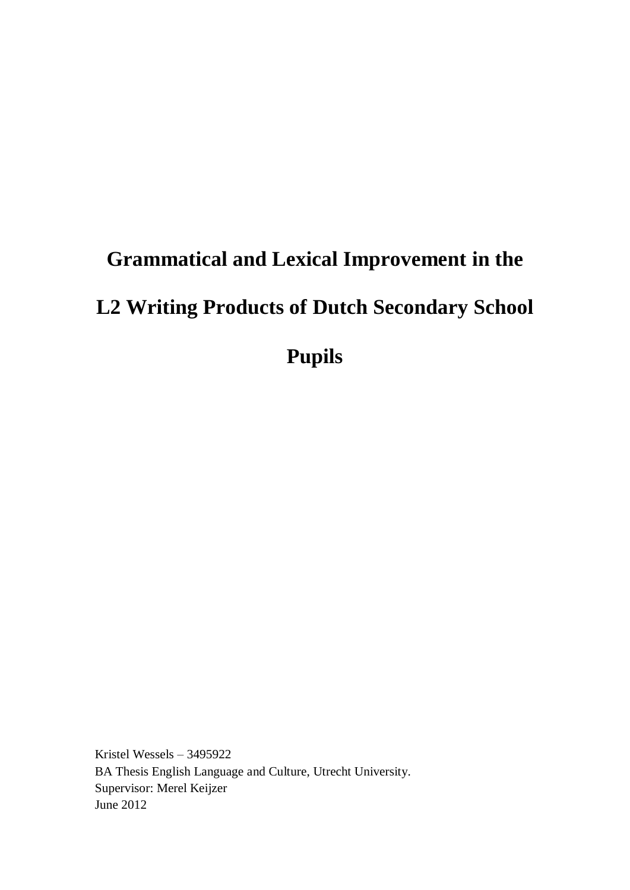# Grammatical and Lexical Improvement in the L2 Writing Products of Dutch Secondary School Pupils

Kristel Wessels – 3495922
BA Thesis English Language and Culture, Utrecht University.
Supervisor: Merel Keijzer
June 2012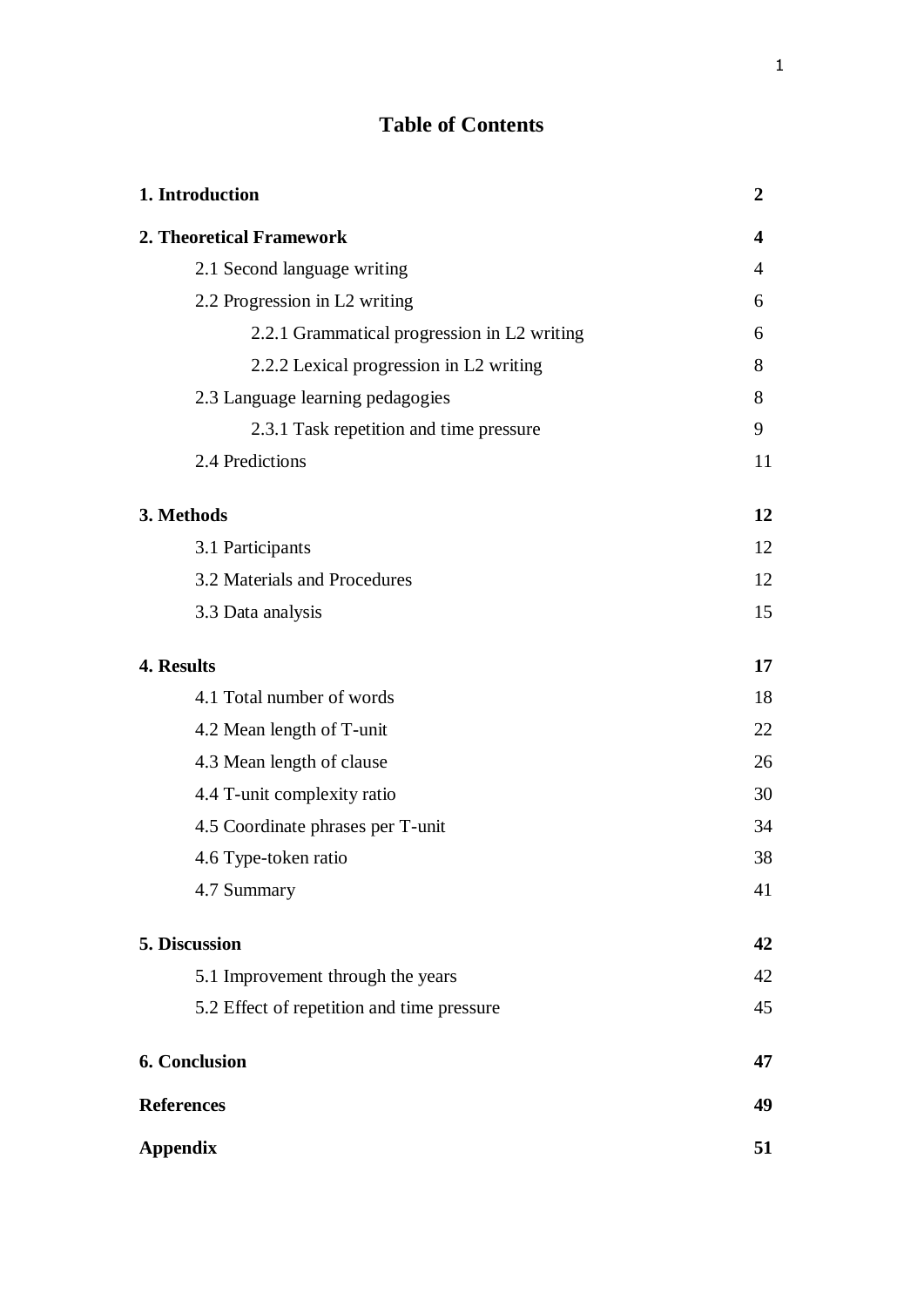# Table of Contents

| | |
|---|---|
| **1. Introduction** | **2** |
| **2. Theoretical Framework** | **4** |
| 2.1 Second language writing | 4 |
| 2.2 Progression in L2 writing | 6 |
| 2.2.1 Grammatical progression in L2 writing | 6 |
| 2.2.2 Lexical progression in L2 writing | 8 |
| 2.3 Language learning pedagogies | 8 |
| 2.3.1 Task repetition and time pressure | 9 |
| 2.4 Predictions | 11 |
| **3. Methods** | **12** |
| 3.1 Participants | 12 |
| 3.2 Materials and Procedures | 12 |
| 3.3 Data analysis | 15 |
| **4. Results** | **17** |
| 4.1 Total number of words | 18 |
| 4.2 Mean length of T-unit | 22 |
| 4.3 Mean length of clause | 26 |
| 4.4 T-unit complexity ratio | 30 |
| 4.5 Coordinate phrases per T-unit | 34 |
| 4.6 Type-token ratio | 38 |
| 4.7 Summary | 41 |
| **5. Discussion** | **42** |
| 5.1 Improvement through the years | 42 |
| 5.2 Effect of repetition and time pressure | 45 |
| **6. Conclusion** | **47** |
| **References** | **49** |
| **Appendix** | **51** |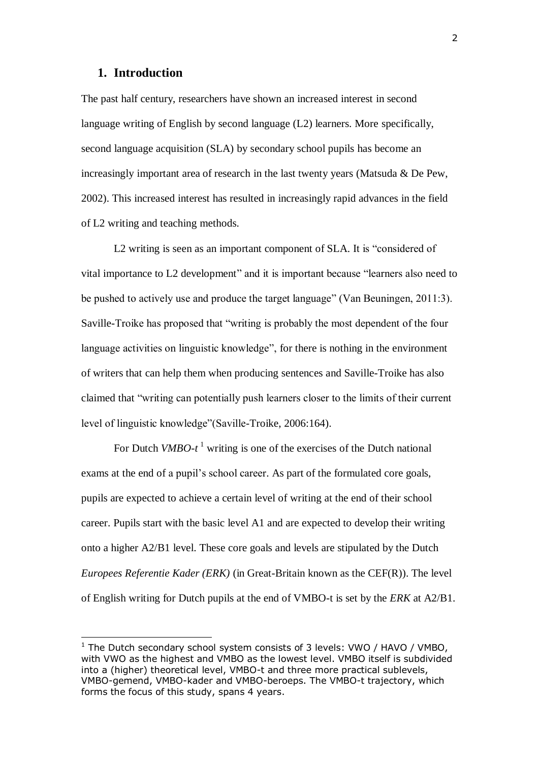## 1. Introduction

The past half century, researchers have shown an increased interest in second language writing of English by second language (L2) learners. More specifically, second language acquisition (SLA) by secondary school pupils has become an increasingly important area of research in the last twenty years (Matsuda & De Pew, 2002). This increased interest has resulted in increasingly rapid advances in the field of L2 writing and teaching methods.

L2 writing is seen as an important component of SLA. It is "considered of vital importance to L2 development" and it is important because "learners also need to be pushed to actively use and produce the target language" (Van Beuningen, 2011:3). Saville-Troike has proposed that "writing is probably the most dependent of the four language activities on linguistic knowledge", for there is nothing in the environment of writers that can help them when producing sentences and Saville-Troike has also claimed that "writing can potentially push learners closer to the limits of their current level of linguistic knowledge"(Saville-Troike, 2006:164).

For Dutch *VMBO-t* [1] writing is one of the exercises of the Dutch national exams at the end of a pupil's school career. As part of the formulated core goals, pupils are expected to achieve a certain level of writing at the end of their school career. Pupils start with the basic level A1 and are expected to develop their writing onto a higher A2/B1 level. These core goals and levels are stipulated by the Dutch *Europees Referentie Kader (ERK)* (in Great-Britain known as the CEF(R)). The level of English writing for Dutch pupils at the end of VMBO-t is set by the *ERK* at A2/B1.

[1] The Dutch secondary school system consists of 3 levels: VWO / HAVO / VMBO, with VWO as the highest and VMBO as the lowest level. VMBO itself is subdivided into a (higher) theoretical level, VMBO-t and three more practical sublevels, VMBO-gemend, VMBO-kader and VMBO-beroeps. The VMBO-t trajectory, which forms the focus of this study, spans 4 years.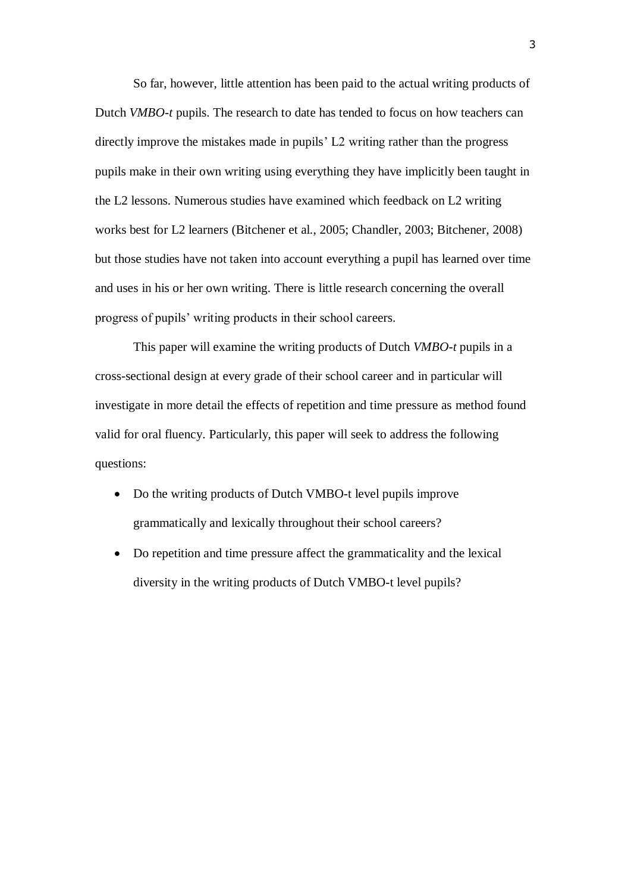So far, however, little attention has been paid to the actual writing products of Dutch *VMBO-t* pupils. The research to date has tended to focus on how teachers can directly improve the mistakes made in pupils' L2 writing rather than the progress pupils make in their own writing using everything they have implicitly been taught in the L2 lessons. Numerous studies have examined which feedback on L2 writing works best for L2 learners (Bitchener et al., 2005; Chandler, 2003; Bitchener, 2008) but those studies have not taken into account everything a pupil has learned over time and uses in his or her own writing. There is little research concerning the overall progress of pupils' writing products in their school careers.

This paper will examine the writing products of Dutch *VMBO-t* pupils in a cross-sectional design at every grade of their school career and in particular will investigate in more detail the effects of repetition and time pressure as method found valid for oral fluency. Particularly, this paper will seek to address the following questions:

- Do the writing products of Dutch VMBO-t level pupils improve grammatically and lexically throughout their school careers?
- Do repetition and time pressure affect the grammaticality and the lexical diversity in the writing products of Dutch VMBO-t level pupils?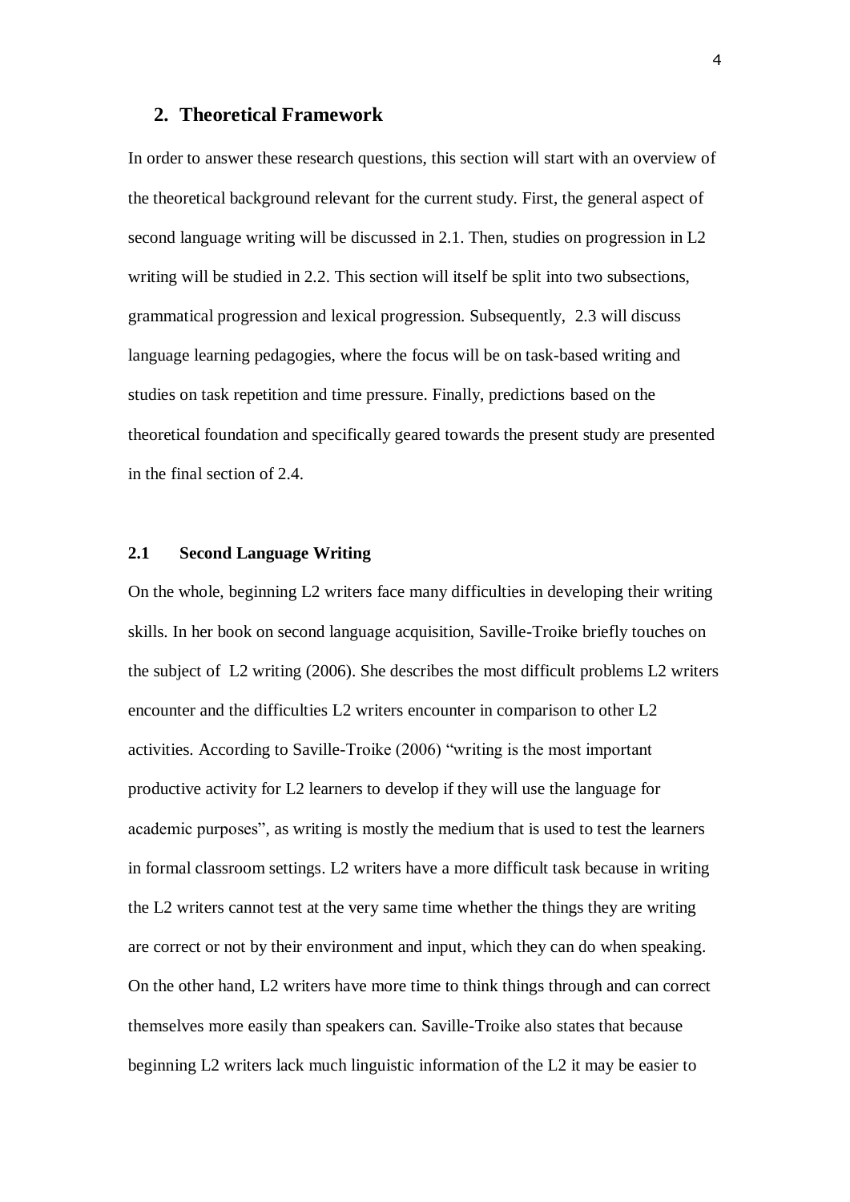## 2. Theoretical Framework

In order to answer these research questions, this section will start with an overview of the theoretical background relevant for the current study. First, the general aspect of second language writing will be discussed in 2.1. Then, studies on progression in L2 writing will be studied in 2.2. This section will itself be split into two subsections, grammatical progression and lexical progression. Subsequently, 2.3 will discuss language learning pedagogies, where the focus will be on task-based writing and studies on task repetition and time pressure. Finally, predictions based on the theoretical foundation and specifically geared towards the present study are presented in the final section of 2.4.

### 2.1 Second Language Writing

On the whole, beginning L2 writers face many difficulties in developing their writing skills. In her book on second language acquisition, Saville-Troike briefly touches on the subject of L2 writing (2006). She describes the most difficult problems L2 writers encounter and the difficulties L2 writers encounter in comparison to other L2 activities. According to Saville-Troike (2006) "writing is the most important productive activity for L2 learners to develop if they will use the language for academic purposes", as writing is mostly the medium that is used to test the learners in formal classroom settings. L2 writers have a more difficult task because in writing the L2 writers cannot test at the very same time whether the things they are writing are correct or not by their environment and input, which they can do when speaking. On the other hand, L2 writers have more time to think things through and can correct themselves more easily than speakers can. Saville-Troike also states that because beginning L2 writers lack much linguistic information of the L2 it may be easier to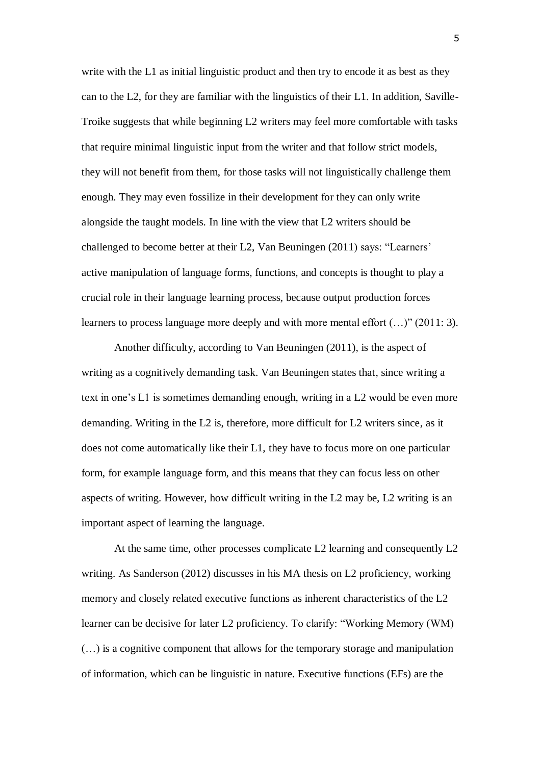write with the L1 as initial linguistic product and then try to encode it as best as they can to the L2, for they are familiar with the linguistics of their L1. In addition, Saville-Troike suggests that while beginning L2 writers may feel more comfortable with tasks that require minimal linguistic input from the writer and that follow strict models, they will not benefit from them, for those tasks will not linguistically challenge them enough. They may even fossilize in their development for they can only write alongside the taught models. In line with the view that L2 writers should be challenged to become better at their L2, Van Beuningen (2011) says: "Learners' active manipulation of language forms, functions, and concepts is thought to play a crucial role in their language learning process, because output production forces learners to process language more deeply and with more mental effort (…)" (2011: 3).

Another difficulty, according to Van Beuningen (2011), is the aspect of writing as a cognitively demanding task. Van Beuningen states that, since writing a text in one's L1 is sometimes demanding enough, writing in a L2 would be even more demanding. Writing in the L2 is, therefore, more difficult for L2 writers since, as it does not come automatically like their L1, they have to focus more on one particular form, for example language form, and this means that they can focus less on other aspects of writing. However, how difficult writing in the L2 may be, L2 writing is an important aspect of learning the language.

At the same time, other processes complicate L2 learning and consequently L2 writing. As Sanderson (2012) discusses in his MA thesis on L2 proficiency, working memory and closely related executive functions as inherent characteristics of the L2 learner can be decisive for later L2 proficiency. To clarify: "Working Memory (WM) (…) is a cognitive component that allows for the temporary storage and manipulation of information, which can be linguistic in nature. Executive functions (EFs) are the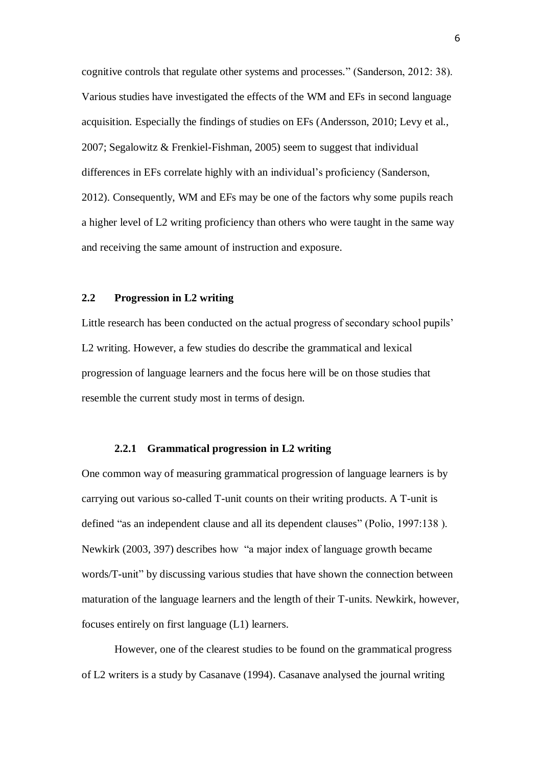cognitive controls that regulate other systems and processes." (Sanderson, 2012: 38). Various studies have investigated the effects of the WM and EFs in second language acquisition. Especially the findings of studies on EFs (Andersson, 2010; Levy et al., 2007; Segalowitz & Frenkiel-Fishman, 2005) seem to suggest that individual differences in EFs correlate highly with an individual's proficiency (Sanderson, 2012). Consequently, WM and EFs may be one of the factors why some pupils reach a higher level of L2 writing proficiency than others who were taught in the same way and receiving the same amount of instruction and exposure.

## 2.2 Progression in L2 writing

Little research has been conducted on the actual progress of secondary school pupils' L2 writing. However, a few studies do describe the grammatical and lexical progression of language learners and the focus here will be on those studies that resemble the current study most in terms of design.

### 2.2.1 Grammatical progression in L2 writing

One common way of measuring grammatical progression of language learners is by carrying out various so-called T-unit counts on their writing products. A T-unit is defined "as an independent clause and all its dependent clauses" (Polio, 1997:138 ). Newkirk (2003, 397) describes how "a major index of language growth became words/T-unit" by discussing various studies that have shown the connection between maturation of the language learners and the length of their T-units. Newkirk, however, focuses entirely on first language (L1) learners.

However, one of the clearest studies to be found on the grammatical progress of L2 writers is a study by Casanave (1994). Casanave analysed the journal writing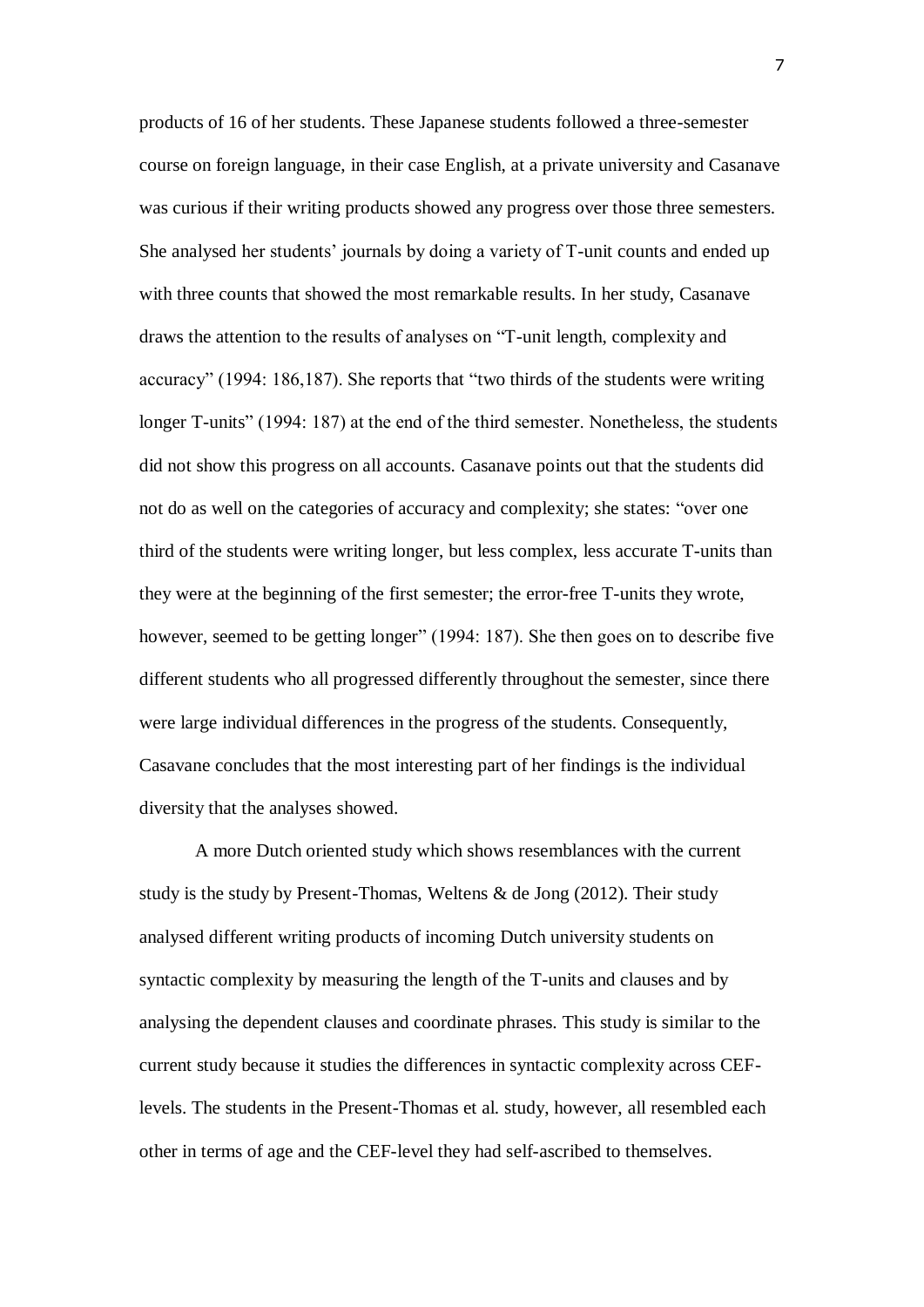products of 16 of her students. These Japanese students followed a three-semester course on foreign language, in their case English, at a private university and Casanave was curious if their writing products showed any progress over those three semesters. She analysed her students' journals by doing a variety of T-unit counts and ended up with three counts that showed the most remarkable results. In her study, Casanave draws the attention to the results of analyses on "T-unit length, complexity and accuracy" (1994: 186,187). She reports that "two thirds of the students were writing longer T-units" (1994: 187) at the end of the third semester. Nonetheless, the students did not show this progress on all accounts. Casanave points out that the students did not do as well on the categories of accuracy and complexity; she states: "over one third of the students were writing longer, but less complex, less accurate T-units than they were at the beginning of the first semester; the error-free T-units they wrote, however, seemed to be getting longer" (1994: 187). She then goes on to describe five different students who all progressed differently throughout the semester, since there were large individual differences in the progress of the students. Consequently, Casavane concludes that the most interesting part of her findings is the individual diversity that the analyses showed.

A more Dutch oriented study which shows resemblances with the current study is the study by Present-Thomas, Weltens & de Jong (2012). Their study analysed different writing products of incoming Dutch university students on syntactic complexity by measuring the length of the T-units and clauses and by analysing the dependent clauses and coordinate phrases. This study is similar to the current study because it studies the differences in syntactic complexity across CEF-levels. The students in the Present-Thomas et al. study, however, all resembled each other in terms of age and the CEF-level they had self-ascribed to themselves.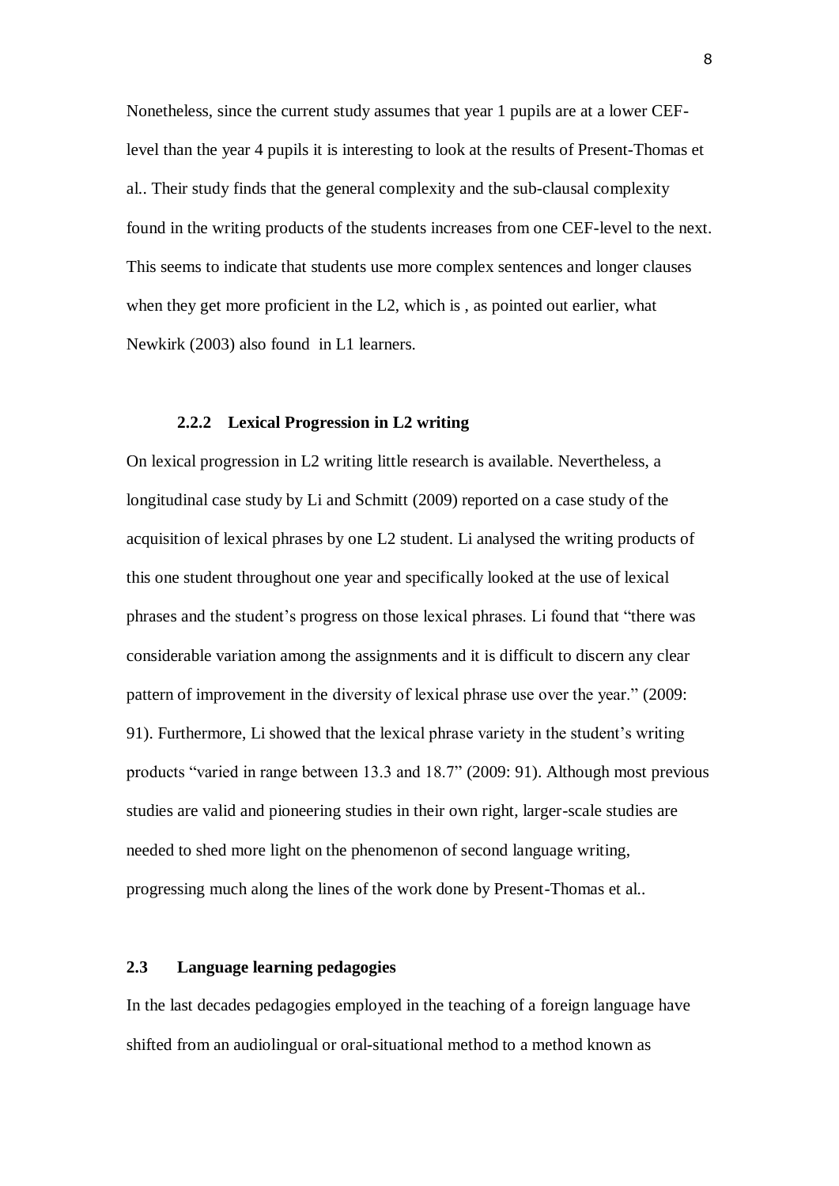Nonetheless, since the current study assumes that year 1 pupils are at a lower CEF-level than the year 4 pupils it is interesting to look at the results of Present-Thomas et al.. Their study finds that the general complexity and the sub-clausal complexity found in the writing products of the students increases from one CEF-level to the next. This seems to indicate that students use more complex sentences and longer clauses when they get more proficient in the L2, which is , as pointed out earlier, what Newkirk (2003) also found in L1 learners.

### 2.2.2 Lexical Progression in L2 writing

On lexical progression in L2 writing little research is available. Nevertheless, a longitudinal case study by Li and Schmitt (2009) reported on a case study of the acquisition of lexical phrases by one L2 student. Li analysed the writing products of this one student throughout one year and specifically looked at the use of lexical phrases and the student's progress on those lexical phrases. Li found that "there was considerable variation among the assignments and it is difficult to discern any clear pattern of improvement in the diversity of lexical phrase use over the year." (2009: 91). Furthermore, Li showed that the lexical phrase variety in the student's writing products "varied in range between 13.3 and 18.7" (2009: 91). Although most previous studies are valid and pioneering studies in their own right, larger-scale studies are needed to shed more light on the phenomenon of second language writing, progressing much along the lines of the work done by Present-Thomas et al..

## 2.3 Language learning pedagogies

In the last decades pedagogies employed in the teaching of a foreign language have shifted from an audiolingual or oral-situational method to a method known as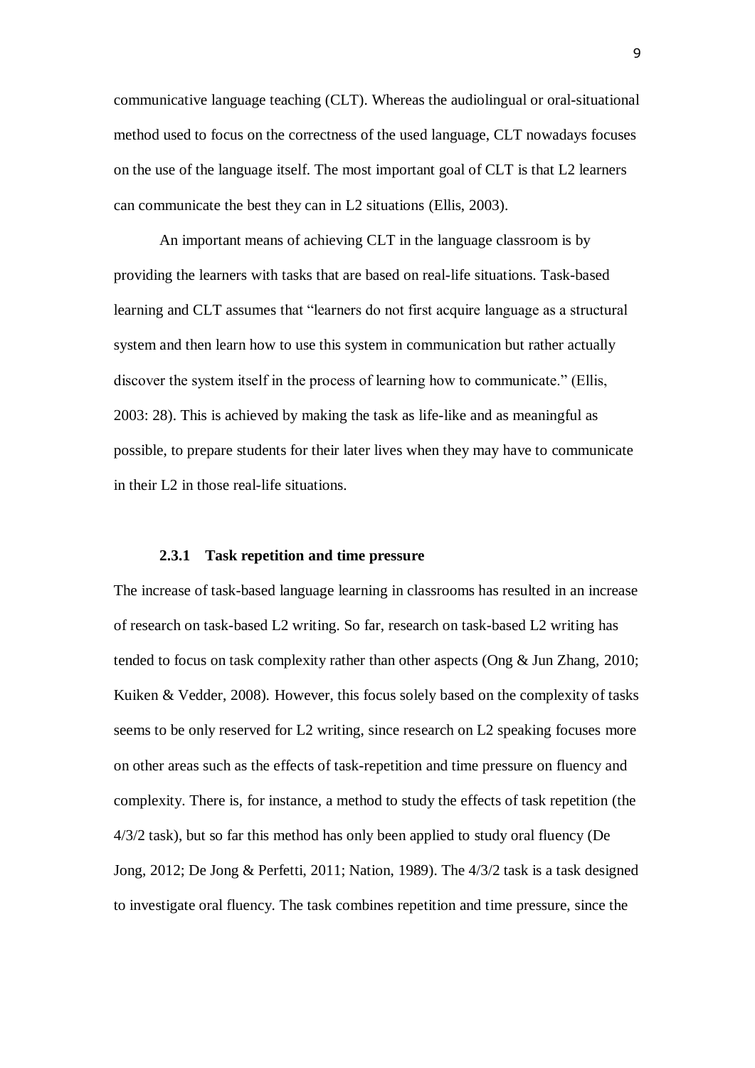communicative language teaching (CLT). Whereas the audiolingual or oral-situational method used to focus on the correctness of the used language, CLT nowadays focuses on the use of the language itself. The most important goal of CLT is that L2 learners can communicate the best they can in L2 situations (Ellis, 2003).

An important means of achieving CLT in the language classroom is by providing the learners with tasks that are based on real-life situations. Task-based learning and CLT assumes that "learners do not first acquire language as a structural system and then learn how to use this system in communication but rather actually discover the system itself in the process of learning how to communicate." (Ellis, 2003: 28). This is achieved by making the task as life-like and as meaningful as possible, to prepare students for their later lives when they may have to communicate in their L2 in those real-life situations.

### 2.3.1 Task repetition and time pressure

The increase of task-based language learning in classrooms has resulted in an increase of research on task-based L2 writing. So far, research on task-based L2 writing has tended to focus on task complexity rather than other aspects (Ong & Jun Zhang, 2010; Kuiken & Vedder, 2008). However, this focus solely based on the complexity of tasks seems to be only reserved for L2 writing, since research on L2 speaking focuses more on other areas such as the effects of task-repetition and time pressure on fluency and complexity. There is, for instance, a method to study the effects of task repetition (the 4/3/2 task), but so far this method has only been applied to study oral fluency (De Jong, 2012; De Jong & Perfetti, 2011; Nation, 1989). The 4/3/2 task is a task designed to investigate oral fluency. The task combines repetition and time pressure, since the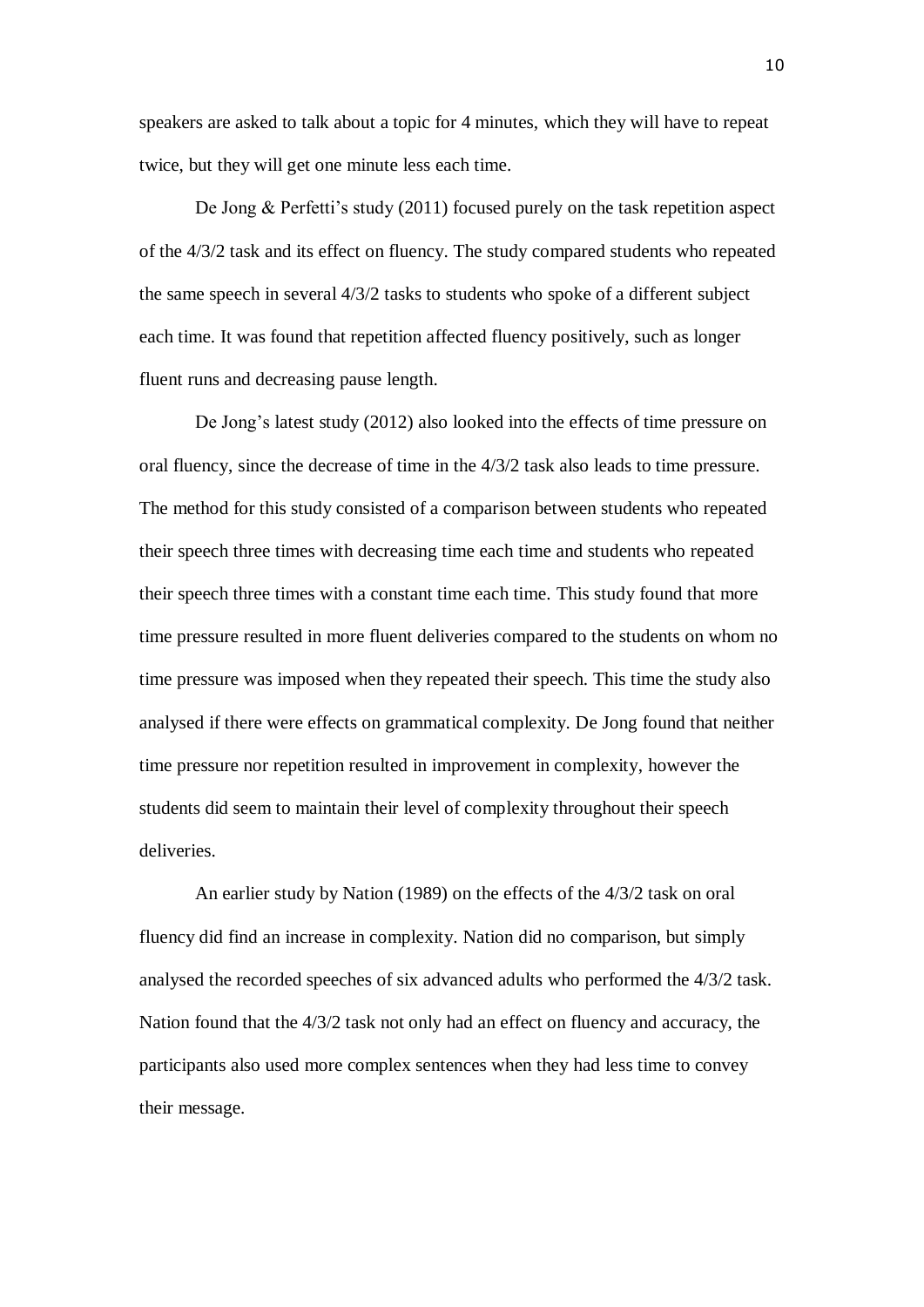speakers are asked to talk about a topic for 4 minutes, which they will have to repeat twice, but they will get one minute less each time.

De Jong & Perfetti's study (2011) focused purely on the task repetition aspect of the 4/3/2 task and its effect on fluency. The study compared students who repeated the same speech in several 4/3/2 tasks to students who spoke of a different subject each time. It was found that repetition affected fluency positively, such as longer fluent runs and decreasing pause length.

De Jong's latest study (2012) also looked into the effects of time pressure on oral fluency, since the decrease of time in the 4/3/2 task also leads to time pressure. The method for this study consisted of a comparison between students who repeated their speech three times with decreasing time each time and students who repeated their speech three times with a constant time each time. This study found that more time pressure resulted in more fluent deliveries compared to the students on whom no time pressure was imposed when they repeated their speech. This time the study also analysed if there were effects on grammatical complexity. De Jong found that neither time pressure nor repetition resulted in improvement in complexity, however the students did seem to maintain their level of complexity throughout their speech deliveries.

An earlier study by Nation (1989) on the effects of the 4/3/2 task on oral fluency did find an increase in complexity. Nation did no comparison, but simply analysed the recorded speeches of six advanced adults who performed the 4/3/2 task. Nation found that the 4/3/2 task not only had an effect on fluency and accuracy, the participants also used more complex sentences when they had less time to convey their message.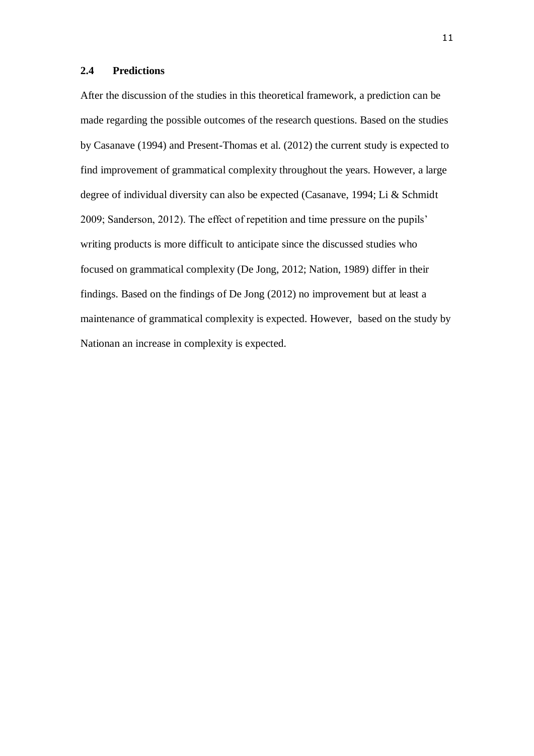## 2.4 Predictions

After the discussion of the studies in this theoretical framework, a prediction can be made regarding the possible outcomes of the research questions. Based on the studies by Casanave (1994) and Present-Thomas et al. (2012) the current study is expected to find improvement of grammatical complexity throughout the years. However, a large degree of individual diversity can also be expected (Casanave, 1994; Li & Schmidt 2009; Sanderson, 2012). The effect of repetition and time pressure on the pupils' writing products is more difficult to anticipate since the discussed studies who focused on grammatical complexity (De Jong, 2012; Nation, 1989) differ in their findings. Based on the findings of De Jong (2012) no improvement but at least a maintenance of grammatical complexity is expected. However, based on the study by Nationan an increase in complexity is expected.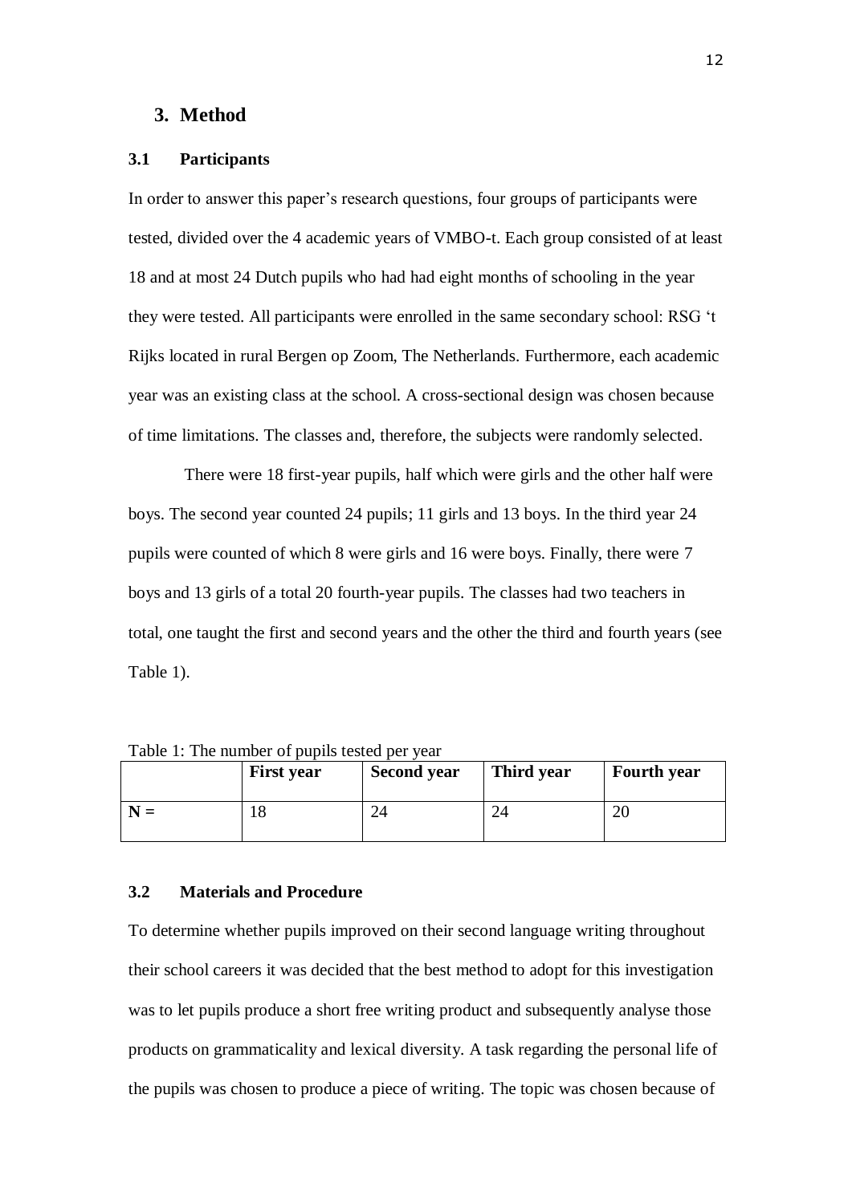## 3. Method

### 3.1 Participants

In order to answer this paper's research questions, four groups of participants were tested, divided over the 4 academic years of VMBO-t. Each group consisted of at least 18 and at most 24 Dutch pupils who had had eight months of schooling in the year they were tested. All participants were enrolled in the same secondary school: RSG 't Rijks located in rural Bergen op Zoom, The Netherlands. Furthermore, each academic year was an existing class at the school. A cross-sectional design was chosen because of time limitations. The classes and, therefore, the subjects were randomly selected.

There were 18 first-year pupils, half which were girls and the other half were boys. The second year counted 24 pupils; 11 girls and 13 boys. In the third year 24 pupils were counted of which 8 were girls and 16 were boys. Finally, there were 7 boys and 13 girls of a total 20 fourth-year pupils. The classes had two teachers in total, one taught the first and second years and the other the third and fourth years (see Table 1).

Table 1: The number of pupils tested per year

| | **First year** | **Second year** | **Third year** | **Fourth year** |
|---|---|---|---|---|
| **N =** | 18 | 24 | 24 | 20 |

### 3.2 Materials and Procedure

To determine whether pupils improved on their second language writing throughout their school careers it was decided that the best method to adopt for this investigation was to let pupils produce a short free writing product and subsequently analyse those products on grammaticality and lexical diversity. A task regarding the personal life of the pupils was chosen to produce a piece of writing. The topic was chosen because of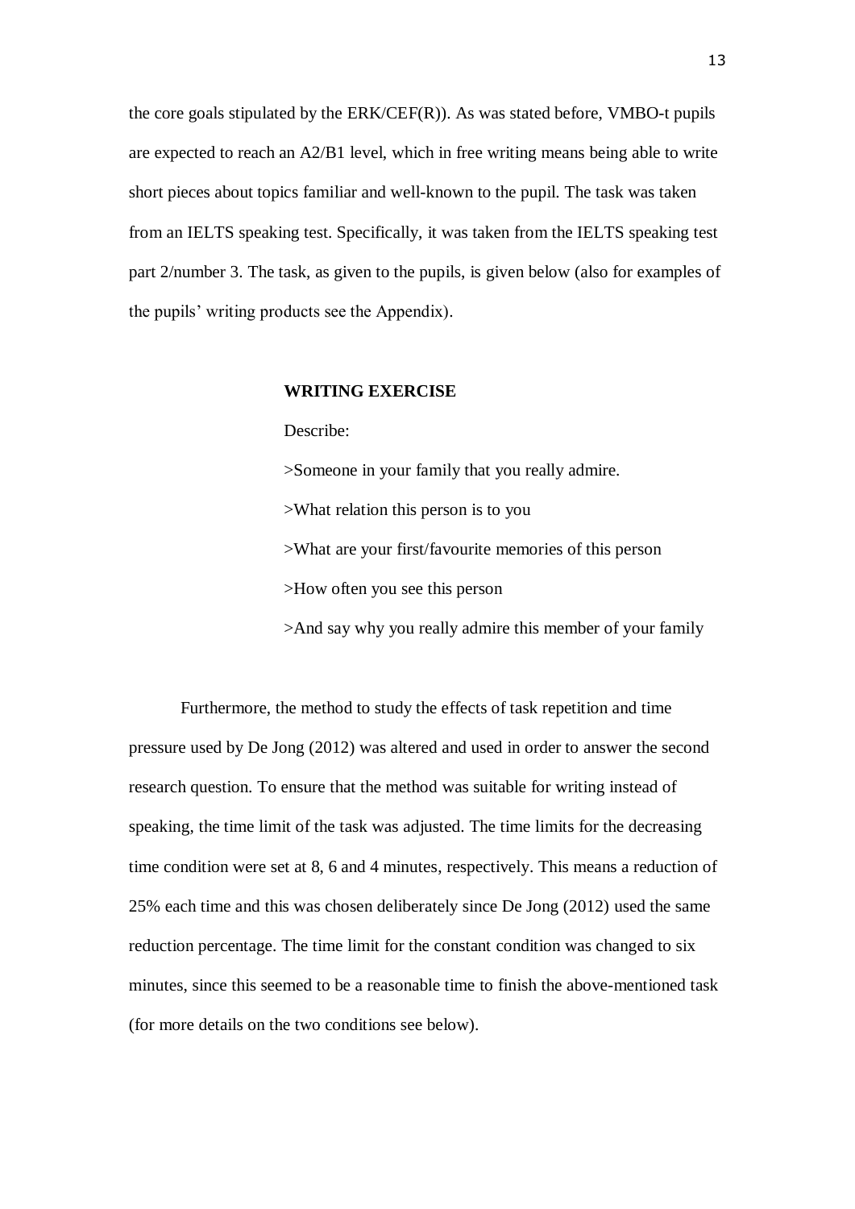the core goals stipulated by the ERK/CEF(R)). As was stated before, VMBO-t pupils are expected to reach an A2/B1 level, which in free writing means being able to write short pieces about topics familiar and well-known to the pupil. The task was taken from an IELTS speaking test. Specifically, it was taken from the IELTS speaking test part 2/number 3. The task, as given to the pupils, is given below (also for examples of the pupils' writing products see the Appendix).

**WRITING EXERCISE**

Describe:

>Someone in your family that you really admire.

>What relation this person is to you

>What are your first/favourite memories of this person

>How often you see this person

>And say why you really admire this member of your family

Furthermore, the method to study the effects of task repetition and time pressure used by De Jong (2012) was altered and used in order to answer the second research question. To ensure that the method was suitable for writing instead of speaking, the time limit of the task was adjusted. The time limits for the decreasing time condition were set at 8, 6 and 4 minutes, respectively. This means a reduction of 25% each time and this was chosen deliberately since De Jong (2012) used the same reduction percentage. The time limit for the constant condition was changed to six minutes, since this seemed to be a reasonable time to finish the above-mentioned task (for more details on the two conditions see below).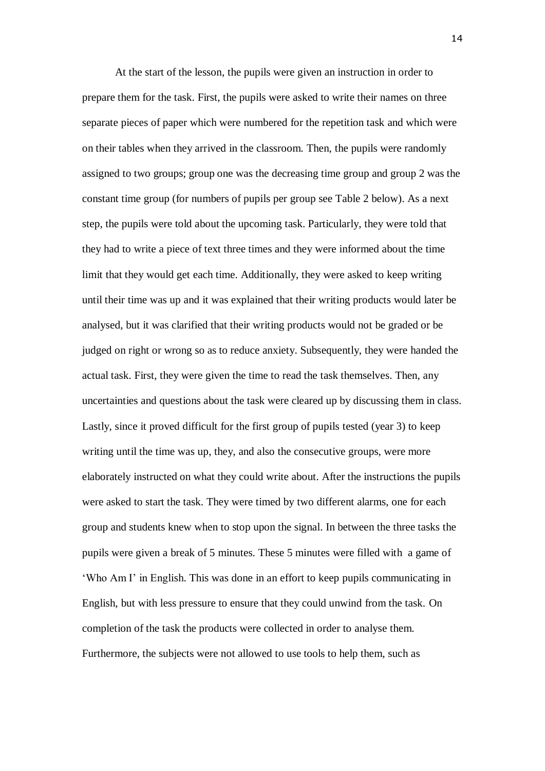At the start of the lesson, the pupils were given an instruction in order to prepare them for the task. First, the pupils were asked to write their names on three separate pieces of paper which were numbered for the repetition task and which were on their tables when they arrived in the classroom. Then, the pupils were randomly assigned to two groups; group one was the decreasing time group and group 2 was the constant time group (for numbers of pupils per group see Table 2 below). As a next step, the pupils were told about the upcoming task. Particularly, they were told that they had to write a piece of text three times and they were informed about the time limit that they would get each time. Additionally, they were asked to keep writing until their time was up and it was explained that their writing products would later be analysed, but it was clarified that their writing products would not be graded or be judged on right or wrong so as to reduce anxiety. Subsequently, they were handed the actual task. First, they were given the time to read the task themselves. Then, any uncertainties and questions about the task were cleared up by discussing them in class. Lastly, since it proved difficult for the first group of pupils tested (year 3) to keep writing until the time was up, they, and also the consecutive groups, were more elaborately instructed on what they could write about. After the instructions the pupils were asked to start the task. They were timed by two different alarms, one for each group and students knew when to stop upon the signal. In between the three tasks the pupils were given a break of 5 minutes. These 5 minutes were filled with a game of 'Who Am I' in English. This was done in an effort to keep pupils communicating in English, but with less pressure to ensure that they could unwind from the task. On completion of the task the products were collected in order to analyse them. Furthermore, the subjects were not allowed to use tools to help them, such as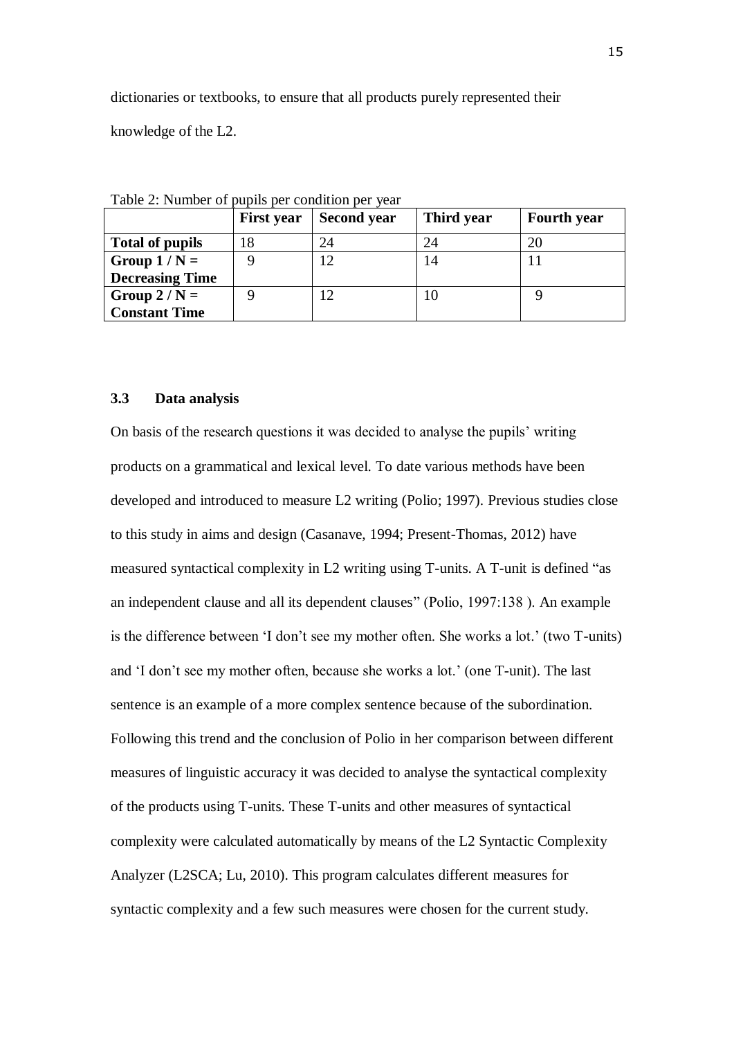dictionaries or textbooks, to ensure that all products purely represented their knowledge of the L2.

Table 2: Number of pupils per condition per year

| | **First year** | **Second year** | **Third year** | **Fourth year** |
|---|---|---|---|---|
| **Total of pupils** | 18 | 24 | 24 | 20 |
| **Group 1 / N = Decreasing Time** | 9 | 12 | 14 | 11 |
| **Group 2 / N = Constant Time** | 9 | 12 | 10 | 9 |

### 3.3 Data analysis

On basis of the research questions it was decided to analyse the pupils' writing products on a grammatical and lexical level. To date various methods have been developed and introduced to measure L2 writing (Polio; 1997). Previous studies close to this study in aims and design (Casanave, 1994; Present-Thomas, 2012) have measured syntactical complexity in L2 writing using T-units. A T-unit is defined "as an independent clause and all its dependent clauses" (Polio, 1997:138 ). An example is the difference between 'I don't see my mother often. She works a lot.' (two T-units) and 'I don't see my mother often, because she works a lot.' (one T-unit). The last sentence is an example of a more complex sentence because of the subordination. Following this trend and the conclusion of Polio in her comparison between different measures of linguistic accuracy it was decided to analyse the syntactical complexity of the products using T-units. These T-units and other measures of syntactical complexity were calculated automatically by means of the L2 Syntactic Complexity Analyzer (L2SCA; Lu, 2010). This program calculates different measures for syntactic complexity and a few such measures were chosen for the current study.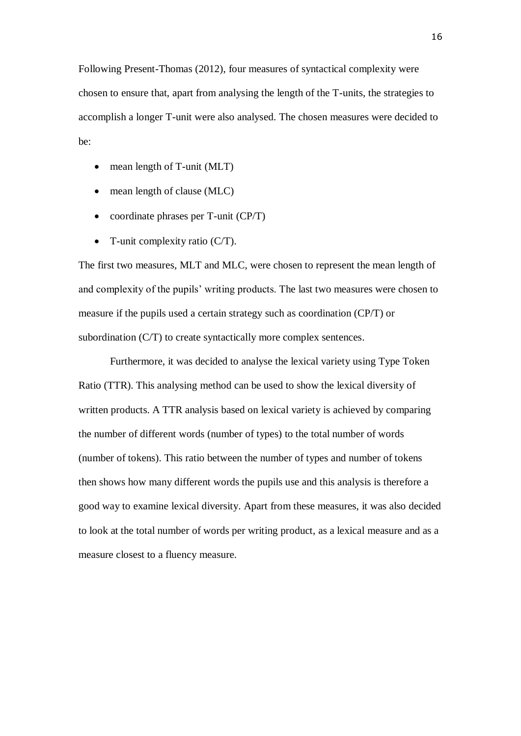Following Present-Thomas (2012), four measures of syntactical complexity were chosen to ensure that, apart from analysing the length of the T-units, the strategies to accomplish a longer T-unit were also analysed. The chosen measures were decided to be:

- mean length of T-unit (MLT)
- mean length of clause (MLC)
- coordinate phrases per T-unit (CP/T)
- T-unit complexity ratio (C/T).

The first two measures, MLT and MLC, were chosen to represent the mean length of and complexity of the pupils' writing products. The last two measures were chosen to measure if the pupils used a certain strategy such as coordination (CP/T) or subordination (C/T) to create syntactically more complex sentences.

Furthermore, it was decided to analyse the lexical variety using Type Token Ratio (TTR). This analysing method can be used to show the lexical diversity of written products. A TTR analysis based on lexical variety is achieved by comparing the number of different words (number of types) to the total number of words (number of tokens). This ratio between the number of types and number of tokens then shows how many different words the pupils use and this analysis is therefore a good way to examine lexical diversity. Apart from these measures, it was also decided to look at the total number of words per writing product, as a lexical measure and as a measure closest to a fluency measure.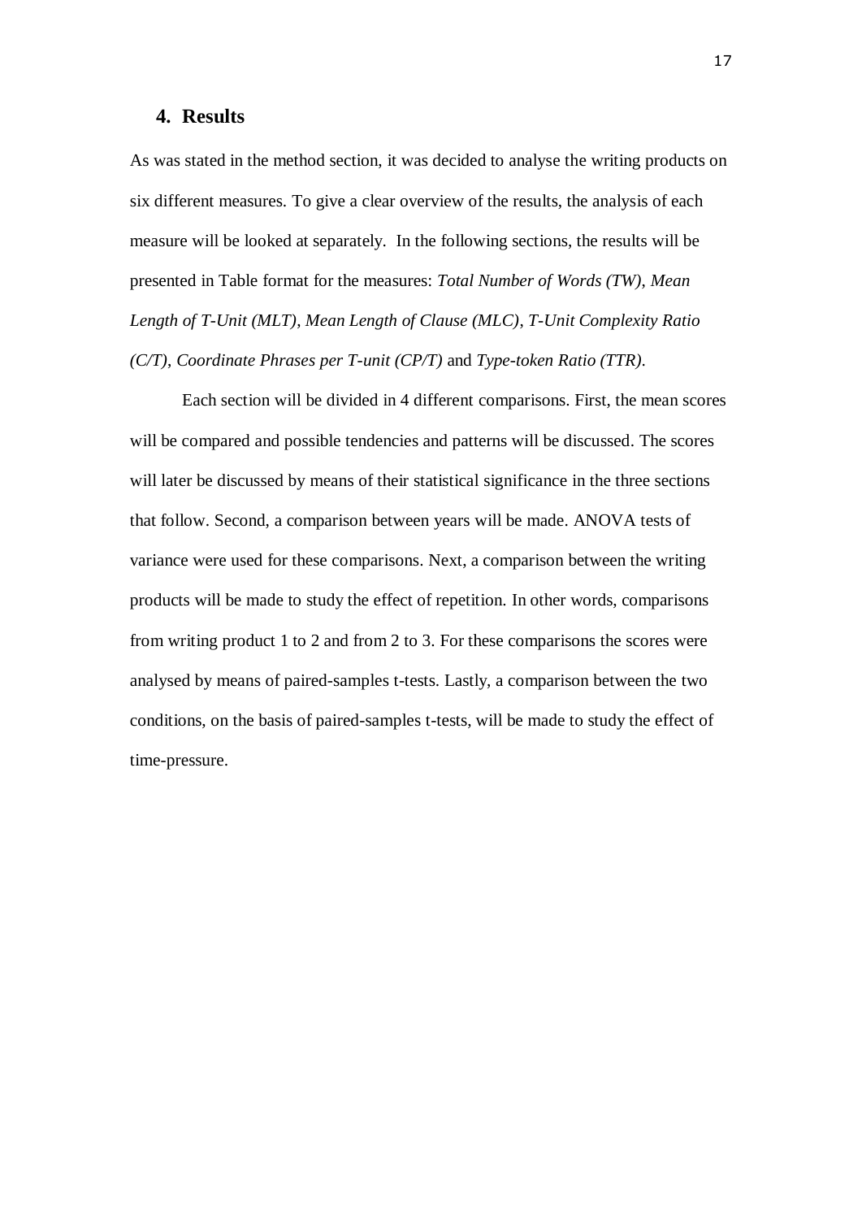# 4. Results

As was stated in the method section, it was decided to analyse the writing products on six different measures. To give a clear overview of the results, the analysis of each measure will be looked at separately. In the following sections, the results will be presented in Table format for the measures: *Total Number of Words (TW)*, *Mean Length of T-Unit (MLT)*, *Mean Length of Clause (MLC)*, *T-Unit Complexity Ratio (C/T)*, *Coordinate Phrases per T-unit (CP/T)* and *Type-token Ratio (TTR)*.

Each section will be divided in 4 different comparisons. First, the mean scores will be compared and possible tendencies and patterns will be discussed. The scores will later be discussed by means of their statistical significance in the three sections that follow. Second, a comparison between years will be made. ANOVA tests of variance were used for these comparisons. Next, a comparison between the writing products will be made to study the effect of repetition. In other words, comparisons from writing product 1 to 2 and from 2 to 3. For these comparisons the scores were analysed by means of paired-samples t-tests. Lastly, a comparison between the two conditions, on the basis of paired-samples t-tests, will be made to study the effect of time-pressure.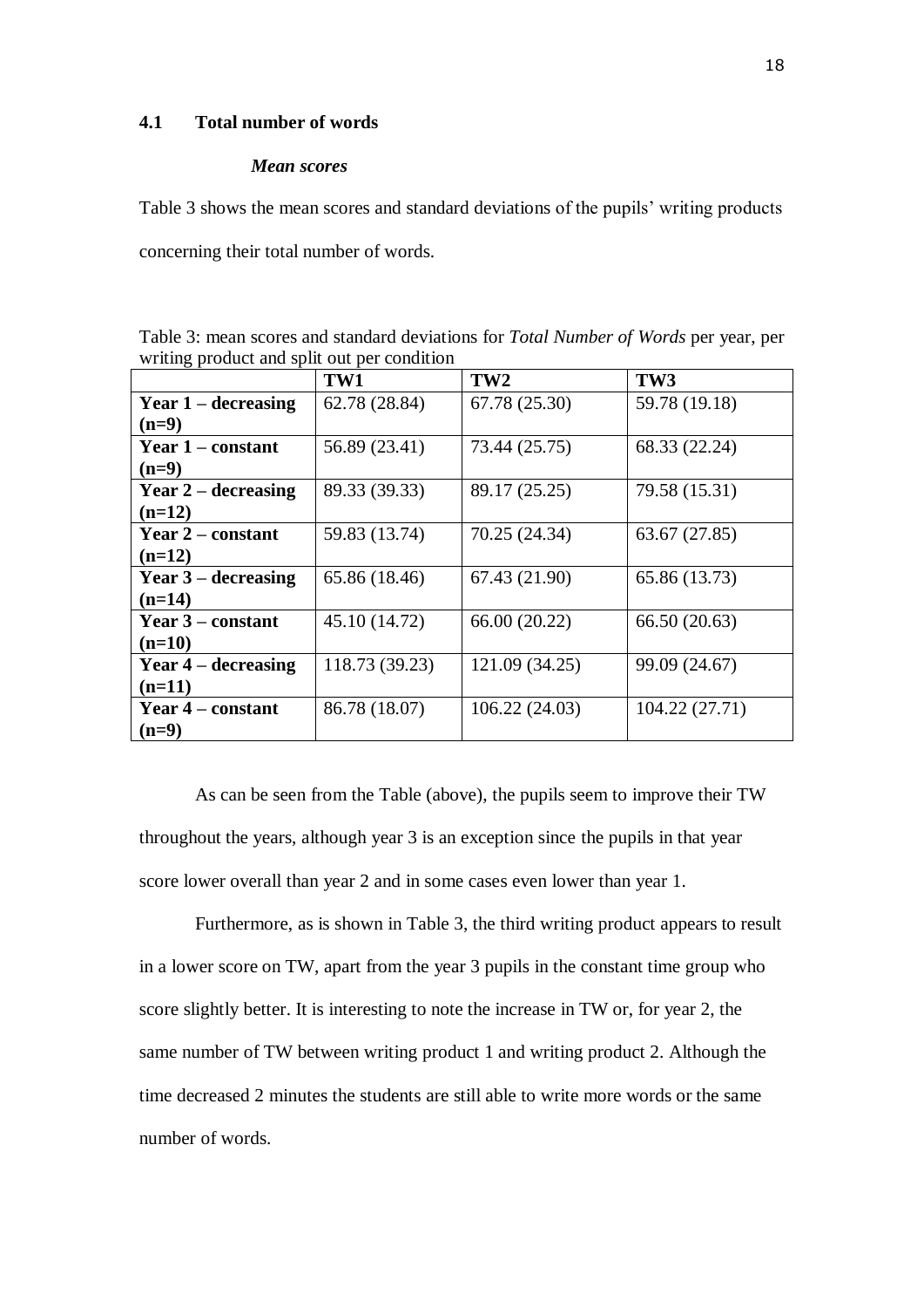## 4.1 Total number of words

### *Mean scores*

Table 3 shows the mean scores and standard deviations of the pupils' writing products concerning their total number of words.

Table 3: mean scores and standard deviations for *Total Number of Words* per year, per writing product and split out per condition

| | TW1 | TW2 | TW3 |
|---|---|---|---|
| **Year 1 – decreasing (n=9)** | 62.78 (28.84) | 67.78 (25.30) | 59.78 (19.18) |
| **Year 1 – constant (n=9)** | 56.89 (23.41) | 73.44 (25.75) | 68.33 (22.24) |
| **Year 2 – decreasing (n=12)** | 89.33 (39.33) | 89.17 (25.25) | 79.58 (15.31) |
| **Year 2 – constant (n=12)** | 59.83 (13.74) | 70.25 (24.34) | 63.67 (27.85) |
| **Year 3 – decreasing (n=14)** | 65.86 (18.46) | 67.43 (21.90) | 65.86 (13.73) |
| **Year 3 – constant (n=10)** | 45.10 (14.72) | 66.00 (20.22) | 66.50 (20.63) |
| **Year 4 – decreasing (n=11)** | 118.73 (39.23) | 121.09 (34.25) | 99.09 (24.67) |
| **Year 4 – constant (n=9)** | 86.78 (18.07) | 106.22 (24.03) | 104.22 (27.71) |

As can be seen from the Table (above), the pupils seem to improve their TW throughout the years, although year 3 is an exception since the pupils in that year score lower overall than year 2 and in some cases even lower than year 1.

Furthermore, as is shown in Table 3, the third writing product appears to result in a lower score on TW, apart from the year 3 pupils in the constant time group who score slightly better. It is interesting to note the increase in TW or, for year 2, the same number of TW between writing product 1 and writing product 2. Although the time decreased 2 minutes the students are still able to write more words or the same number of words.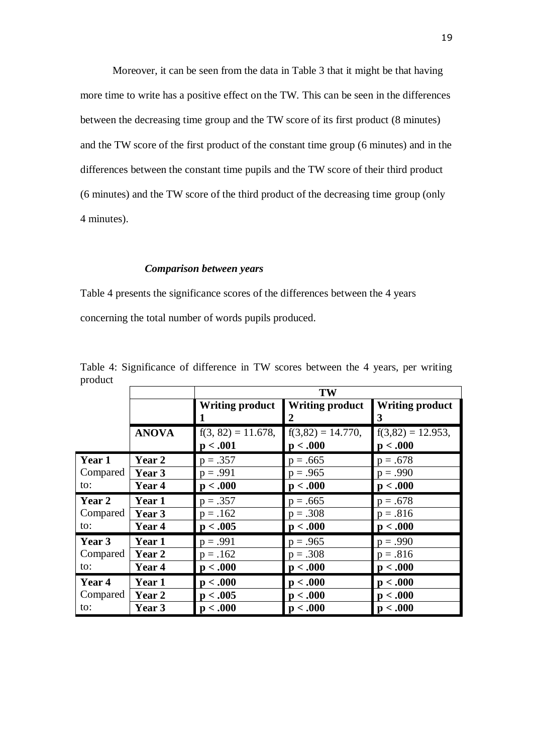Moreover, it can be seen from the data in Table 3 that it might be that having more time to write has a positive effect on the TW. This can be seen in the differences between the decreasing time group and the TW score of its first product (8 minutes) and the TW score of the first product of the constant time group (6 minutes) and in the differences between the constant time pupils and the TW score of their third product (6 minutes) and the TW score of the third product of the decreasing time group (only 4 minutes).

### *Comparison between years*

Table 4 presents the significance scores of the differences between the 4 years concerning the total number of words pupils produced.

Table 4: Significance of difference in TW scores between the 4 years, per writing product

| | | TW | | |
|---|---|---|---|---|
| | | **Writing product 1** | **Writing product 2** | **Writing product 3** |
| | **ANOVA** | $f(3, 82) = 11.678$, **$p < .001$** | $f(3,82) = 14.770$, **$p < .000$** | $f(3,82) = 12.953$, **$p < .000$** |
| **Year 1** Compared to: | **Year 2** | $p = .357$ | $p = .665$ | $p = .678$ |
| | **Year 3** | $p = .991$ | $p = .965$ | $p = .990$ |
| | **Year 4** | **$p < .000$** | **$p < .000$** | **$p < .000$** |
| **Year 2** Compared to: | **Year 1** | $p = .357$ | $p = .665$ | $p = .678$ |
| | **Year 3** | $p = .162$ | $p = .308$ | $p = .816$ |
| | **Year 4** | **$p < .005$** | **$p < .000$** | **$p < .000$** |
| **Year 3** Compared to: | **Year 1** | $p = .991$ | $p = .965$ | $p = .990$ |
| | **Year 2** | $p = .162$ | $p = .308$ | $p = .816$ |
| | **Year 4** | **$p < .000$** | **$p < .000$** | **$p < .000$** |
| **Year 4** Compared to: | **Year 1** | **$p < .000$** | **$p < .000$** | **$p < .000$** |
| | **Year 2** | **$p < .005$** | **$p < .000$** | **$p < .000$** |
| | **Year 3** | **$p < .000$** | **$p < .000$** | **$p < .000$** |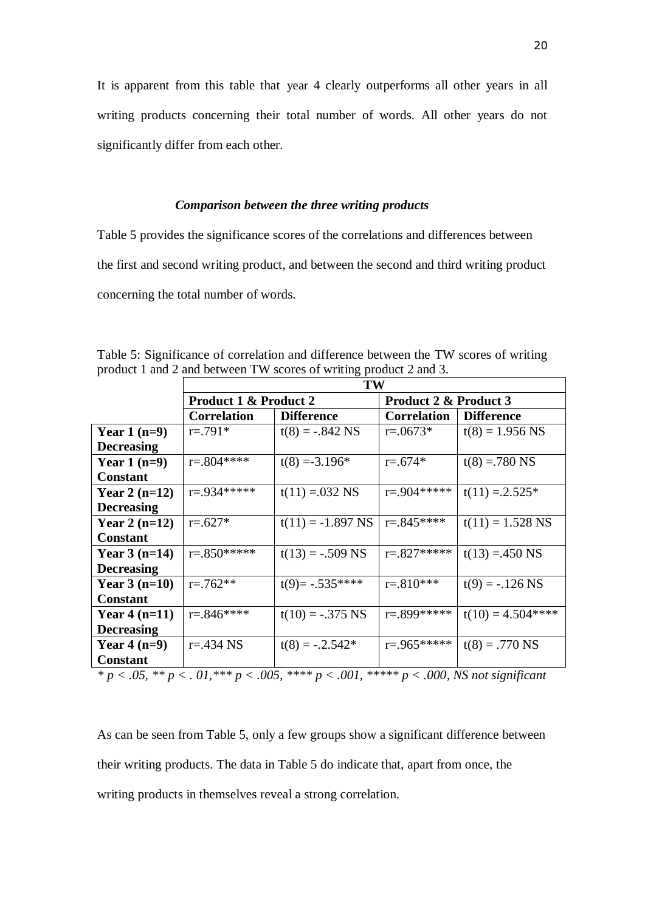It is apparent from this table that year 4 clearly outperforms all other years in all writing products concerning their total number of words. All other years do not significantly differ from each other.

### *Comparison between the three writing products*

Table 5 provides the significance scores of the correlations and differences between the first and second writing product, and between the second and third writing product concerning the total number of words.

Table 5: Significance of correlation and difference between the TW scores of writing product 1 and 2 and between TW scores of writing product 2 and 3.

| | **TW** | | | |
|---|---|---|---|---|
| | **Product 1 & Product 2** | | **Product 2 & Product 3** | |
| | **Correlation** | **Difference** | **Correlation** | **Difference** |
| **Year 1 (n=9) Decreasing** | r=.791* | t(8) = -.842 NS | r=.0673* | t(8) = 1.956 NS |
| **Year 1 (n=9) Constant** | r=.804**** | t(8) =-3.196* | r=.674* | t(8) =.780 NS |
| **Year 2 (n=12) Decreasing** | r=.934***** | t(11) =.032 NS | r=.904***** | t(11) =.2.525* |
| **Year 2 (n=12) Constant** | r=.627* | t(11) = -1.897 NS | r=.845**** | t(11) = 1.528 NS |
| **Year 3 (n=14) Decreasing** | r=.850***** | t(13) = -.509 NS | r=.827***** | t(13) =.450 NS |
| **Year 3 (n=10) Constant** | r=.762** | t(9)= -.535**** | r=.810*** | t(9) = -.126 NS |
| **Year 4 (n=11) Decreasing** | r=.846**** | t(10) = -.375 NS | r=.899***** | t(10) = 4.504**** |
| **Year 4 (n=9) Constant** | r=.434 NS | t(8) = -.2.542* | r=.965***** | t(8) = .770 NS |

*\* p < .05, \*\* p < . 01,\*\*\* p < .005, \*\*\*\* p < .001, \*\*\*\*\* p < .000, NS not significant*

As can be seen from Table 5, only a few groups show a significant difference between their writing products. The data in Table 5 do indicate that, apart from once, the writing products in themselves reveal a strong correlation.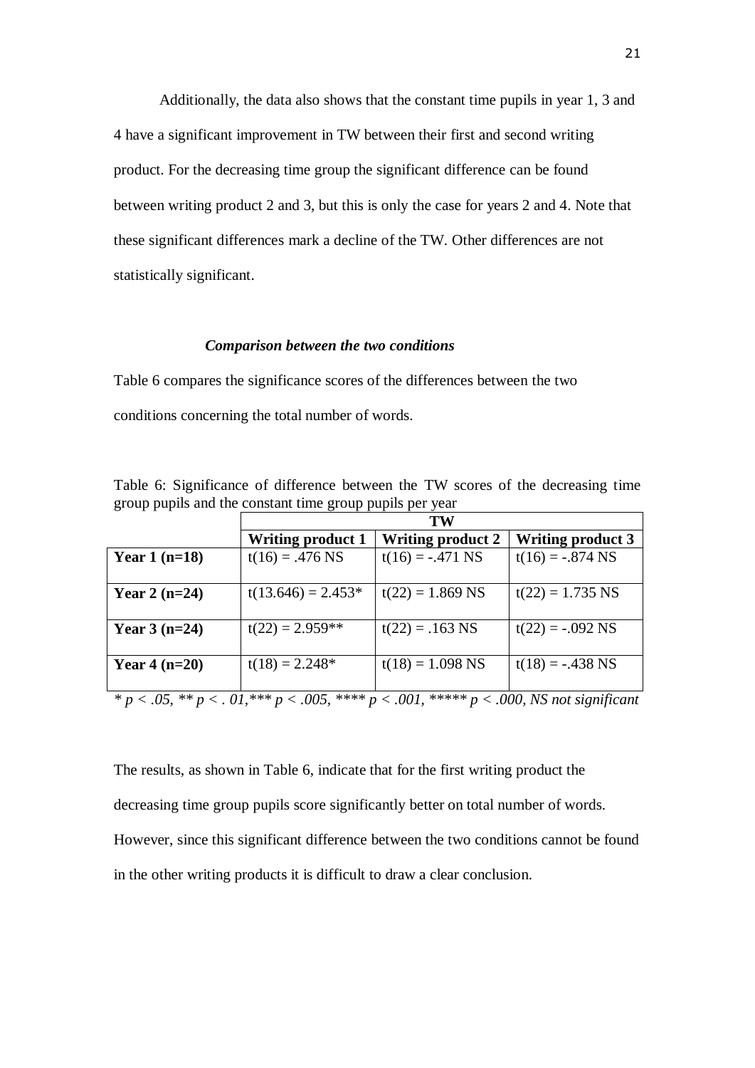Additionally, the data also shows that the constant time pupils in year 1, 3 and 4 have a significant improvement in TW between their first and second writing product. For the decreasing time group the significant difference can be found between writing product 2 and 3, but this is only the case for years 2 and 4. Note that these significant differences mark a decline of the TW. Other differences are not statistically significant.

### *Comparison between the two conditions*

Table 6 compares the significance scores of the differences between the two conditions concerning the total number of words.

Table 6: Significance of difference between the TW scores of the decreasing time group pupils and the constant time group pupils per year

| | **TW** | | |
|---|---|---|---|
| | **Writing product 1** | **Writing product 2** | **Writing product 3** |
| **Year 1 (n=18)** | $t(16) = .476$ NS | $t(16) = -.471$ NS | $t(16) = -.874$ NS |
| **Year 2 (n=24)** | $t(13.646) = 2.453$* | $t(22) = 1.869$ NS | $t(22) = 1.735$ NS |
| **Year 3 (n=24)** | $t(22) = 2.959$** | $t(22) = .163$ NS | $t(22) = -.092$ NS |
| **Year 4 (n=20)** | $t(18) = 2.248$* | $t(18) = 1.098$ NS | $t(18) = -.438$ NS |

*\* $p < .05$, \*\* $p < .01$, \*\*\* $p < .005$, \*\*\*\* $p < .001$, \*\*\*\*\* $p < .000$, NS not significant*

The results, as shown in Table 6, indicate that for the first writing product the decreasing time group pupils score significantly better on total number of words. However, since this significant difference between the two conditions cannot be found in the other writing products it is difficult to draw a clear conclusion.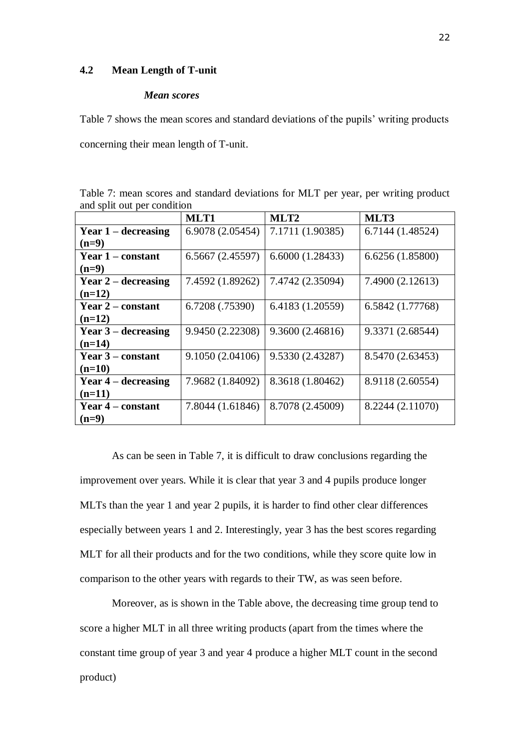## 4.2 Mean Length of T-unit

***Mean scores***

Table 7 shows the mean scores and standard deviations of the pupils' writing products concerning their mean length of T-unit.

Table 7: mean scores and standard deviations for MLT per year, per writing product and split out per condition

| | MLT1 | MLT2 | MLT3 |
|---|---|---|---|
| **Year 1 – decreasing (n=9)** | 6.9078 (2.05454) | 7.1711 (1.90385) | 6.7144 (1.48524) |
| **Year 1 – constant (n=9)** | 6.5667 (2.45597) | 6.6000 (1.28433) | 6.6256 (1.85800) |
| **Year 2 – decreasing (n=12)** | 7.4592 (1.89262) | 7.4742 (2.35094) | 7.4900 (2.12613) |
| **Year 2 – constant (n=12)** | 6.7208 (.75390) | 6.4183 (1.20559) | 6.5842 (1.77768) |
| **Year 3 – decreasing (n=14)** | 9.9450 (2.22308) | 9.3600 (2.46816) | 9.3371 (2.68544) |
| **Year 3 – constant (n=10)** | 9.1050 (2.04106) | 9.5330 (2.43287) | 8.5470 (2.63453) |
| **Year 4 – decreasing (n=11)** | 7.9682 (1.84092) | 8.3618 (1.80462) | 8.9118 (2.60554) |
| **Year 4 – constant (n=9)** | 7.8044 (1.61846) | 8.7078 (2.45009) | 8.2244 (2.11070) |

As can be seen in Table 7, it is difficult to draw conclusions regarding the improvement over years. While it is clear that year 3 and 4 pupils produce longer MLTs than the year 1 and year 2 pupils, it is harder to find other clear differences especially between years 1 and 2. Interestingly, year 3 has the best scores regarding MLT for all their products and for the two conditions, while they score quite low in comparison to the other years with regards to their TW, as was seen before.

Moreover, as is shown in the Table above, the decreasing time group tend to score a higher MLT in all three writing products (apart from the times where the constant time group of year 3 and year 4 produce a higher MLT count in the second product)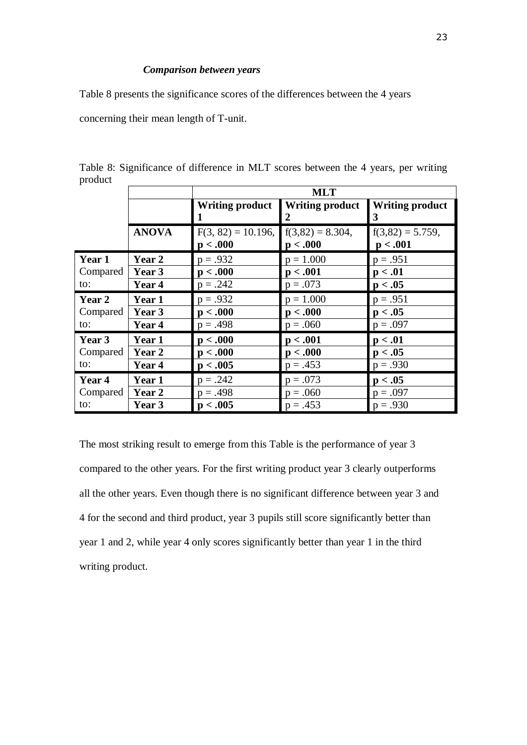### *Comparison between years*

Table 8 presents the significance scores of the differences between the 4 years concerning their mean length of T-unit.

Table 8: Significance of difference in MLT scores between the 4 years, per writing product

| | | **MLT** | | |
|---|---|---|---|---|
| | | **Writing product 1** | **Writing product 2** | **Writing product 3** |
| | **ANOVA** | $F(3, 82) = 10.196$, **$p < .000$** | $f(3,82) = 8.304$, **$p < .000$** | $f(3,82) = 5.759$, **$p < .001$** |
| **Year 1** Compared to: | **Year 2** | $p = .932$ | $p = 1.000$ | $p = .951$ |
| | **Year 3** | **$p < .000$** | **$p < .001$** | **$p < .01$** |
| | **Year 4** | $p = .242$ | $p = .073$ | **$p < .05$** |
| **Year 2** Compared to: | **Year 1** | $p = .932$ | $p = 1.000$ | $p = .951$ |
| | **Year 3** | **$p < .000$** | **$p < .000$** | **$p < .05$** |
| | **Year 4** | $p = .498$ | $p = .060$ | $p = .097$ |
| **Year 3** Compared to: | **Year 1** | **$p < .000$** | **$p < .001$** | **$p < .01$** |
| | **Year 2** | **$p < .000$** | **$p < .000$** | **$p < .05$** |
| | **Year 4** | **$p < .005$** | $p = .453$ | $p = .930$ |
| **Year 4** Compared to: | **Year 1** | $p = .242$ | $p = .073$ | **$p < .05$** |
| | **Year 2** | $p = .498$ | $p = .060$ | $p = .097$ |
| | **Year 3** | **$p < .005$** | $p = .453$ | $p = .930$ |

The most striking result to emerge from this Table is the performance of year 3 compared to the other years. For the first writing product year 3 clearly outperforms all the other years. Even though there is no significant difference between year 3 and 4 for the second and third product, year 3 pupils still score significantly better than year 1 and 2, while year 4 only scores significantly better than year 1 in the third writing product.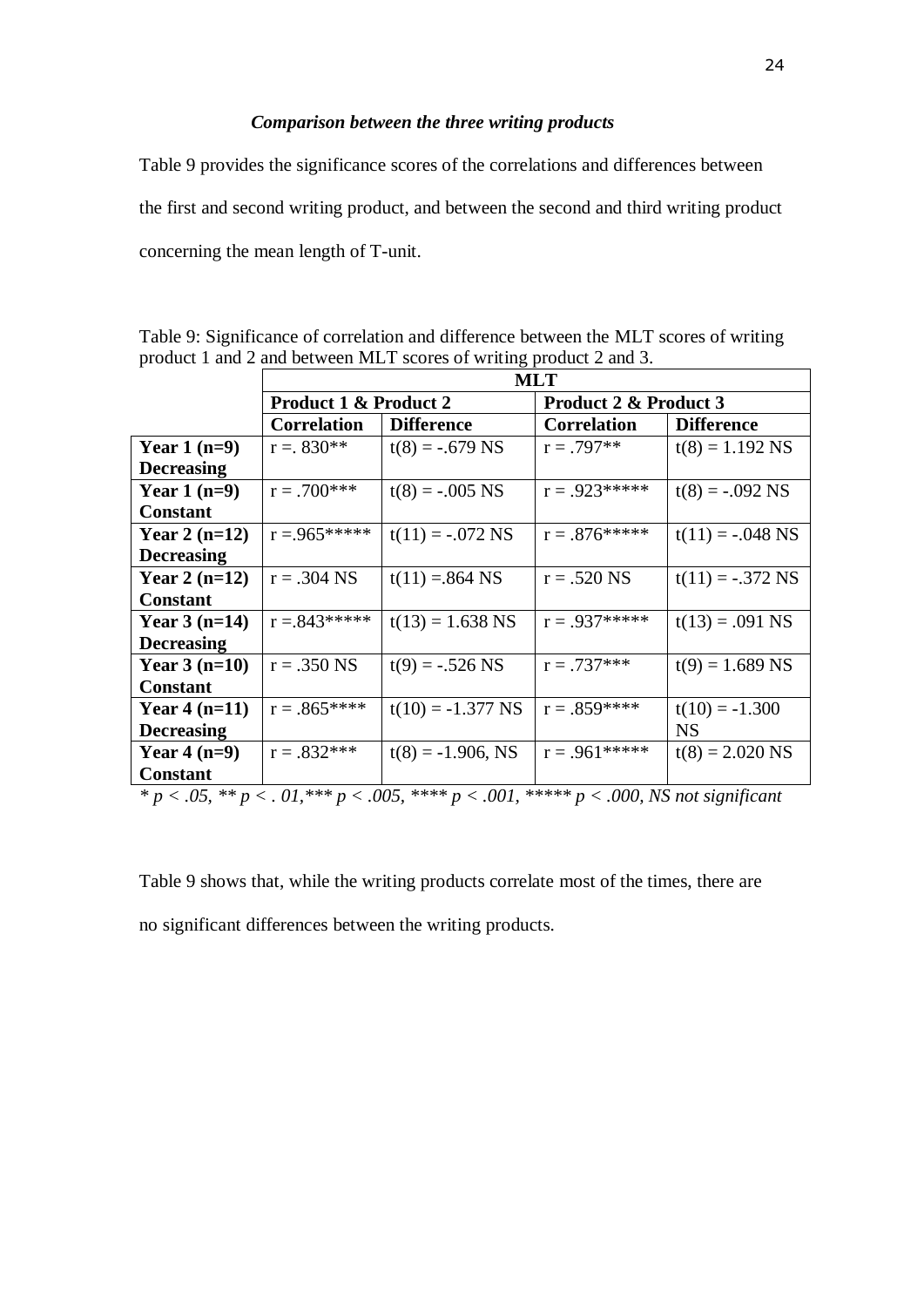### *Comparison between the three writing products*

Table 9 provides the significance scores of the correlations and differences between the first and second writing product, and between the second and third writing product concerning the mean length of T-unit.

Table 9: Significance of correlation and difference between the MLT scores of writing product 1 and 2 and between MLT scores of writing product 2 and 3.

| | **MLT** | | | |
|---|---|---|---|---|
| | **Product 1 & Product 2** | | **Product 2 & Product 3** | |
| | **Correlation** | **Difference** | **Correlation** | **Difference** |
| **Year 1 (n=9) Decreasing** | r =. 830** | t(8) = -.679 NS | r = .797** | t(8) = 1.192 NS |
| **Year 1 (n=9) Constant** | r = .700*** | t(8) = -.005 NS | r = .923***** | t(8) = -.092 NS |
| **Year 2 (n=12) Decreasing** | r =.965***** | t(11) = -.072 NS | r = .876***** | t(11) = -.048 NS |
| **Year 2 (n=12) Constant** | r = .304 NS | t(11) =.864 NS | r = .520 NS | t(11) = -.372 NS |
| **Year 3 (n=14) Decreasing** | r =.843***** | t(13) = 1.638 NS | r = .937***** | t(13) = .091 NS |
| **Year 3 (n=10) Constant** | r = .350 NS | t(9) = -.526 NS | r = .737*** | t(9) = 1.689 NS |
| **Year 4 (n=11) Decreasing** | r = .865**** | t(10) = -1.377 NS | r = .859**** | t(10) = -1.300 NS |
| **Year 4 (n=9) Constant** | r = .832*** | t(8) = -1.906, NS | r = .961***** | t(8) = 2.020 NS |

*\* p < .05, \*\* p < . 01,\*\*\* p < .005, \*\*\*\* p < .001, \*\*\*\*\* p < .000, NS not significant*

Table 9 shows that, while the writing products correlate most of the times, there are no significant differences between the writing products.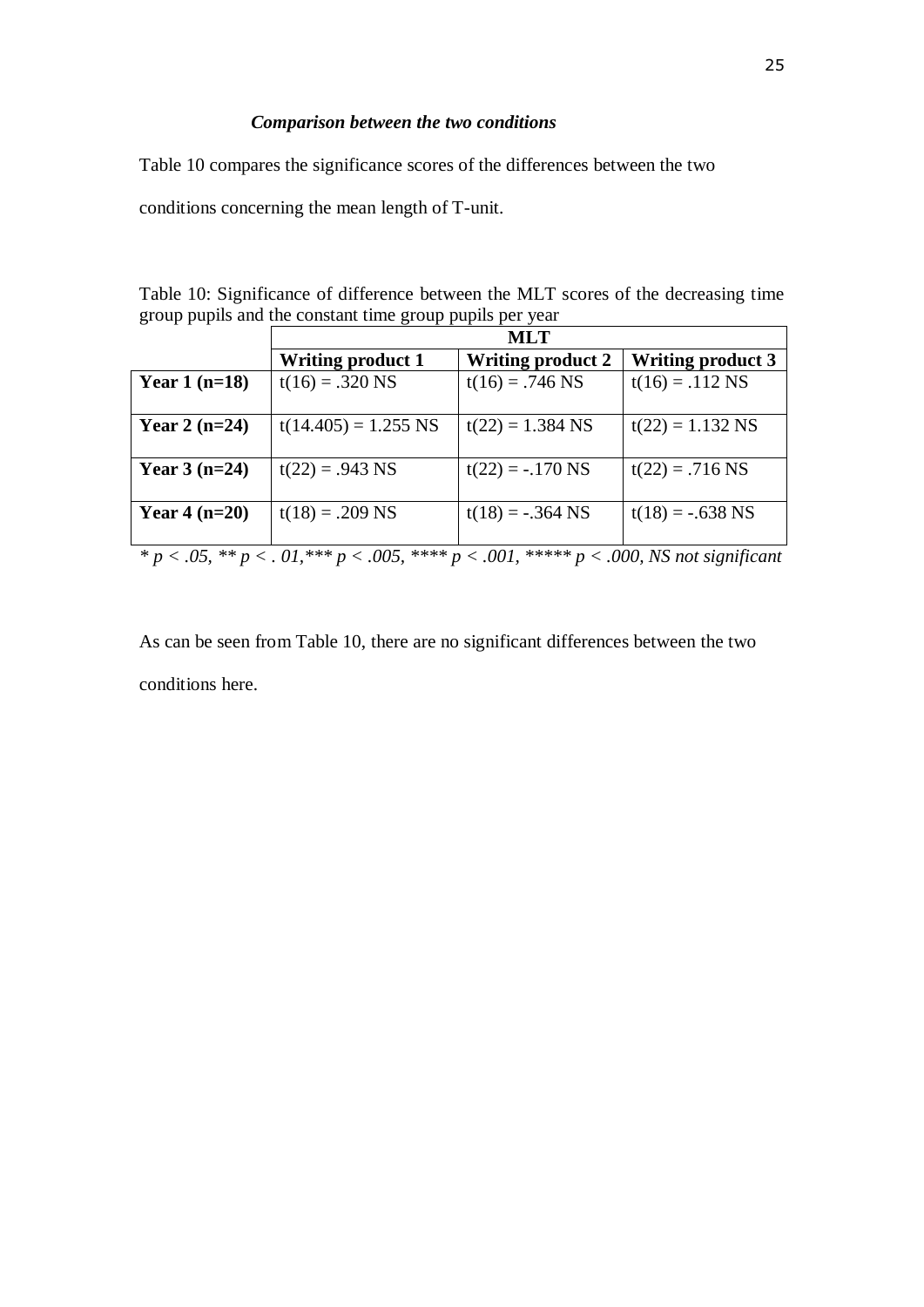### *Comparison between the two conditions*

Table 10 compares the significance scores of the differences between the two conditions concerning the mean length of T-unit.

Table 10: Significance of difference between the MLT scores of the decreasing time group pupils and the constant time group pupils per year

| | MLT | | |
|---|---|---|---|
| | **Writing product 1** | **Writing product 2** | **Writing product 3** |
| **Year 1 (n=18)** | $t(16) = .320$ NS | $t(16) = .746$ NS | $t(16) = .112$ NS |
| **Year 2 (n=24)** | $t(14.405) = 1.255$ NS | $t(22) = 1.384$ NS | $t(22) = 1.132$ NS |
| **Year 3 (n=24)** | $t(22) = .943$ NS | $t(22) = -.170$ NS | $t(22) = .716$ NS |
| **Year 4 (n=20)** | $t(18) = .209$ NS | $t(18) = -.364$ NS | $t(18) = -.638$ NS |

*\* $p < .05$, \*\* $p < .01$, \*\*\* $p < .005$, \*\*\*\* $p < .001$, \*\*\*\*\* $p < .000$, NS not significant*

As can be seen from Table 10, there are no significant differences between the two conditions here.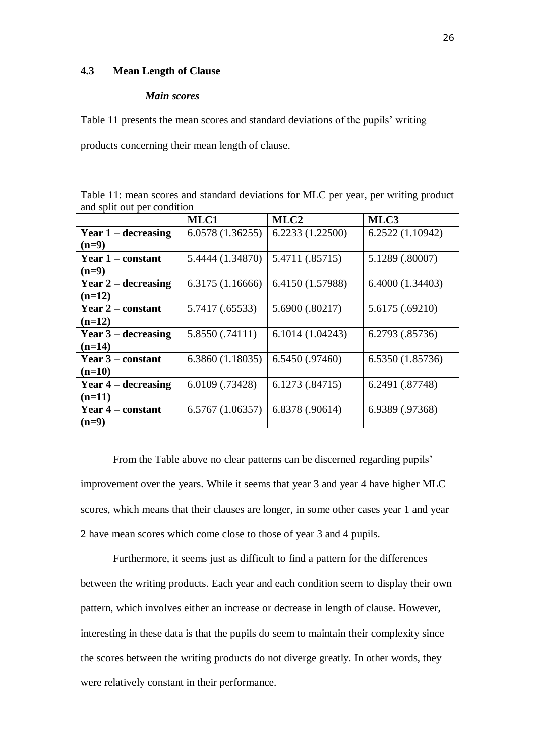## 4.3 Mean Length of Clause

### *Main scores*

Table 11 presents the mean scores and standard deviations of the pupils' writing products concerning their mean length of clause.

Table 11: mean scores and standard deviations for MLC per year, per writing product and split out per condition

| | **MLC1** | **MLC2** | **MLC3** |
|---|---|---|---|
| **Year 1 – decreasing (n=9)** | 6.0578 (1.36255) | 6.2233 (1.22500) | 6.2522 (1.10942) |
| **Year 1 – constant (n=9)** | 5.4444 (1.34870) | 5.4711 (.85715) | 5.1289 (.80007) |
| **Year 2 – decreasing (n=12)** | 6.3175 (1.16666) | 6.4150 (1.57988) | 6.4000 (1.34403) |
| **Year 2 – constant (n=12)** | 5.7417 (.65533) | 5.6900 (.80217) | 5.6175 (.69210) |
| **Year 3 – decreasing (n=14)** | 5.8550 (.74111) | 6.1014 (1.04243) | 6.2793 (.85736) |
| **Year 3 – constant (n=10)** | 6.3860 (1.18035) | 6.5450 (.97460) | 6.5350 (1.85736) |
| **Year 4 – decreasing (n=11)** | 6.0109 (.73428) | 6.1273 (.84715) | 6.2491 (.87748) |
| **Year 4 – constant (n=9)** | 6.5767 (1.06357) | 6.8378 (.90614) | 6.9389 (.97368) |

From the Table above no clear patterns can be discerned regarding pupils' improvement over the years. While it seems that year 3 and year 4 have higher MLC scores, which means that their clauses are longer, in some other cases year 1 and year 2 have mean scores which come close to those of year 3 and 4 pupils.

Furthermore, it seems just as difficult to find a pattern for the differences between the writing products. Each year and each condition seem to display their own pattern, which involves either an increase or decrease in length of clause. However, interesting in these data is that the pupils do seem to maintain their complexity since the scores between the writing products do not diverge greatly. In other words, they were relatively constant in their performance.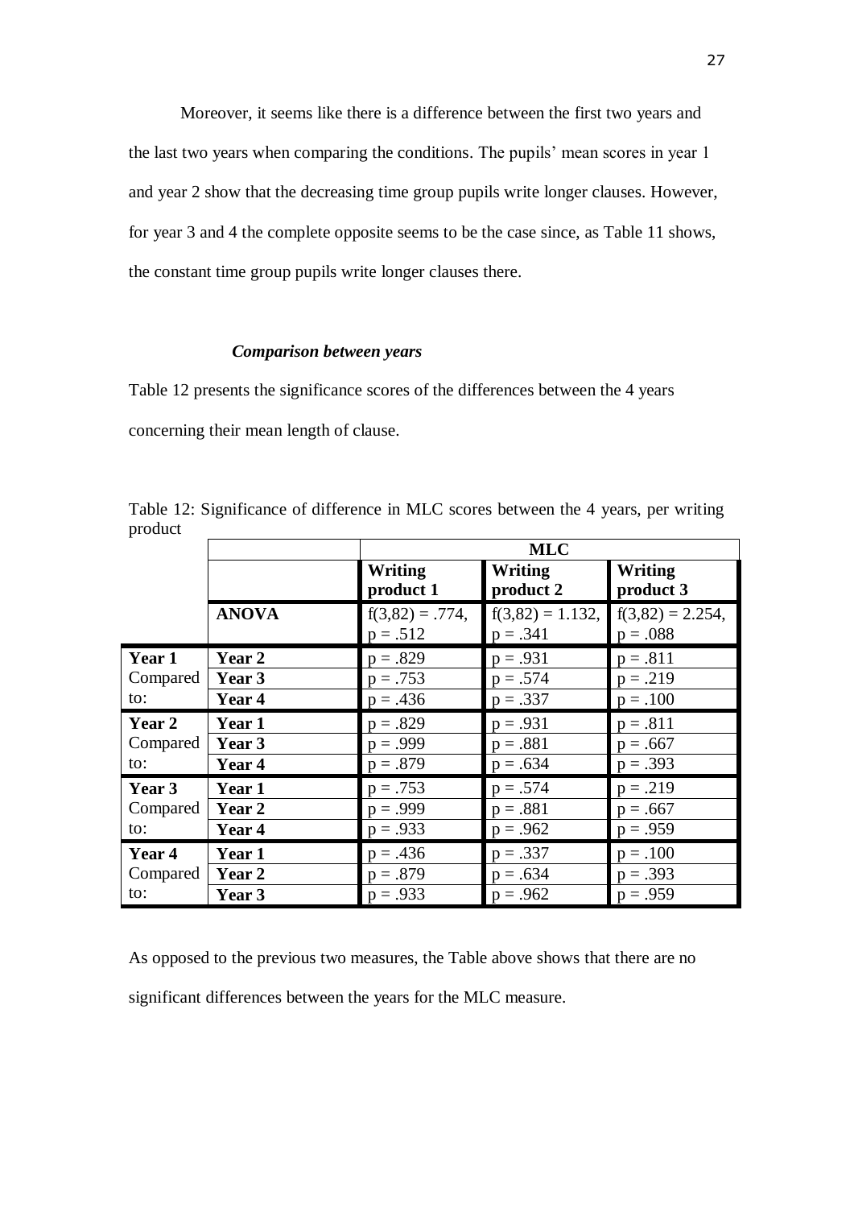Moreover, it seems like there is a difference between the first two years and the last two years when comparing the conditions. The pupils' mean scores in year 1 and year 2 show that the decreasing time group pupils write longer clauses. However, for year 3 and 4 the complete opposite seems to be the case since, as Table 11 shows, the constant time group pupils write longer clauses there.

### *Comparison between years*

Table 12 presents the significance scores of the differences between the 4 years concerning their mean length of clause.

Table 12: Significance of difference in MLC scores between the 4 years, per writing product

| | | **MLC** | | |
|---|---|---|---|---|
| | | **Writing product 1** | **Writing product 2** | **Writing product 3** |
| | **ANOVA** | $f(3,82) = .774$, $p = .512$ | $f(3,82) = 1.132$, $p = .341$ | $f(3,82) = 2.254$, $p = .088$ |
| **Year 1** Compared to: | **Year 2** | $p = .829$ | $p = .931$ | $p = .811$ |
| | **Year 3** | $p = .753$ | $p = .574$ | $p = .219$ |
| | **Year 4** | $p = .436$ | $p = .337$ | $p = .100$ |
| **Year 2** Compared to: | **Year 1** | $p = .829$ | $p = .931$ | $p = .811$ |
| | **Year 3** | $p = .999$ | $p = .881$ | $p = .667$ |
| | **Year 4** | $p = .879$ | $p = .634$ | $p = .393$ |
| **Year 3** Compared to: | **Year 1** | $p = .753$ | $p = .574$ | $p = .219$ |
| | **Year 2** | $p = .999$ | $p = .881$ | $p = .667$ |
| | **Year 4** | $p = .933$ | $p = .962$ | $p = .959$ |
| **Year 4** Compared to: | **Year 1** | $p = .436$ | $p = .337$ | $p = .100$ |
| | **Year 2** | $p = .879$ | $p = .634$ | $p = .393$ |
| | **Year 3** | $p = .933$ | $p = .962$ | $p = .959$ |

As opposed to the previous two measures, the Table above shows that there are no significant differences between the years for the MLC measure.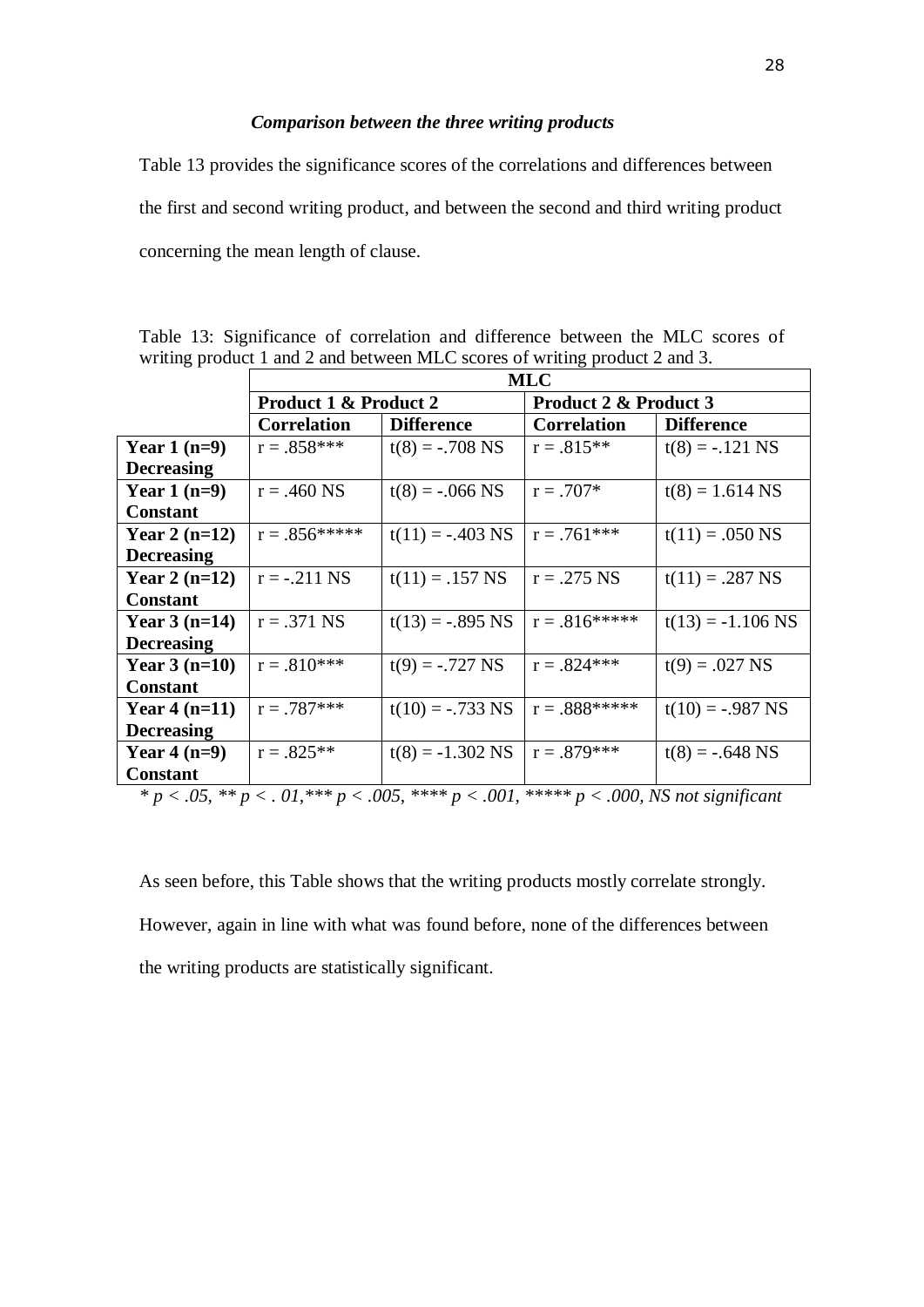### *Comparison between the three writing products*

Table 13 provides the significance scores of the correlations and differences between the first and second writing product, and between the second and third writing product concerning the mean length of clause.

Table 13: Significance of correlation and difference between the MLC scores of writing product 1 and 2 and between MLC scores of writing product 2 and 3.

| | **MLC** | | | |
|---|---|---|---|---|
| | **Product 1 & Product 2** | | **Product 2 & Product 3** | |
| | **Correlation** | **Difference** | **Correlation** | **Difference** |
| **Year 1 (n=9) Decreasing** | r = .858*** | t(8) = -.708 NS | r = .815** | t(8) = -.121 NS |
| **Year 1 (n=9) Constant** | r = .460 NS | t(8) = -.066 NS | r = .707* | t(8) = 1.614 NS |
| **Year 2 (n=12) Decreasing** | r = .856***** | t(11) = -.403 NS | r = .761*** | t(11) = .050 NS |
| **Year 2 (n=12) Constant** | r = -.211 NS | t(11) = .157 NS | r = .275 NS | t(11) = .287 NS |
| **Year 3 (n=14) Decreasing** | r = .371 NS | t(13) = -.895 NS | r = .816***** | t(13) = -1.106 NS |
| **Year 3 (n=10) Constant** | r = .810*** | t(9) = -.727 NS | r = .824*** | t(9) = .027 NS |
| **Year 4 (n=11) Decreasing** | r = .787*** | t(10) = -.733 NS | r = .888***** | t(10) = -.987 NS |
| **Year 4 (n=9) Constant** | r = .825** | t(8) = -1.302 NS | r = .879*** | t(8) = -.648 NS |

*\* p < .05, \*\* p < . 01,\*\*\* p < .005, \*\*\*\* p < .001, \*\*\*\*\* p < .000, NS not significant*

As seen before, this Table shows that the writing products mostly correlate strongly. However, again in line with what was found before, none of the differences between the writing products are statistically significant.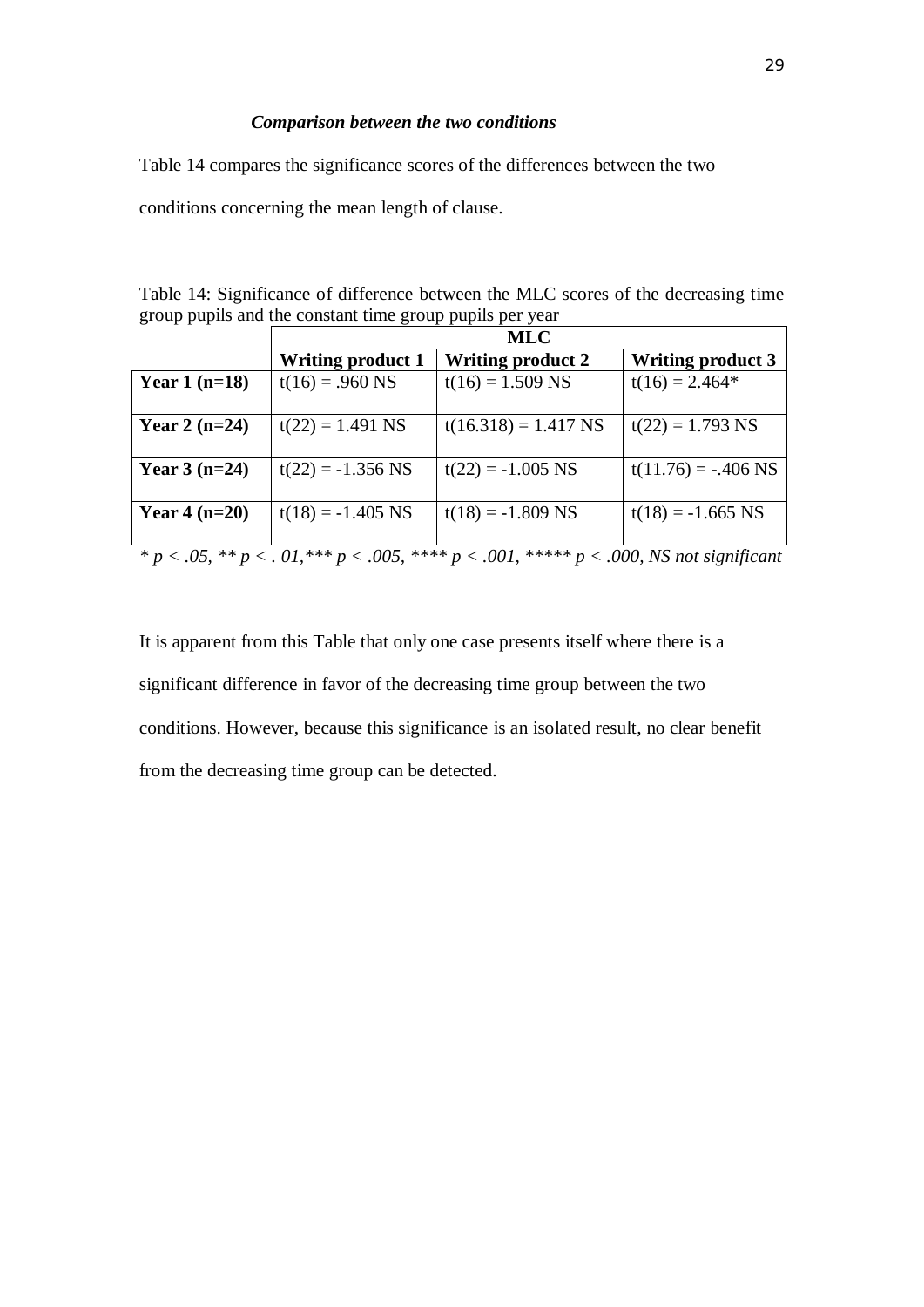### *Comparison between the two conditions*

Table 14 compares the significance scores of the differences between the two conditions concerning the mean length of clause.

Table 14: Significance of difference between the MLC scores of the decreasing time group pupils and the constant time group pupils per year

| | MLC | | |
|---|---|---|---|
| | **Writing product 1** | **Writing product 2** | **Writing product 3** |
| **Year 1 (n=18)** | $t(16) = .960$ NS | $t(16) = 1.509$ NS | $t(16) = 2.464$* |
| **Year 2 (n=24)** | $t(22) = 1.491$ NS | $t(16.318) = 1.417$ NS | $t(22) = 1.793$ NS |
| **Year 3 (n=24)** | $t(22) = -1.356$ NS | $t(22) = -1.005$ NS | $t(11.76) = -.406$ NS |
| **Year 4 (n=20)** | $t(18) = -1.405$ NS | $t(18) = -1.809$ NS | $t(18) = -1.665$ NS |

*\* $p < .05$, \*\* $p < .01$, \*\*\* $p < .005$, \*\*\*\* $p < .001$, \*\*\*\*\* $p < .000$, NS not significant*

It is apparent from this Table that only one case presents itself where there is a significant difference in favor of the decreasing time group between the two conditions. However, because this significance is an isolated result, no clear benefit from the decreasing time group can be detected.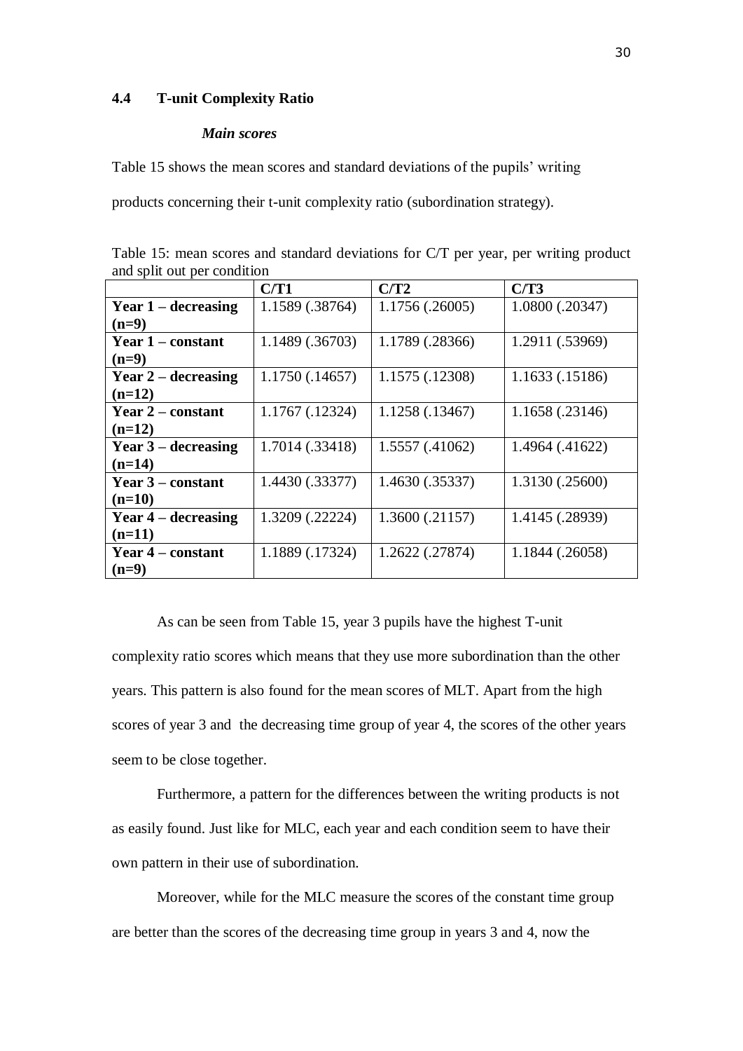## 4.4 T-unit Complexity Ratio

### *Main scores*

Table 15 shows the mean scores and standard deviations of the pupils' writing products concerning their t-unit complexity ratio (subordination strategy).

Table 15: mean scores and standard deviations for C/T per year, per writing product and split out per condition

| | C/T1 | C/T2 | C/T3 |
|---|---|---|---|
| **Year 1 – decreasing (n=9)** | 1.1589 (.38764) | 1.1756 (.26005) | 1.0800 (.20347) |
| **Year 1 – constant (n=9)** | 1.1489 (.36703) | 1.1789 (.28366) | 1.2911 (.53969) |
| **Year 2 – decreasing (n=12)** | 1.1750 (.14657) | 1.1575 (.12308) | 1.1633 (.15186) |
| **Year 2 – constant (n=12)** | 1.1767 (.12324) | 1.1258 (.13467) | 1.1658 (.23146) |
| **Year 3 – decreasing (n=14)** | 1.7014 (.33418) | 1.5557 (.41062) | 1.4964 (.41622) |
| **Year 3 – constant (n=10)** | 1.4430 (.33377) | 1.4630 (.35337) | 1.3130 (.25600) |
| **Year 4 – decreasing (n=11)** | 1.3209 (.22224) | 1.3600 (.21157) | 1.4145 (.28939) |
| **Year 4 – constant (n=9)** | 1.1889 (.17324) | 1.2622 (.27874) | 1.1844 (.26058) |

As can be seen from Table 15, year 3 pupils have the highest T-unit complexity ratio scores which means that they use more subordination than the other years. This pattern is also found for the mean scores of MLT. Apart from the high scores of year 3 and the decreasing time group of year 4, the scores of the other years seem to be close together.

Furthermore, a pattern for the differences between the writing products is not as easily found. Just like for MLC, each year and each condition seem to have their own pattern in their use of subordination.

Moreover, while for the MLC measure the scores of the constant time group are better than the scores of the decreasing time group in years 3 and 4, now the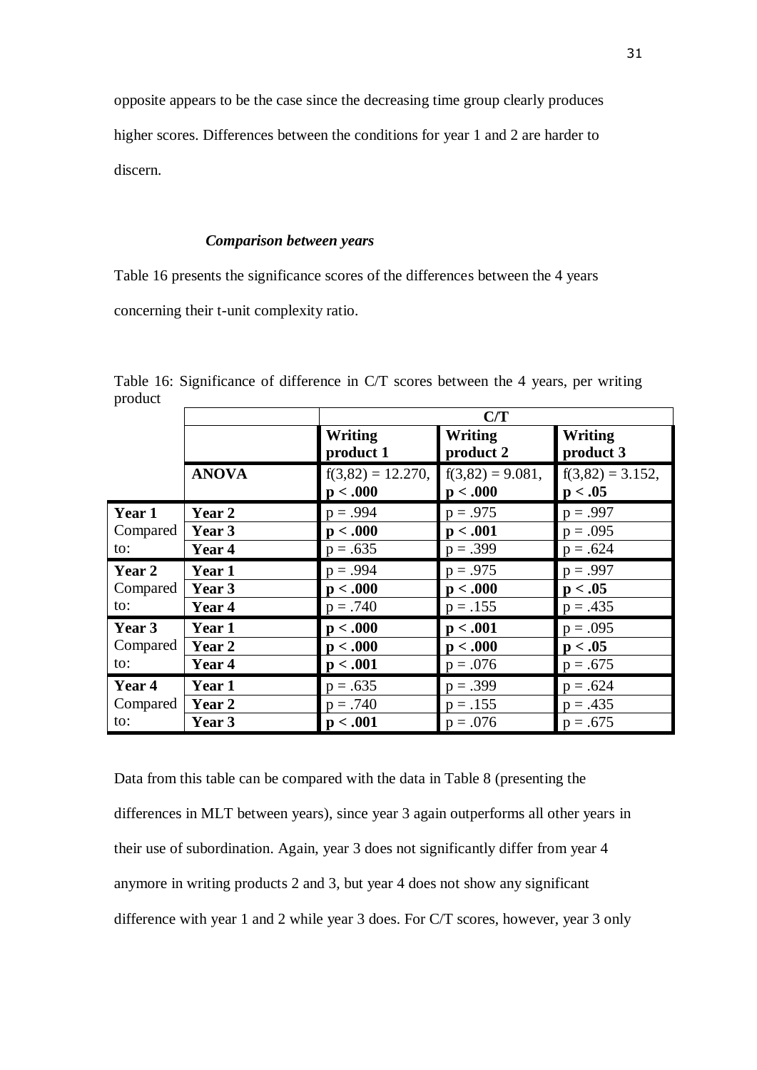opposite appears to be the case since the decreasing time group clearly produces higher scores. Differences between the conditions for year 1 and 2 are harder to discern.

### *Comparison between years*

Table 16 presents the significance scores of the differences between the 4 years concerning their t-unit complexity ratio.

Table 16: Significance of difference in C/T scores between the 4 years, per writing product

| | | C/T | | |
|---|---|---|---|---|
| | | **Writing product 1** | **Writing product 2** | **Writing product 3** |
| | **ANOVA** | $f(3,82) = 12.270$, $\mathbf{p < .000}$ | $f(3,82) = 9.081$, $\mathbf{p < .000}$ | $f(3,82) = 3.152$, $\mathbf{p < .05}$ |
| **Year 1** Compared to: | **Year 2** | $p = .994$ | $p = .975$ | $p = .997$ |
| | **Year 3** | $\mathbf{p < .000}$ | $\mathbf{p < .001}$ | $p = .095$ |
| | **Year 4** | $p = .635$ | $p = .399$ | $p = .624$ |
| **Year 2** Compared to: | **Year 1** | $p = .994$ | $p = .975$ | $p = .997$ |
| | **Year 3** | $\mathbf{p < .000}$ | $\mathbf{p < .000}$ | $\mathbf{p < .05}$ |
| | **Year 4** | $p = .740$ | $p = .155$ | $p = .435$ |
| **Year 3** Compared to: | **Year 1** | $\mathbf{p < .000}$ | $\mathbf{p < .001}$ | $p = .095$ |
| | **Year 2** | $\mathbf{p < .000}$ | $\mathbf{p < .000}$ | $\mathbf{p < .05}$ |
| | **Year 4** | $\mathbf{p < .001}$ | $p = .076$ | $p = .675$ |
| **Year 4** Compared to: | **Year 1** | $p = .635$ | $p = .399$ | $p = .624$ |
| | **Year 2** | $p = .740$ | $p = .155$ | $p = .435$ |
| | **Year 3** | $\mathbf{p < .001}$ | $p = .076$ | $p = .675$ |

Data from this table can be compared with the data in Table 8 (presenting the differences in MLT between years), since year 3 again outperforms all other years in their use of subordination. Again, year 3 does not significantly differ from year 4 anymore in writing products 2 and 3, but year 4 does not show any significant difference with year 1 and 2 while year 3 does. For C/T scores, however, year 3 only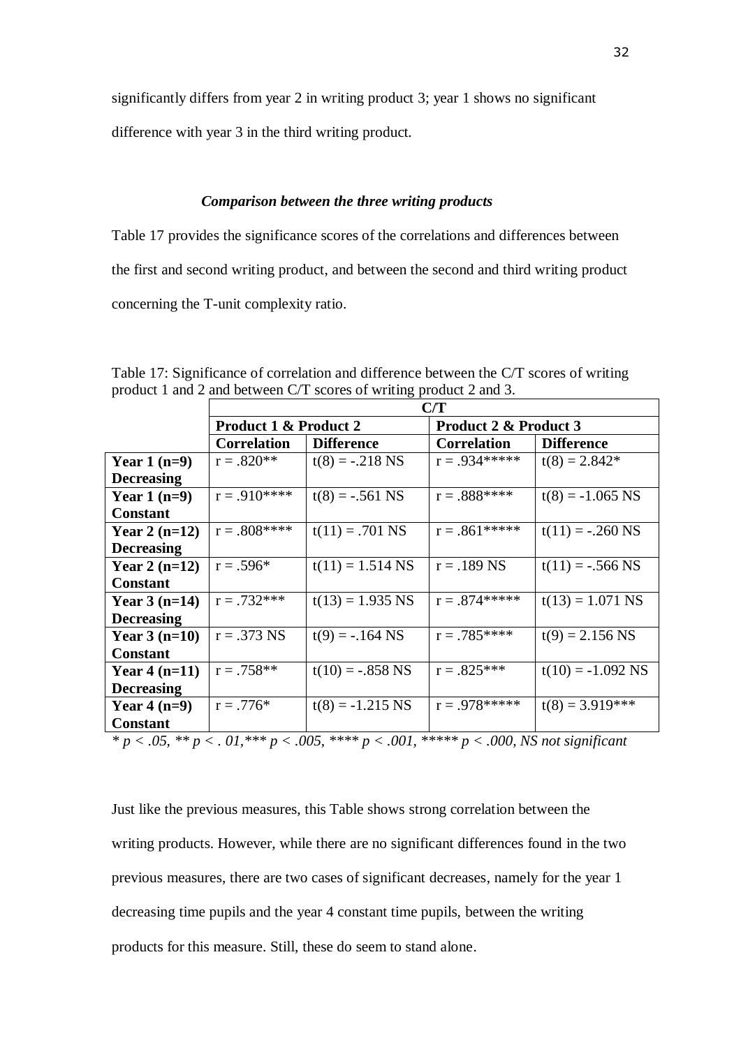significantly differs from year 2 in writing product 3; year 1 shows no significant difference with year 3 in the third writing product.

### *Comparison between the three writing products*

Table 17 provides the significance scores of the correlations and differences between the first and second writing product, and between the second and third writing product concerning the T-unit complexity ratio.

Table 17: Significance of correlation and difference between the C/T scores of writing product 1 and 2 and between C/T scores of writing product 2 and 3.

| | **C/T** | | | |
|---|---|---|---|---|
| | **Product 1 & Product 2** | | **Product 2 & Product 3** | |
| | **Correlation** | **Difference** | **Correlation** | **Difference** |
| **Year 1 (n=9) Decreasing** | r = .820** | t(8) = -.218 NS | r = .934***** | t(8) = 2.842* |
| **Year 1 (n=9) Constant** | r = .910**** | t(8) = -.561 NS | r = .888**** | t(8) = -1.065 NS |
| **Year 2 (n=12) Decreasing** | r = .808**** | t(11) = .701 NS | r = .861***** | t(11) = -.260 NS |
| **Year 2 (n=12) Constant** | r = .596* | t(11) = 1.514 NS | r = .189 NS | t(11) = -.566 NS |
| **Year 3 (n=14) Decreasing** | r = .732*** | t(13) = 1.935 NS | r = .874***** | t(13) = 1.071 NS |
| **Year 3 (n=10) Constant** | r = .373 NS | t(9) = -.164 NS | r = .785**** | t(9) = 2.156 NS |
| **Year 4 (n=11) Decreasing** | r = .758** | t(10) = -.858 NS | r = .825*** | t(10) = -1.092 NS |
| **Year 4 (n=9) Constant** | r = .776* | t(8) = -1.215 NS | r = .978***** | t(8) = 3.919*** |

*\* p < .05, ** p < . 01,*** p < .005, **** p < .001, ***** p < .000, NS not significant*

Just like the previous measures, this Table shows strong correlation between the writing products. However, while there are no significant differences found in the two previous measures, there are two cases of significant decreases, namely for the year 1 decreasing time pupils and the year 4 constant time pupils, between the writing products for this measure. Still, these do seem to stand alone.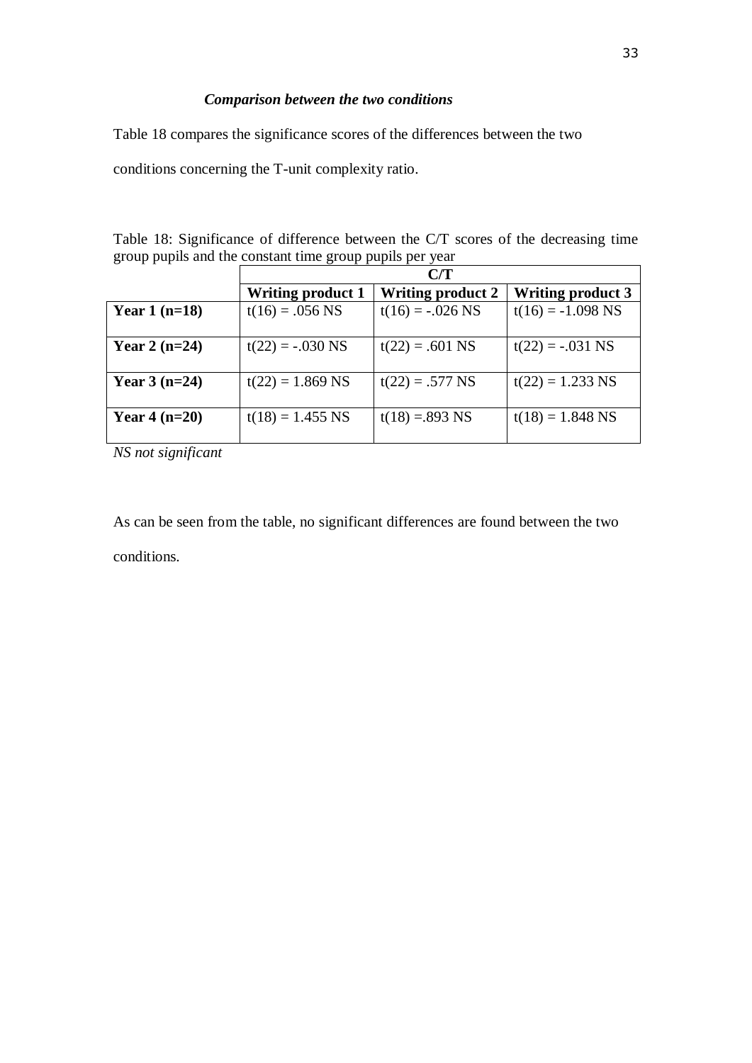### *Comparison between the two conditions*

Table 18 compares the significance scores of the differences between the two conditions concerning the T-unit complexity ratio.

Table 18: Significance of difference between the C/T scores of the decreasing time group pupils and the constant time group pupils per year

| | C/T | | |
|---|---|---|---|
| | **Writing product 1** | **Writing product 2** | **Writing product 3** |
| **Year 1 (n=18)** | $t(16) = .056$ NS | $t(16) = -.026$ NS | $t(16) = -1.098$ NS |
| **Year 2 (n=24)** | $t(22) = -.030$ NS | $t(22) = .601$ NS | $t(22) = -.031$ NS |
| **Year 3 (n=24)** | $t(22) = 1.869$ NS | $t(22) = .577$ NS | $t(22) = 1.233$ NS |
| **Year 4 (n=20)** | $t(18) = 1.455$ NS | $t(18) = .893$ NS | $t(18) = 1.848$ NS |

*NS not significant*

As can be seen from the table, no significant differences are found between the two conditions.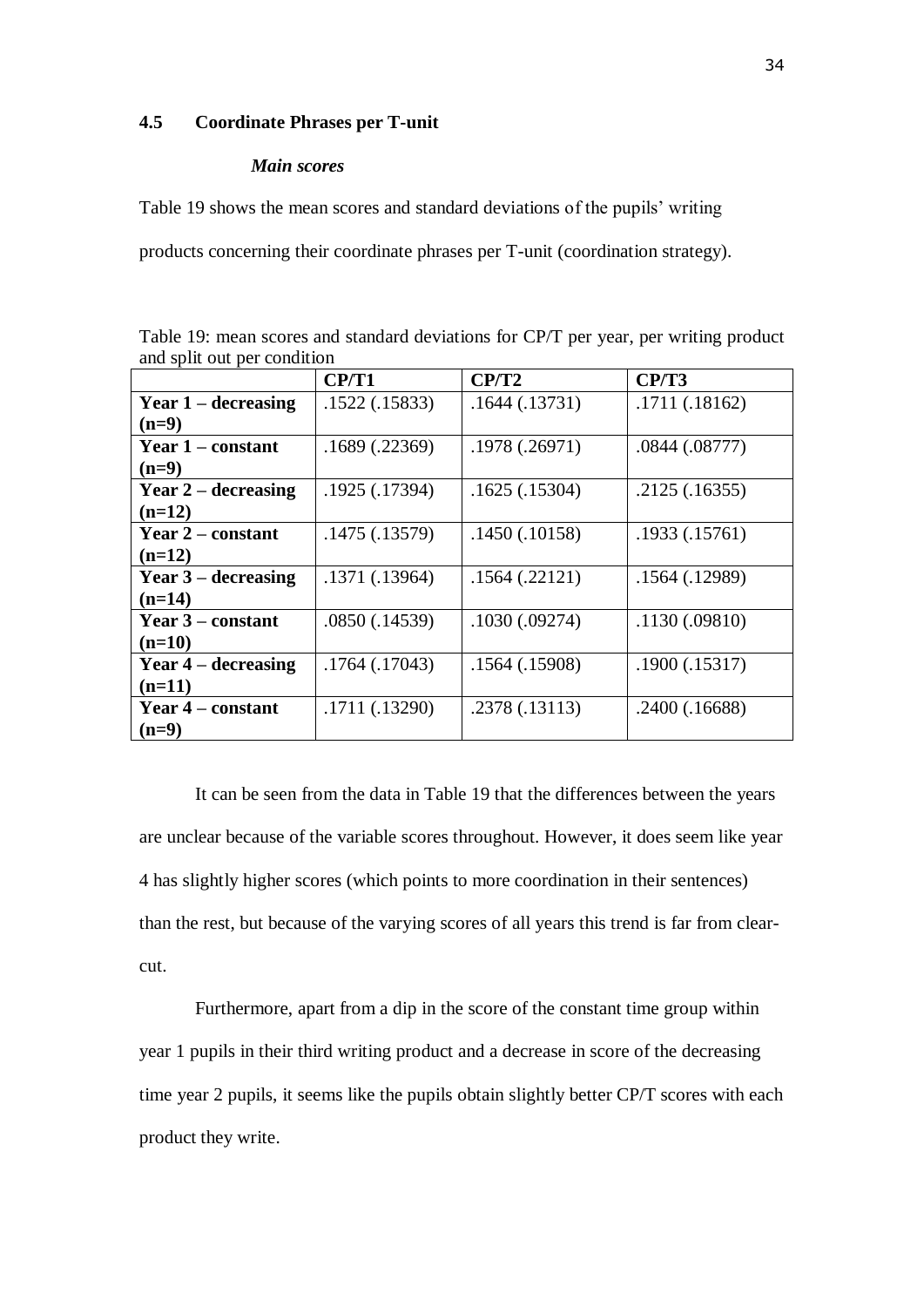## 4.5 Coordinate Phrases per T-unit

### *Main scores*

Table 19 shows the mean scores and standard deviations of the pupils' writing products concerning their coordinate phrases per T-unit (coordination strategy).

Table 19: mean scores and standard deviations for CP/T per year, per writing product and split out per condition

| | **CP/T1** | **CP/T2** | **CP/T3** |
|---|---|---|---|
| **Year 1 – decreasing (n=9)** | .1522 (.15833) | .1644 (.13731) | .1711 (.18162) |
| **Year 1 – constant (n=9)** | .1689 (.22369) | .1978 (.26971) | .0844 (.08777) |
| **Year 2 – decreasing (n=12)** | .1925 (.17394) | .1625 (.15304) | .2125 (.16355) |
| **Year 2 – constant (n=12)** | .1475 (.13579) | .1450 (.10158) | .1933 (.15761) |
| **Year 3 – decreasing (n=14)** | .1371 (.13964) | .1564 (.22121) | .1564 (.12989) |
| **Year 3 – constant (n=10)** | .0850 (.14539) | .1030 (.09274) | .1130 (.09810) |
| **Year 4 – decreasing (n=11)** | .1764 (.17043) | .1564 (.15908) | .1900 (.15317) |
| **Year 4 – constant (n=9)** | .1711 (.13290) | .2378 (.13113) | .2400 (.16688) |

It can be seen from the data in Table 19 that the differences between the years are unclear because of the variable scores throughout. However, it does seem like year 4 has slightly higher scores (which points to more coordination in their sentences) than the rest, but because of the varying scores of all years this trend is far from clear-cut.

Furthermore, apart from a dip in the score of the constant time group within year 1 pupils in their third writing product and a decrease in score of the decreasing time year 2 pupils, it seems like the pupils obtain slightly better CP/T scores with each product they write.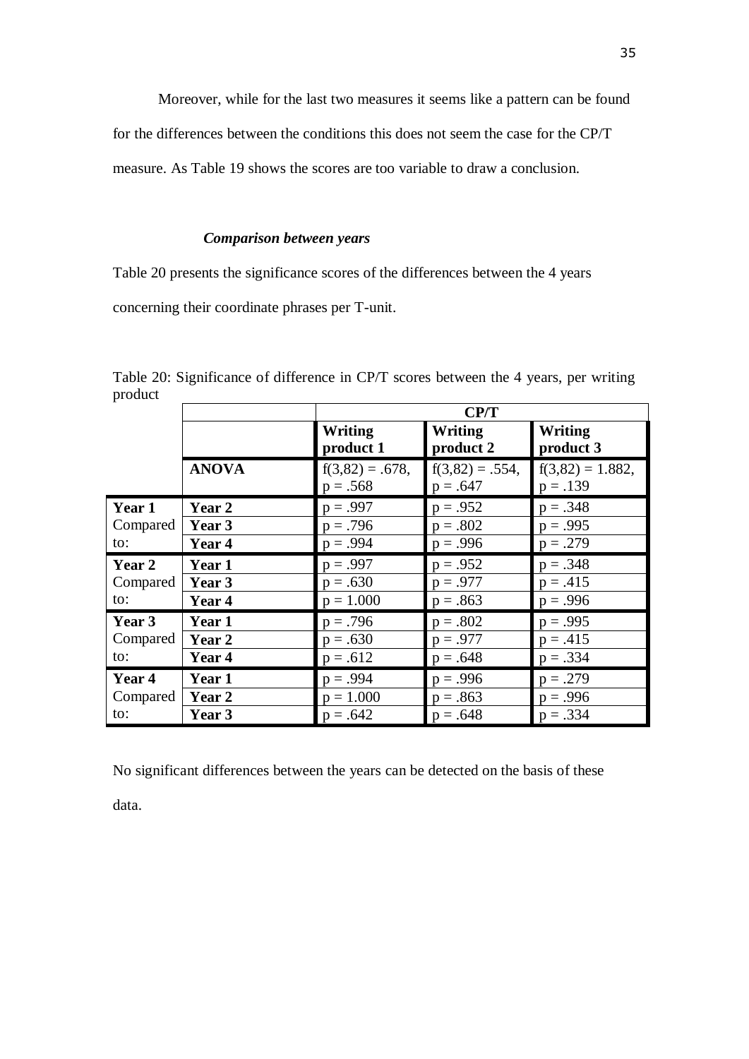Moreover, while for the last two measures it seems like a pattern can be found for the differences between the conditions this does not seem the case for the CP/T measure. As Table 19 shows the scores are too variable to draw a conclusion.

### *Comparison between years*

Table 20 presents the significance scores of the differences between the 4 years concerning their coordinate phrases per T-unit.

Table 20: Significance of difference in CP/T scores between the 4 years, per writing product

| | | CP/T | | |
|---|---|---|---|---|
| | | **Writing product 1** | **Writing product 2** | **Writing product 3** |
| | **ANOVA** | $f(3,82) = .678$, $p = .568$ | $f(3,82) = .554$, $p = .647$ | $f(3,82) = 1.882$, $p = .139$ |
| **Year 1** Compared to: | **Year 2** | $p = .997$ | $p = .952$ | $p = .348$ |
| | **Year 3** | $p = .796$ | $p = .802$ | $p = .995$ |
| | **Year 4** | $p = .994$ | $p = .996$ | $p = .279$ |
| **Year 2** Compared to: | **Year 1** | $p = .997$ | $p = .952$ | $p = .348$ |
| | **Year 3** | $p = .630$ | $p = .977$ | $p = .415$ |
| | **Year 4** | $p = 1.000$ | $p = .863$ | $p = .996$ |
| **Year 3** Compared to: | **Year 1** | $p = .796$ | $p = .802$ | $p = .995$ |
| | **Year 2** | $p = .630$ | $p = .977$ | $p = .415$ |
| | **Year 4** | $p = .612$ | $p = .648$ | $p = .334$ |
| **Year 4** Compared to: | **Year 1** | $p = .994$ | $p = .996$ | $p = .279$ |
| | **Year 2** | $p = 1.000$ | $p = .863$ | $p = .996$ |
| | **Year 3** | $p = .642$ | $p = .648$ | $p = .334$ |

No significant differences between the years can be detected on the basis of these data.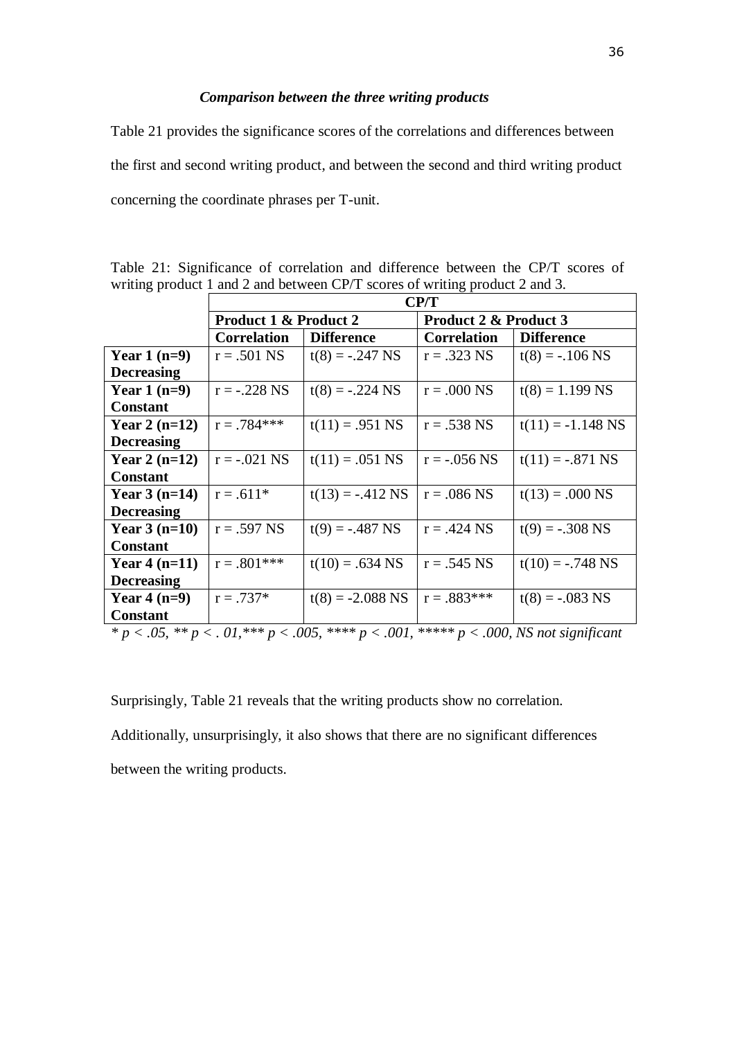*Comparison between the three writing products*

Table 21 provides the significance scores of the correlations and differences between the first and second writing product, and between the second and third writing product concerning the coordinate phrases per T-unit.

Table 21: Significance of correlation and difference between the CP/T scores of writing product 1 and 2 and between CP/T scores of writing product 2 and 3.

| | CP/T | | | |
|---|---|---|---|---|
| | **Product 1 & Product 2** | | **Product 2 & Product 3** | |
| | **Correlation** | **Difference** | **Correlation** | **Difference** |
| **Year 1 (n=9) Decreasing** | r = .501 NS | t(8) = -.247 NS | r = .323 NS | t(8) = -.106 NS |
| **Year 1 (n=9) Constant** | r = -.228 NS | t(8) = -.224 NS | r = .000 NS | t(8) = 1.199 NS |
| **Year 2 (n=12) Decreasing** | r = .784*** | t(11) = .951 NS | r = .538 NS | t(11) = -1.148 NS |
| **Year 2 (n=12) Constant** | r = -.021 NS | t(11) = .051 NS | r = -.056 NS | t(11) = -.871 NS |
| **Year 3 (n=14) Decreasing** | r = .611* | t(13) = -.412 NS | r = .086 NS | t(13) = .000 NS |
| **Year 3 (n=10) Constant** | r = .597 NS | t(9) = -.487 NS | r = .424 NS | t(9) = -.308 NS |
| **Year 4 (n=11) Decreasing** | r = .801*** | t(10) = .634 NS | r = .545 NS | t(10) = -.748 NS |
| **Year 4 (n=9) Constant** | r = .737* | t(8) = -2.088 NS | r = .883*** | t(8) = -.083 NS |

*\* p < .05, \*\* p < . 01,\*\*\* p < .005, \*\*\*\* p < .001, \*\*\*\*\* p < .000, NS not significant*

Surprisingly, Table 21 reveals that the writing products show no correlation. Additionally, unsurprisingly, it also shows that there are no significant differences between the writing products.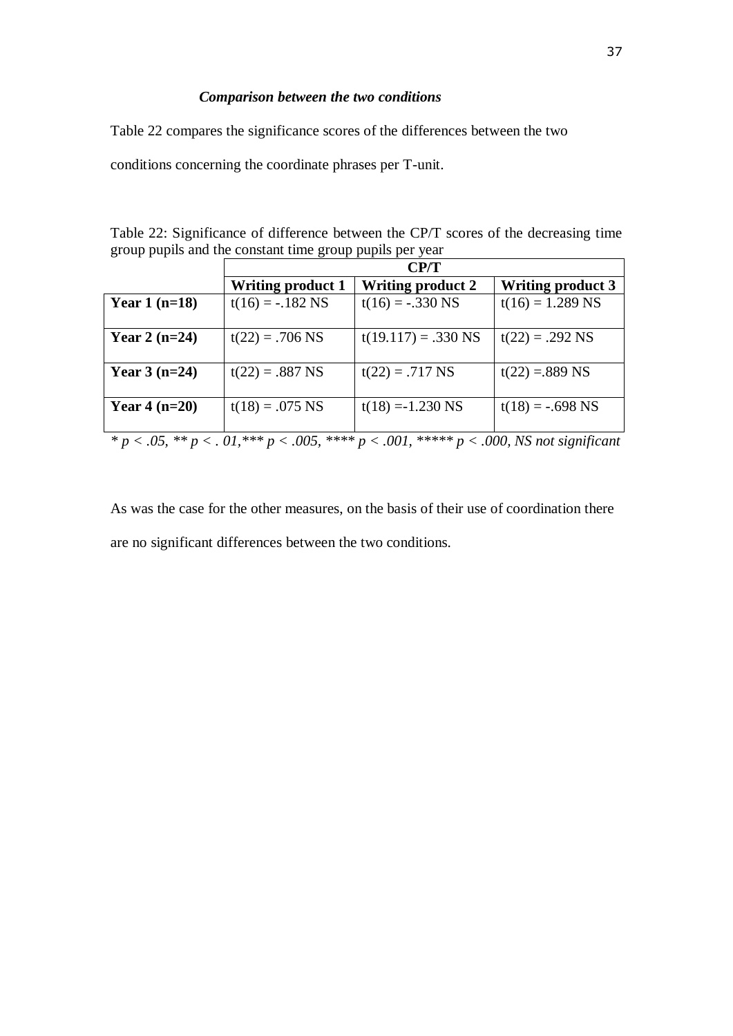### *Comparison between the two conditions*

Table 22 compares the significance scores of the differences between the two conditions concerning the coordinate phrases per T-unit.

Table 22: Significance of difference between the CP/T scores of the decreasing time group pupils and the constant time group pupils per year

| | **CP/T** | | |
|---|---|---|---|
| | **Writing product 1** | **Writing product 2** | **Writing product 3** |
| **Year 1 (n=18)** | $t(16) = -.182$ NS | $t(16) = -.330$ NS | $t(16) = 1.289$ NS |
| **Year 2 (n=24)** | $t(22) = .706$ NS | $t(19.117) = .330$ NS | $t(22) = .292$ NS |
| **Year 3 (n=24)** | $t(22) = .887$ NS | $t(22) = .717$ NS | $t(22) = .889$ NS |
| **Year 4 (n=20)** | $t(18) = .075$ NS | $t(18) = -1.230$ NS | $t(18) = -.698$ NS |

*\* $p < .05$, \*\* $p < .01$, \*\*\* $p < .005$, \*\*\*\* $p < .001$, \*\*\*\*\* $p < .000$, NS not significant*

As was the case for the other measures, on the basis of their use of coordination there are no significant differences between the two conditions.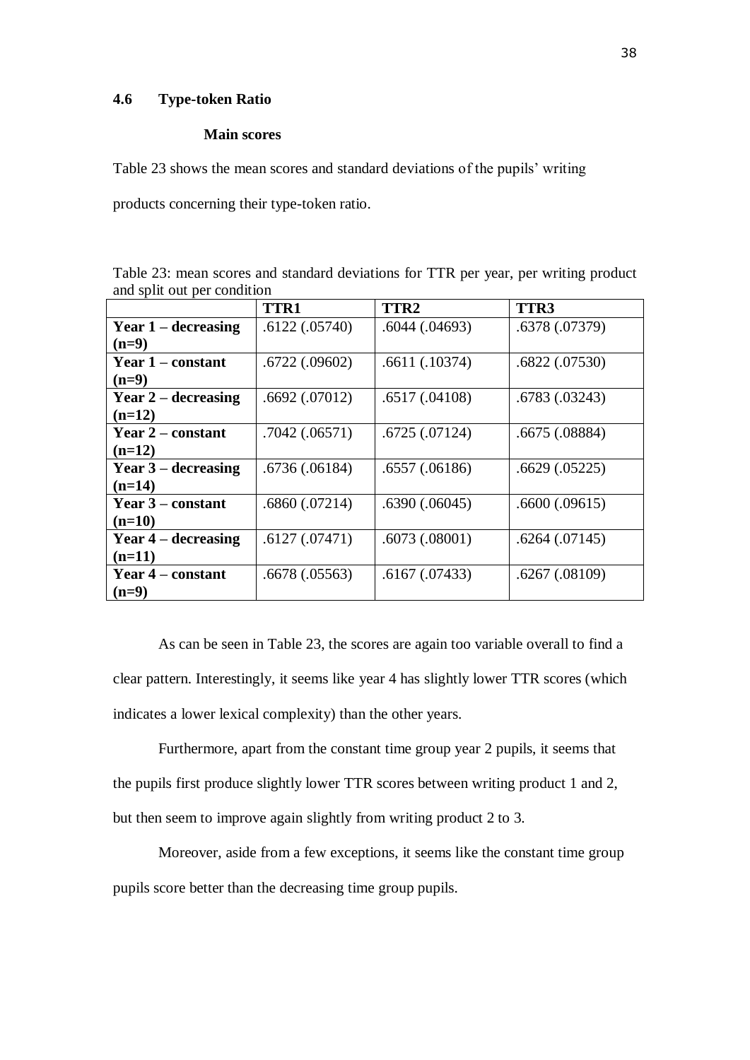## 4.6 Type-token Ratio

### Main scores

Table 23 shows the mean scores and standard deviations of the pupils' writing products concerning their type-token ratio.

Table 23: mean scores and standard deviations for TTR per year, per writing product and split out per condition

| | **TTR1** | **TTR2** | **TTR3** |
|---|---|---|---|
| **Year 1 – decreasing (n=9)** | .6122 (.05740) | .6044 (.04693) | .6378 (.07379) |
| **Year 1 – constant (n=9)** | .6722 (.09602) | .6611 (.10374) | .6822 (.07530) |
| **Year 2 – decreasing (n=12)** | .6692 (.07012) | .6517 (.04108) | .6783 (.03243) |
| **Year 2 – constant (n=12)** | .7042 (.06571) | .6725 (.07124) | .6675 (.08884) |
| **Year 3 – decreasing (n=14)** | .6736 (.06184) | .6557 (.06186) | .6629 (.05225) |
| **Year 3 – constant (n=10)** | .6860 (.07214) | .6390 (.06045) | .6600 (.09615) |
| **Year 4 – decreasing (n=11)** | .6127 (.07471) | .6073 (.08001) | .6264 (.07145) |
| **Year 4 – constant (n=9)** | .6678 (.05563) | .6167 (.07433) | .6267 (.08109) |

As can be seen in Table 23, the scores are again too variable overall to find a clear pattern. Interestingly, it seems like year 4 has slightly lower TTR scores (which indicates a lower lexical complexity) than the other years.

Furthermore, apart from the constant time group year 2 pupils, it seems that the pupils first produce slightly lower TTR scores between writing product 1 and 2, but then seem to improve again slightly from writing product 2 to 3.

Moreover, aside from a few exceptions, it seems like the constant time group pupils score better than the decreasing time group pupils.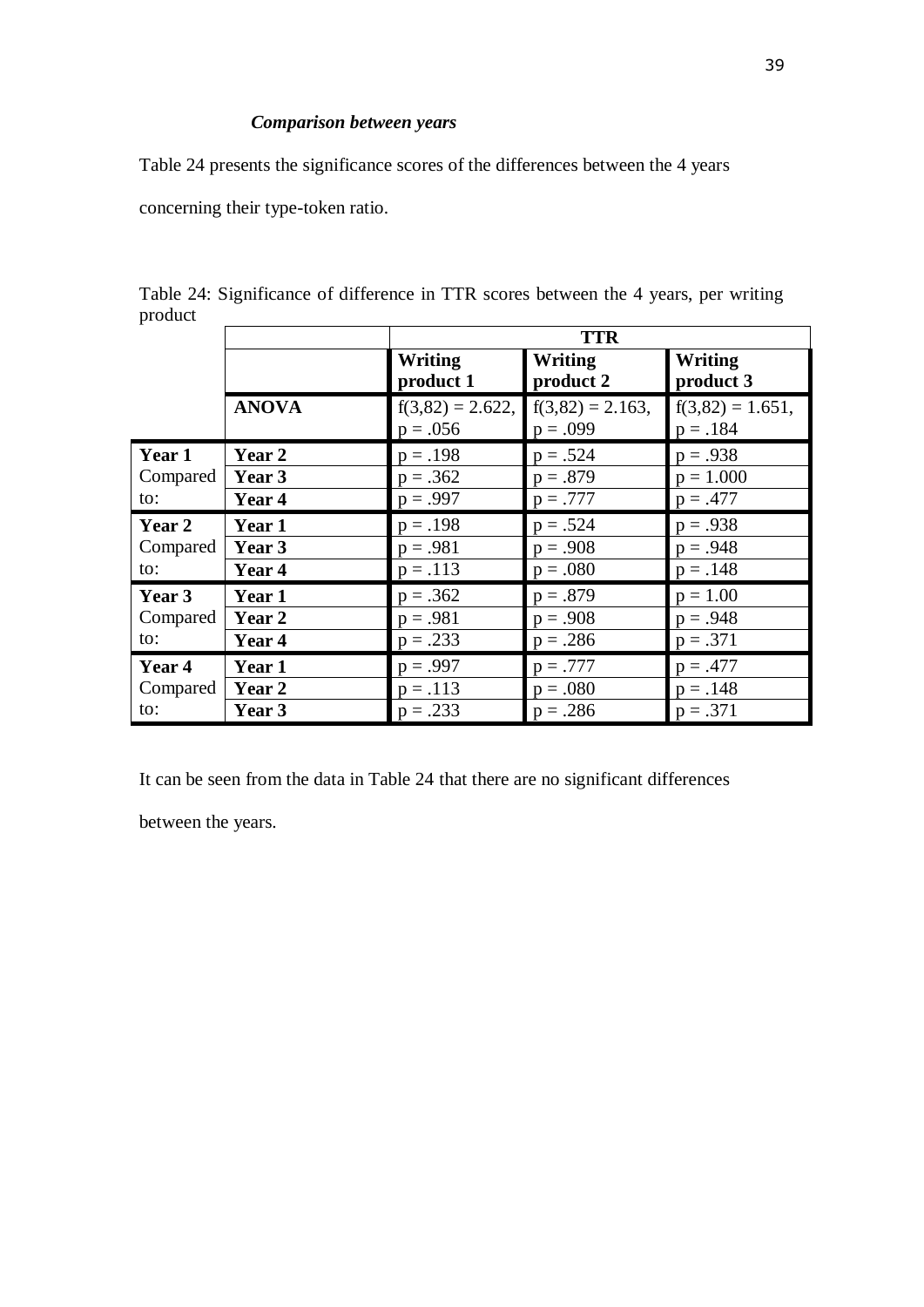### *Comparison between years*

Table 24 presents the significance scores of the differences between the 4 years concerning their type-token ratio.

Table 24: Significance of difference in TTR scores between the 4 years, per writing product

| | | TTR | | |
|---|---|---|---|---|
| | | **Writing product 1** | **Writing product 2** | **Writing product 3** |
| | **ANOVA** | $f(3,82) = 2.622$, $p = .056$ | $f(3,82) = 2.163$, $p = .099$ | $f(3,82) = 1.651$, $p = .184$ |
| **Year 1** Compared to: | **Year 2** | $p = .198$ | $p = .524$ | $p = .938$ |
| | **Year 3** | $p = .362$ | $p = .879$ | $p = 1.000$ |
| | **Year 4** | $p = .997$ | $p = .777$ | $p = .477$ |
| **Year 2** Compared to: | **Year 1** | $p = .198$ | $p = .524$ | $p = .938$ |
| | **Year 3** | $p = .981$ | $p = .908$ | $p = .948$ |
| | **Year 4** | $p = .113$ | $p = .080$ | $p = .148$ |
| **Year 3** Compared to: | **Year 1** | $p = .362$ | $p = .879$ | $p = 1.00$ |
| | **Year 2** | $p = .981$ | $p = .908$ | $p = .948$ |
| | **Year 4** | $p = .233$ | $p = .286$ | $p = .371$ |
| **Year 4** Compared to: | **Year 1** | $p = .997$ | $p = .777$ | $p = .477$ |
| | **Year 2** | $p = .113$ | $p = .080$ | $p = .148$ |
| | **Year 3** | $p = .233$ | $p = .286$ | $p = .371$ |

It can be seen from the data in Table 24 that there are no significant differences between the years.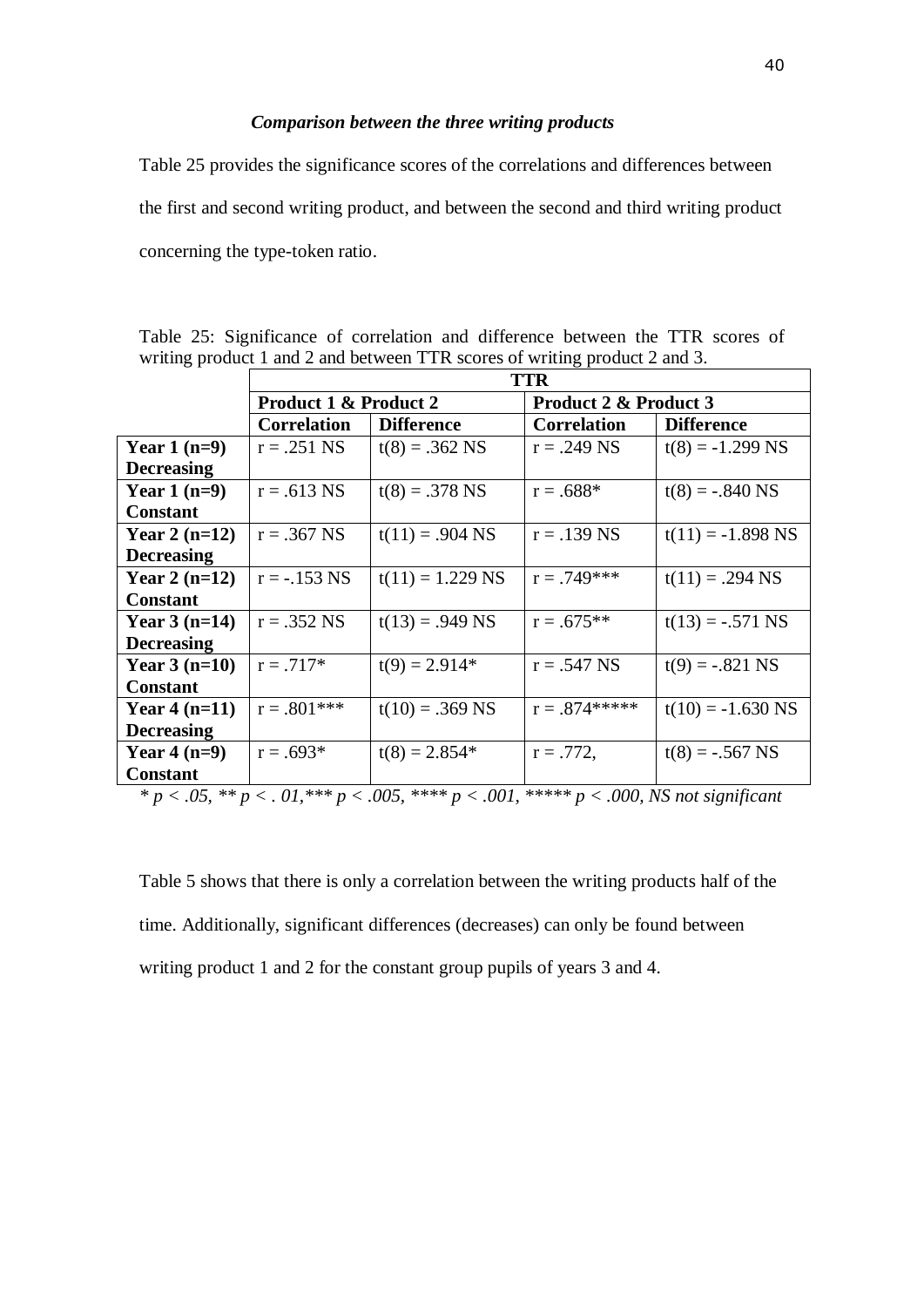### *Comparison between the three writing products*

Table 25 provides the significance scores of the correlations and differences between the first and second writing product, and between the second and third writing product concerning the type-token ratio.

Table 25: Significance of correlation and difference between the TTR scores of writing product 1 and 2 and between TTR scores of writing product 2 and 3.

| | **TTR** | | | |
|---|---|---|---|---|
| | **Product 1 & Product 2** | | **Product 2 & Product 3** | |
| | **Correlation** | **Difference** | **Correlation** | **Difference** |
| **Year 1 (n=9) Decreasing** | r = .251 NS | t(8) = .362 NS | r = .249 NS | t(8) = -1.299 NS |
| **Year 1 (n=9) Constant** | r = .613 NS | t(8) = .378 NS | r = .688* | t(8) = -.840 NS |
| **Year 2 (n=12) Decreasing** | r = .367 NS | t(11) = .904 NS | r = .139 NS | t(11) = -1.898 NS |
| **Year 2 (n=12) Constant** | r = -.153 NS | t(11) = 1.229 NS | r = .749*** | t(11) = .294 NS |
| **Year 3 (n=14) Decreasing** | r = .352 NS | t(13) = .949 NS | r = .675** | t(13) = -.571 NS |
| **Year 3 (n=10) Constant** | r = .717* | t(9) = 2.914* | r = .547 NS | t(9) = -.821 NS |
| **Year 4 (n=11) Decreasing** | r = .801*** | t(10) = .369 NS | r = .874***** | t(10) = -1.630 NS |
| **Year 4 (n=9) Constant** | r = .693* | t(8) = 2.854* | r = .772, | t(8) = -.567 NS |

*\* p < .05, \*\* p < . 01,\*\*\* p < .005, \*\*\*\* p < .001, \*\*\*\*\* p < .000, NS not significant*

Table 5 shows that there is only a correlation between the writing products half of the time. Additionally, significant differences (decreases) can only be found between writing product 1 and 2 for the constant group pupils of years 3 and 4.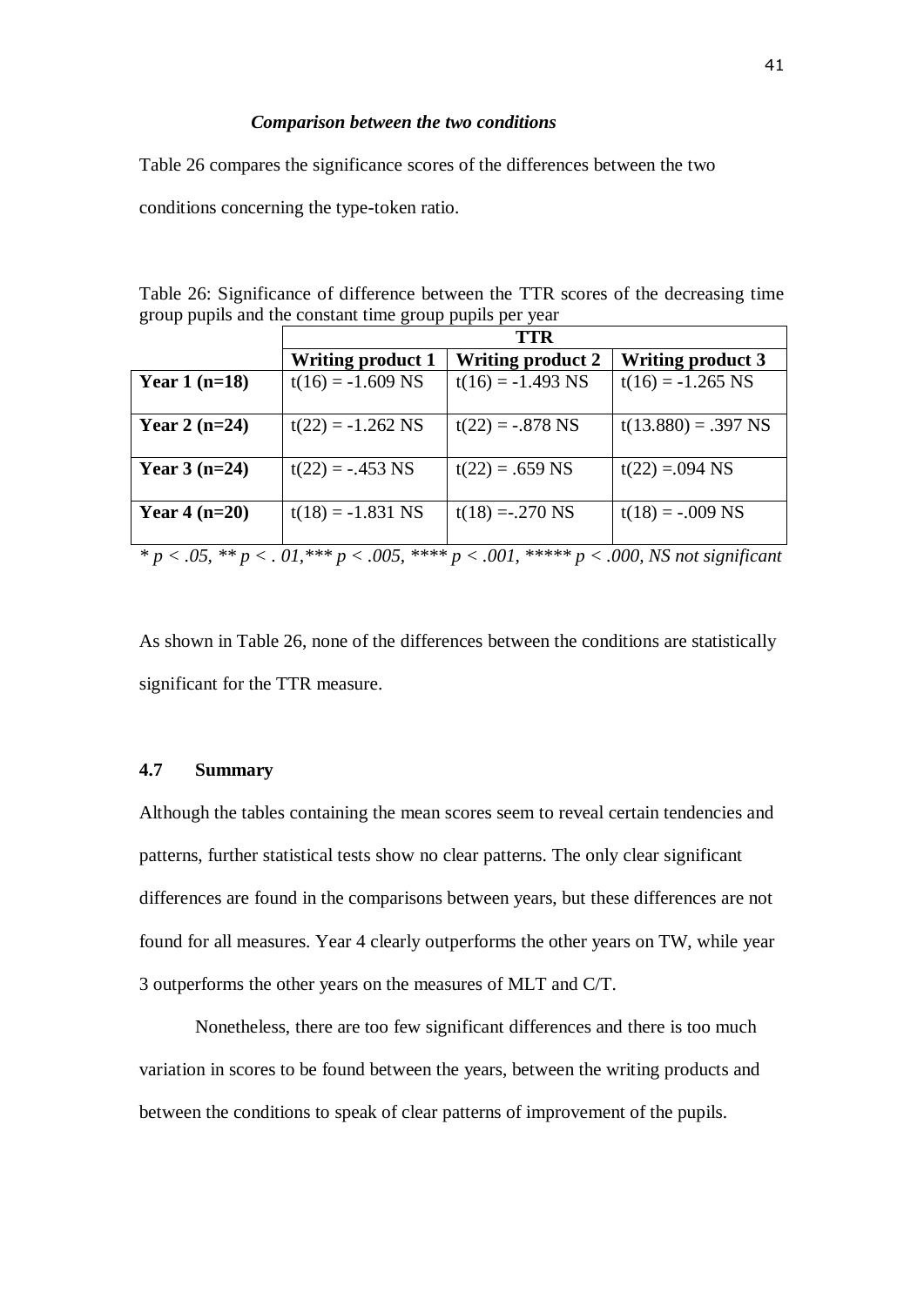### *Comparison between the two conditions*

Table 26 compares the significance scores of the differences between the two conditions concerning the type-token ratio.

Table 26: Significance of difference between the TTR scores of the decreasing time group pupils and the constant time group pupils per year

| | TTR | | |
|---|---|---|---|
| | **Writing product 1** | **Writing product 2** | **Writing product 3** |
| **Year 1 (n=18)** | $t(16) = -1.609$ NS | $t(16) = -1.493$ NS | $t(16) = -1.265$ NS |
| **Year 2 (n=24)** | $t(22) = -1.262$ NS | $t(22) = -.878$ NS | $t(13.880) = .397$ NS |
| **Year 3 (n=24)** | $t(22) = -.453$ NS | $t(22) = .659$ NS | $t(22) = .094$ NS |
| **Year 4 (n=20)** | $t(18) = -1.831$ NS | $t(18) = -.270$ NS | $t(18) = -.009$ NS |

*\* $p < .05$, \*\* $p < .01$, \*\*\* $p < .005$, \*\*\*\* $p < .001$, \*\*\*\*\* $p < .000$, NS not significant*

As shown in Table 26, none of the differences between the conditions are statistically significant for the TTR measure.

## 4.7 Summary

Although the tables containing the mean scores seem to reveal certain tendencies and patterns, further statistical tests show no clear patterns. The only clear significant differences are found in the comparisons between years, but these differences are not found for all measures. Year 4 clearly outperforms the other years on TW, while year 3 outperforms the other years on the measures of MLT and C/T.

Nonetheless, there are too few significant differences and there is too much variation in scores to be found between the years, between the writing products and between the conditions to speak of clear patterns of improvement of the pupils.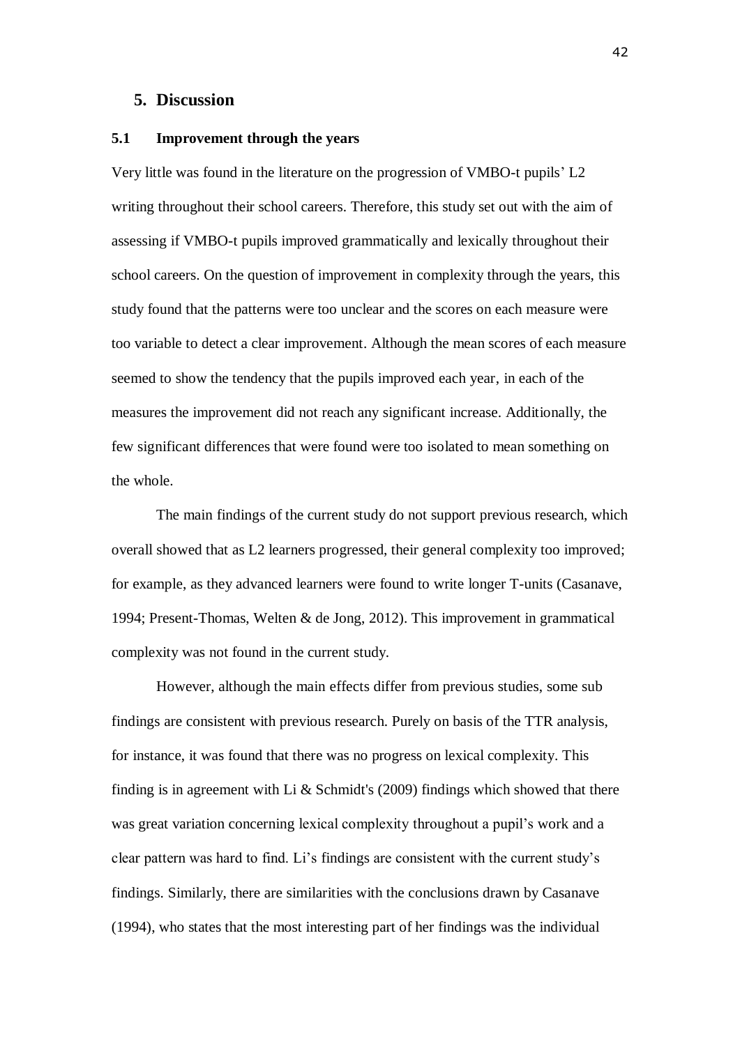# 5. Discussion

## 5.1 Improvement through the years

Very little was found in the literature on the progression of VMBO-t pupils' L2 writing throughout their school careers. Therefore, this study set out with the aim of assessing if VMBO-t pupils improved grammatically and lexically throughout their school careers. On the question of improvement in complexity through the years, this study found that the patterns were too unclear and the scores on each measure were too variable to detect a clear improvement. Although the mean scores of each measure seemed to show the tendency that the pupils improved each year, in each of the measures the improvement did not reach any significant increase. Additionally, the few significant differences that were found were too isolated to mean something on the whole.

The main findings of the current study do not support previous research, which overall showed that as L2 learners progressed, their general complexity too improved; for example, as they advanced learners were found to write longer T-units (Casanave, 1994; Present-Thomas, Welten & de Jong, 2012). This improvement in grammatical complexity was not found in the current study.

However, although the main effects differ from previous studies, some sub findings are consistent with previous research. Purely on basis of the TTR analysis, for instance, it was found that there was no progress on lexical complexity. This finding is in agreement with Li & Schmidt's (2009) findings which showed that there was great variation concerning lexical complexity throughout a pupil's work and a clear pattern was hard to find. Li's findings are consistent with the current study's findings. Similarly, there are similarities with the conclusions drawn by Casanave (1994), who states that the most interesting part of her findings was the individual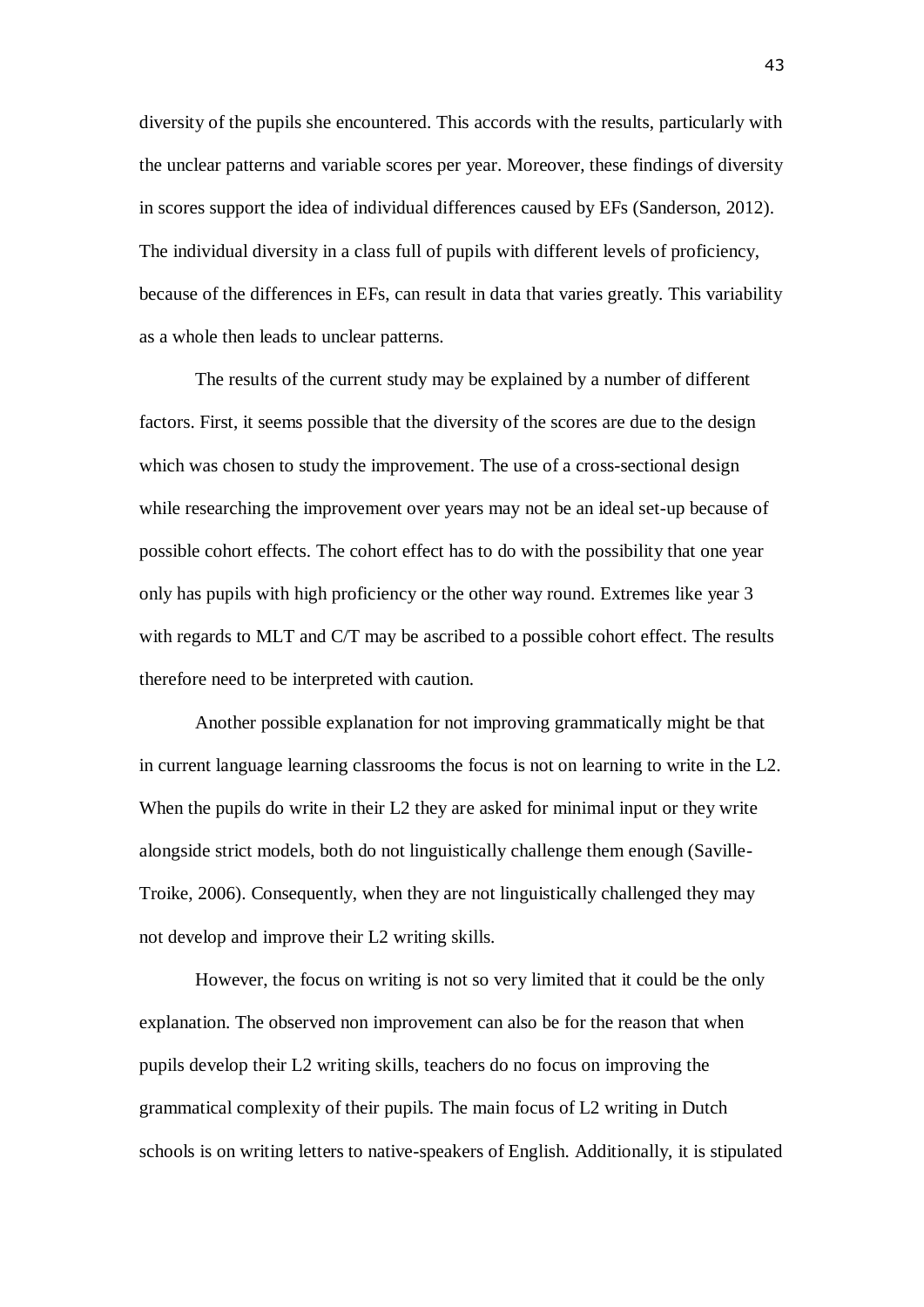diversity of the pupils she encountered. This accords with the results, particularly with the unclear patterns and variable scores per year. Moreover, these findings of diversity in scores support the idea of individual differences caused by EFs (Sanderson, 2012). The individual diversity in a class full of pupils with different levels of proficiency, because of the differences in EFs, can result in data that varies greatly. This variability as a whole then leads to unclear patterns.

The results of the current study may be explained by a number of different factors. First, it seems possible that the diversity of the scores are due to the design which was chosen to study the improvement. The use of a cross-sectional design while researching the improvement over years may not be an ideal set-up because of possible cohort effects. The cohort effect has to do with the possibility that one year only has pupils with high proficiency or the other way round. Extremes like year 3 with regards to MLT and C/T may be ascribed to a possible cohort effect. The results therefore need to be interpreted with caution.

Another possible explanation for not improving grammatically might be that in current language learning classrooms the focus is not on learning to write in the L2. When the pupils do write in their L2 they are asked for minimal input or they write alongside strict models, both do not linguistically challenge them enough (Saville-Troike, 2006). Consequently, when they are not linguistically challenged they may not develop and improve their L2 writing skills.

However, the focus on writing is not so very limited that it could be the only explanation. The observed non improvement can also be for the reason that when pupils develop their L2 writing skills, teachers do no focus on improving the grammatical complexity of their pupils. The main focus of L2 writing in Dutch schools is on writing letters to native-speakers of English. Additionally, it is stipulated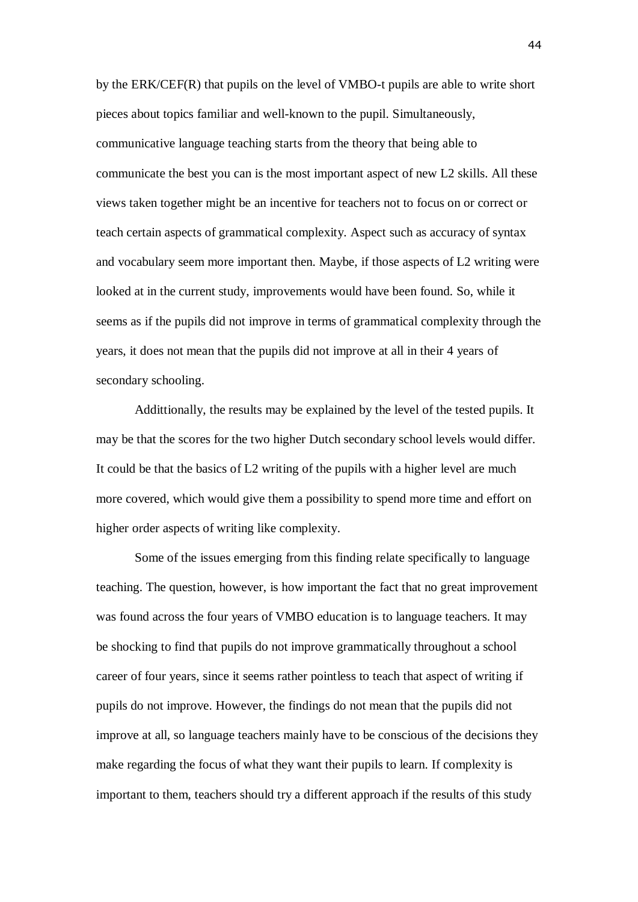by the ERK/CEF(R) that pupils on the level of VMBO-t pupils are able to write short pieces about topics familiar and well-known to the pupil. Simultaneously, communicative language teaching starts from the theory that being able to communicate the best you can is the most important aspect of new L2 skills. All these views taken together might be an incentive for teachers not to focus on or correct or teach certain aspects of grammatical complexity. Aspect such as accuracy of syntax and vocabulary seem more important then. Maybe, if those aspects of L2 writing were looked at in the current study, improvements would have been found. So, while it seems as if the pupils did not improve in terms of grammatical complexity through the years, it does not mean that the pupils did not improve at all in their 4 years of secondary schooling.

Addittionally, the results may be explained by the level of the tested pupils. It may be that the scores for the two higher Dutch secondary school levels would differ. It could be that the basics of L2 writing of the pupils with a higher level are much more covered, which would give them a possibility to spend more time and effort on higher order aspects of writing like complexity.

Some of the issues emerging from this finding relate specifically to language teaching. The question, however, is how important the fact that no great improvement was found across the four years of VMBO education is to language teachers. It may be shocking to find that pupils do not improve grammatically throughout a school career of four years, since it seems rather pointless to teach that aspect of writing if pupils do not improve. However, the findings do not mean that the pupils did not improve at all, so language teachers mainly have to be conscious of the decisions they make regarding the focus of what they want their pupils to learn. If complexity is important to them, teachers should try a different approach if the results of this study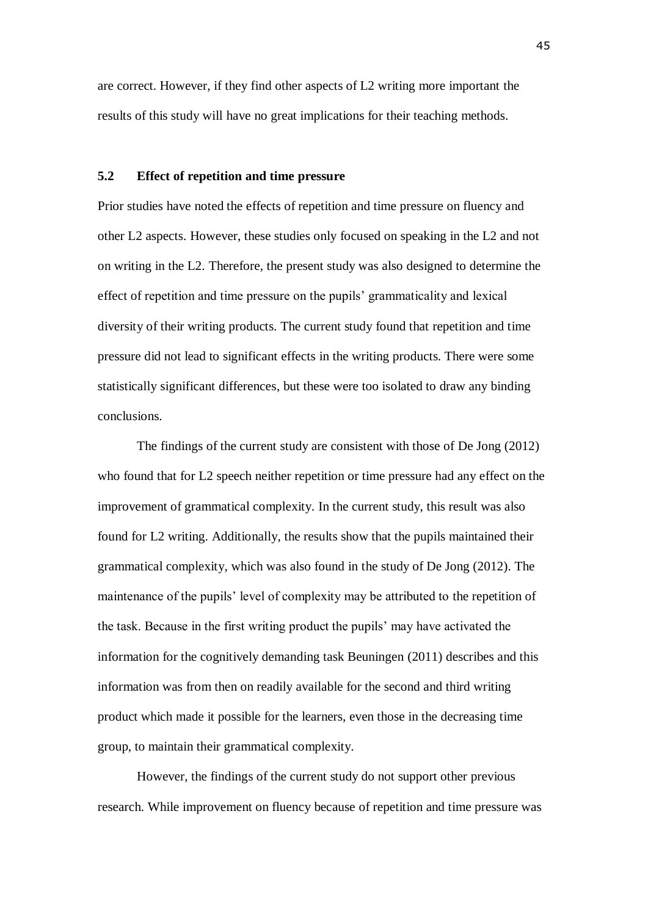are correct. However, if they find other aspects of L2 writing more important the results of this study will have no great implications for their teaching methods.

### 5.2 Effect of repetition and time pressure

Prior studies have noted the effects of repetition and time pressure on fluency and other L2 aspects. However, these studies only focused on speaking in the L2 and not on writing in the L2. Therefore, the present study was also designed to determine the effect of repetition and time pressure on the pupils' grammaticality and lexical diversity of their writing products. The current study found that repetition and time pressure did not lead to significant effects in the writing products. There were some statistically significant differences, but these were too isolated to draw any binding conclusions.

The findings of the current study are consistent with those of De Jong (2012) who found that for L2 speech neither repetition or time pressure had any effect on the improvement of grammatical complexity. In the current study, this result was also found for L2 writing. Additionally, the results show that the pupils maintained their grammatical complexity, which was also found in the study of De Jong (2012). The maintenance of the pupils' level of complexity may be attributed to the repetition of the task. Because in the first writing product the pupils' may have activated the information for the cognitively demanding task Beuningen (2011) describes and this information was from then on readily available for the second and third writing product which made it possible for the learners, even those in the decreasing time group, to maintain their grammatical complexity.

However, the findings of the current study do not support other previous research. While improvement on fluency because of repetition and time pressure was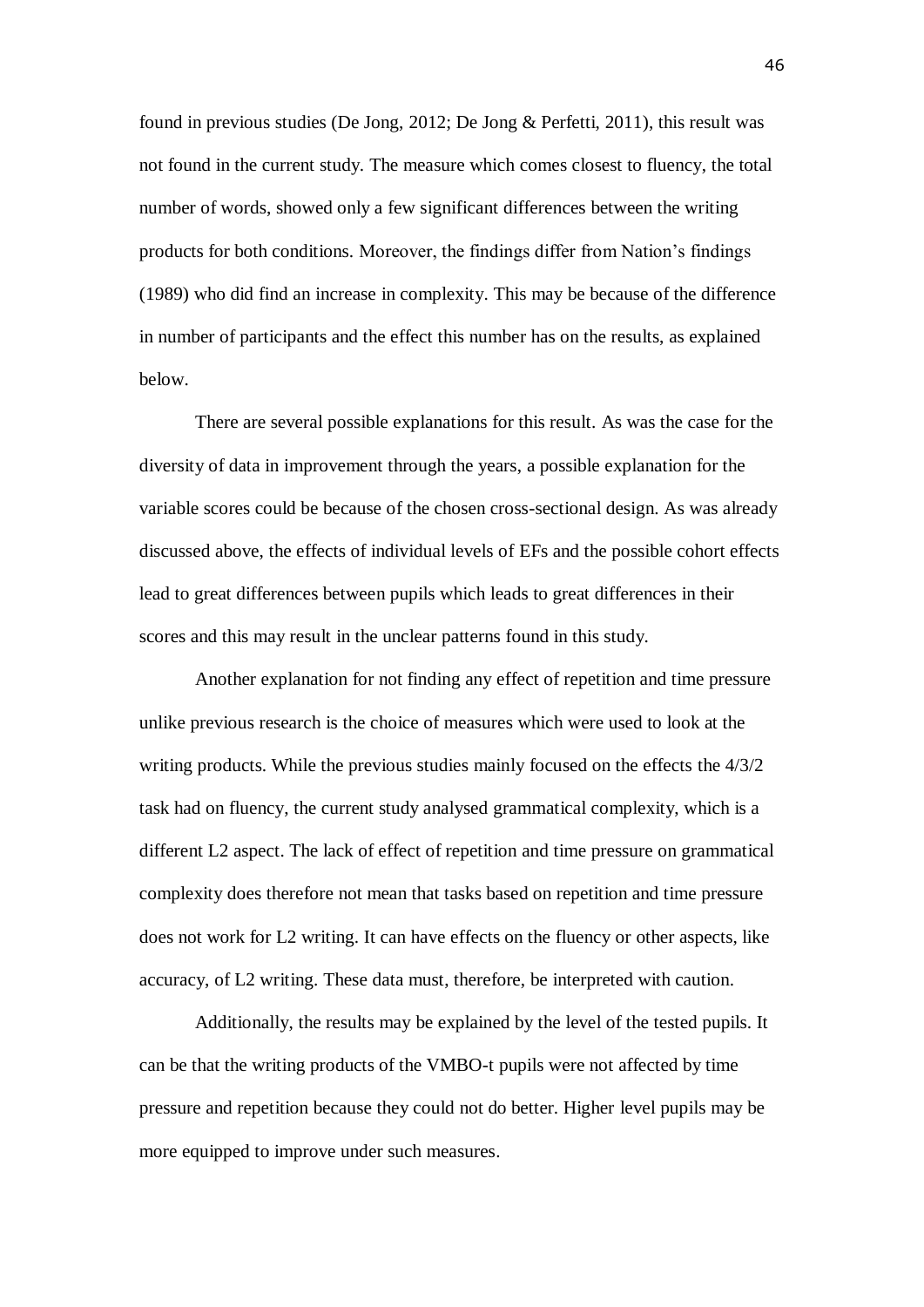found in previous studies (De Jong, 2012; De Jong & Perfetti, 2011), this result was not found in the current study. The measure which comes closest to fluency, the total number of words, showed only a few significant differences between the writing products for both conditions. Moreover, the findings differ from Nation's findings (1989) who did find an increase in complexity. This may be because of the difference in number of participants and the effect this number has on the results, as explained below.

There are several possible explanations for this result. As was the case for the diversity of data in improvement through the years, a possible explanation for the variable scores could be because of the chosen cross-sectional design. As was already discussed above, the effects of individual levels of EFs and the possible cohort effects lead to great differences between pupils which leads to great differences in their scores and this may result in the unclear patterns found in this study.

Another explanation for not finding any effect of repetition and time pressure unlike previous research is the choice of measures which were used to look at the writing products. While the previous studies mainly focused on the effects the 4/3/2 task had on fluency, the current study analysed grammatical complexity, which is a different L2 aspect. The lack of effect of repetition and time pressure on grammatical complexity does therefore not mean that tasks based on repetition and time pressure does not work for L2 writing. It can have effects on the fluency or other aspects, like accuracy, of L2 writing. These data must, therefore, be interpreted with caution.

Additionally, the results may be explained by the level of the tested pupils. It can be that the writing products of the VMBO-t pupils were not affected by time pressure and repetition because they could not do better. Higher level pupils may be more equipped to improve under such measures.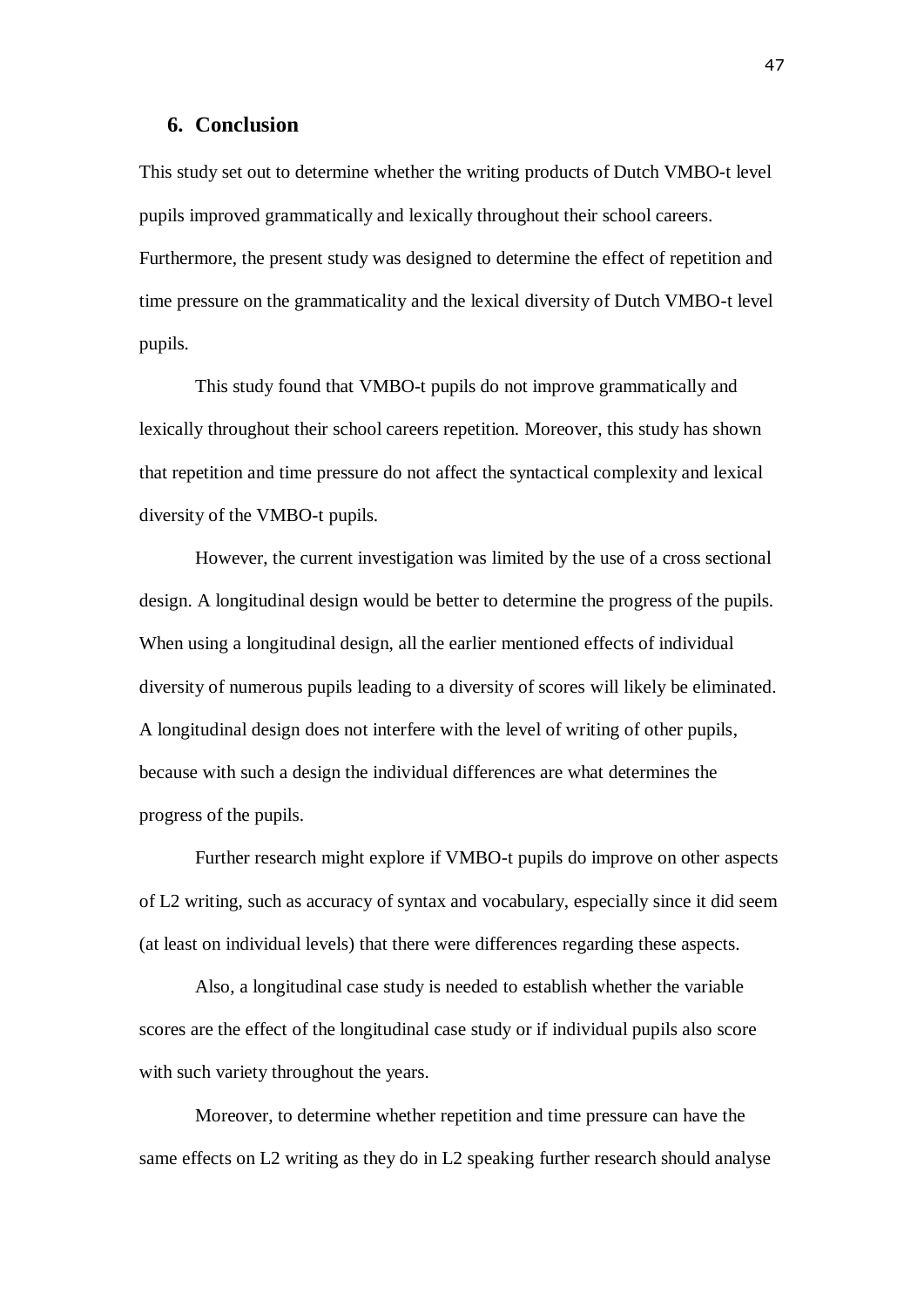## 6. Conclusion

This study set out to determine whether the writing products of Dutch VMBO-t level pupils improved grammatically and lexically throughout their school careers. Furthermore, the present study was designed to determine the effect of repetition and time pressure on the grammaticality and the lexical diversity of Dutch VMBO-t level pupils.

This study found that VMBO-t pupils do not improve grammatically and lexically throughout their school careers repetition. Moreover, this study has shown that repetition and time pressure do not affect the syntactical complexity and lexical diversity of the VMBO-t pupils.

However, the current investigation was limited by the use of a cross sectional design. A longitudinal design would be better to determine the progress of the pupils. When using a longitudinal design, all the earlier mentioned effects of individual diversity of numerous pupils leading to a diversity of scores will likely be eliminated. A longitudinal design does not interfere with the level of writing of other pupils, because with such a design the individual differences are what determines the progress of the pupils.

Further research might explore if VMBO-t pupils do improve on other aspects of L2 writing, such as accuracy of syntax and vocabulary, especially since it did seem (at least on individual levels) that there were differences regarding these aspects.

Also, a longitudinal case study is needed to establish whether the variable scores are the effect of the longitudinal case study or if individual pupils also score with such variety throughout the years.

Moreover, to determine whether repetition and time pressure can have the same effects on L2 writing as they do in L2 speaking further research should analyse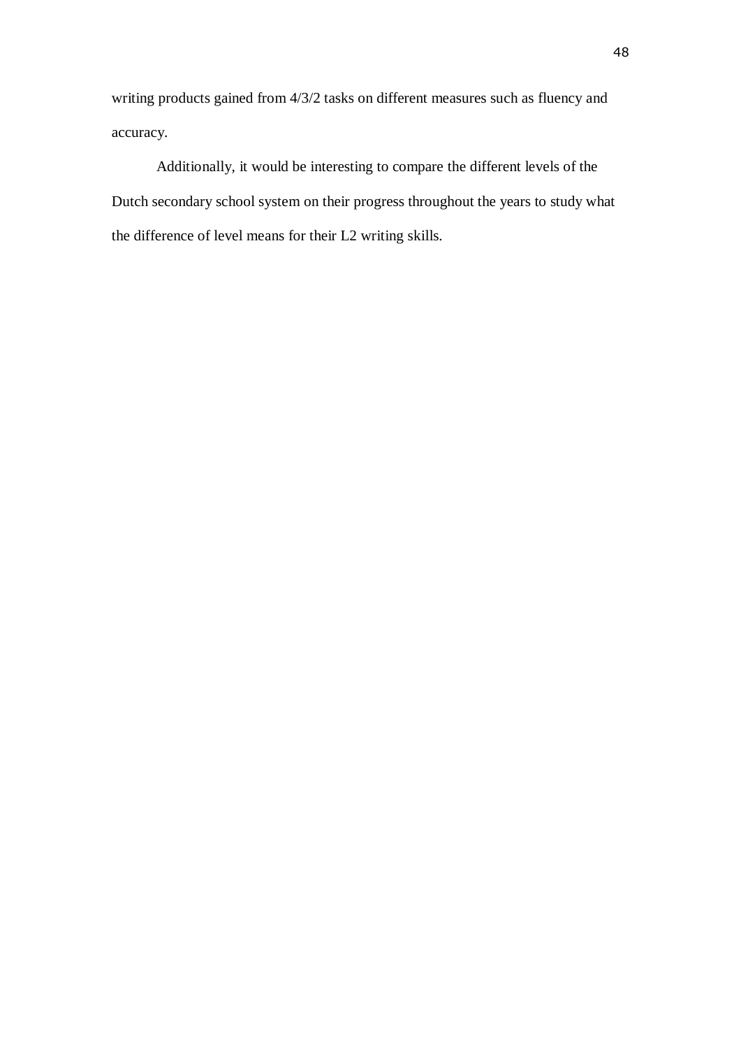writing products gained from 4/3/2 tasks on different measures such as fluency and accuracy.

Additionally, it would be interesting to compare the different levels of the Dutch secondary school system on their progress throughout the years to study what the difference of level means for their L2 writing skills.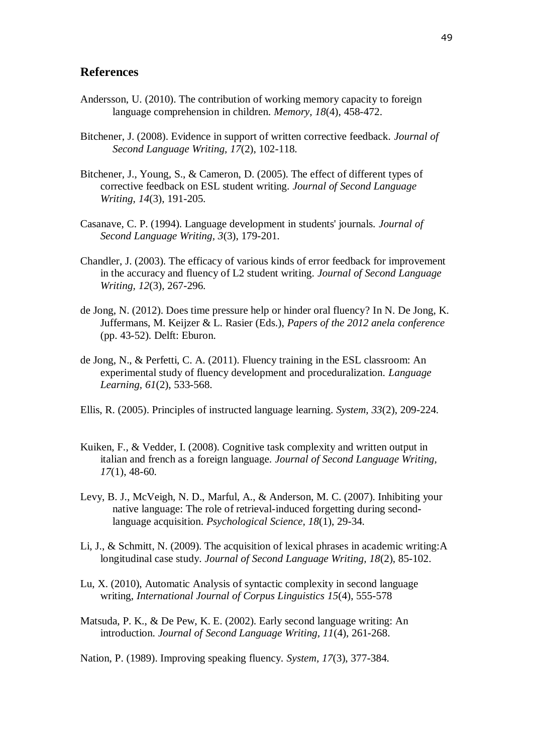## References

Andersson, U. (2010). The contribution of working memory capacity to foreign language comprehension in children. *Memory, 18*(4), 458-472.

Bitchener, J. (2008). Evidence in support of written corrective feedback. *Journal of Second Language Writing, 17*(2), 102-118.

Bitchener, J., Young, S., & Cameron, D. (2005). The effect of different types of corrective feedback on ESL student writing. *Journal of Second Language Writing, 14*(3), 191-205.

Casanave, C. P. (1994). Language development in students' journals. *Journal of Second Language Writing, 3*(3), 179-201.

Chandler, J. (2003). The efficacy of various kinds of error feedback for improvement in the accuracy and fluency of L2 student writing. *Journal of Second Language Writing, 12*(3), 267-296.

de Jong, N. (2012). Does time pressure help or hinder oral fluency? In N. De Jong, K. Juffermans, M. Keijzer & L. Rasier (Eds.), *Papers of the 2012 anela conference* (pp. 43-52). Delft: Eburon.

de Jong, N., & Perfetti, C. A. (2011). Fluency training in the ESL classroom: An experimental study of fluency development and proceduralization. *Language Learning, 61*(2), 533-568.

Ellis, R. (2005). Principles of instructed language learning. *System, 33*(2), 209-224.

Kuiken, F., & Vedder, I. (2008). Cognitive task complexity and written output in italian and french as a foreign language. *Journal of Second Language Writing, 17*(1), 48-60.

Levy, B. J., McVeigh, N. D., Marful, A., & Anderson, M. C. (2007). Inhibiting your native language: The role of retrieval-induced forgetting during second-language acquisition. *Psychological Science, 18*(1), 29-34.

Li, J., & Schmitt, N. (2009). The acquisition of lexical phrases in academic writing:A longitudinal case study. *Journal of Second Language Writing, 18*(2), 85-102.

Lu, X. (2010), Automatic Analysis of syntactic complexity in second language writing, *International Journal of Corpus Linguistics 15*(4), 555-578

Matsuda, P. K., & De Pew, K. E. (2002). Early second language writing: An introduction. *Journal of Second Language Writing, 11*(4), 261-268.

Nation, P. (1989). Improving speaking fluency. *System, 17*(3), 377-384.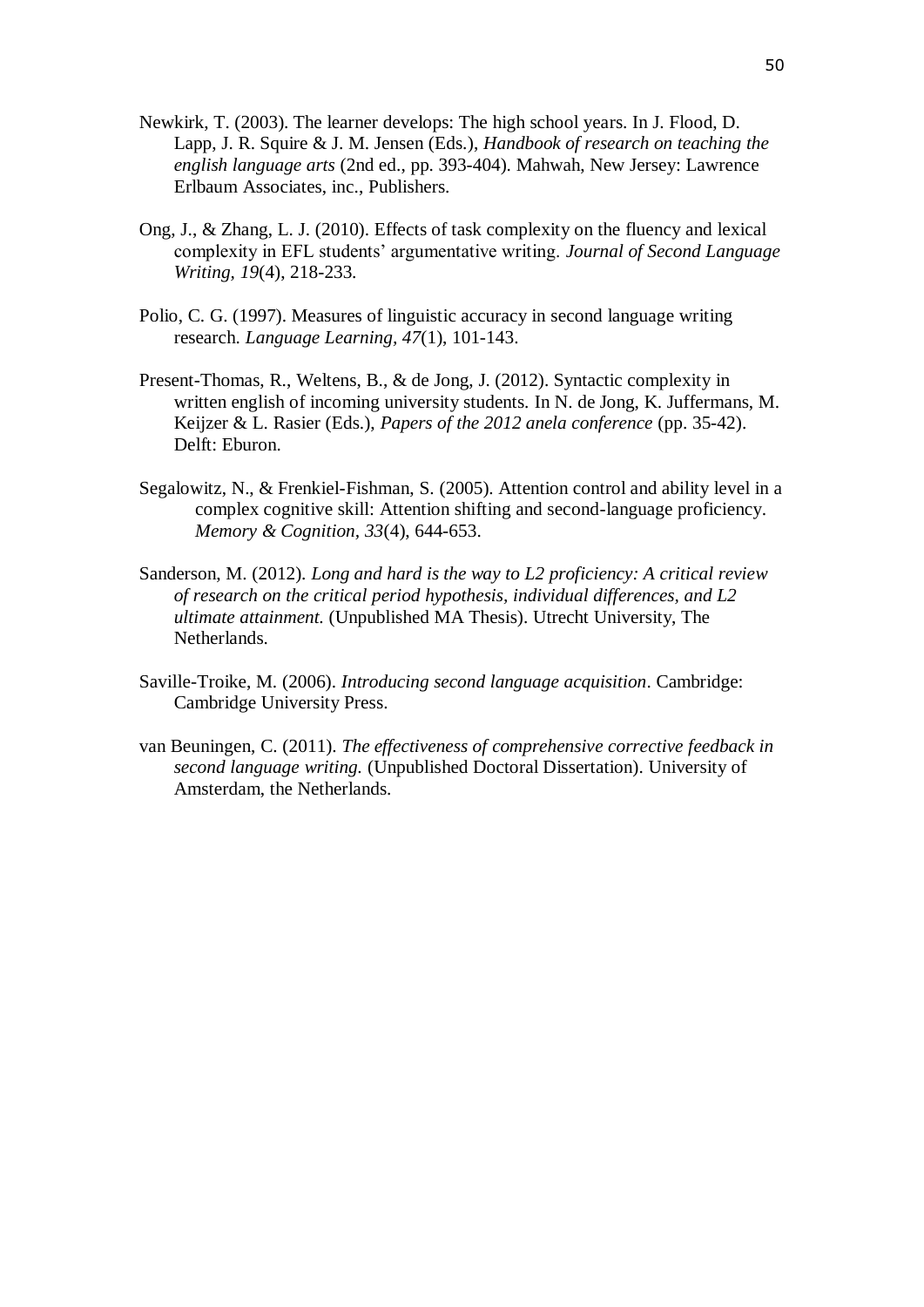Newkirk, T. (2003). The learner develops: The high school years. In J. Flood, D. Lapp, J. R. Squire & J. M. Jensen (Eds.), *Handbook of research on teaching the english language arts* (2nd ed., pp. 393-404). Mahwah, New Jersey: Lawrence Erlbaum Associates, inc., Publishers.

Ong, J., & Zhang, L. J. (2010). Effects of task complexity on the fluency and lexical complexity in EFL students' argumentative writing. *Journal of Second Language Writing, 19*(4), 218-233.

Polio, C. G. (1997). Measures of linguistic accuracy in second language writing research. *Language Learning, 47*(1), 101-143.

Present-Thomas, R., Weltens, B., & de Jong, J. (2012). Syntactic complexity in written english of incoming university students. In N. de Jong, K. Juffermans, M. Keijzer & L. Rasier (Eds.), *Papers of the 2012 anela conference* (pp. 35-42). Delft: Eburon.

Segalowitz, N., & Frenkiel-Fishman, S. (2005). Attention control and ability level in a complex cognitive skill: Attention shifting and second-language proficiency. *Memory & Cognition, 33*(4), 644-653.

Sanderson, M. (2012). *Long and hard is the way to L2 proficiency: A critical review of research on the critical period hypothesis, individual differences, and L2 ultimate attainment.* (Unpublished MA Thesis). Utrecht University, The Netherlands.

Saville-Troike, M. (2006). *Introducing second language acquisition*. Cambridge: Cambridge University Press.

van Beuningen, C. (2011). *The effectiveness of comprehensive corrective feedback in second language writing.* (Unpublished Doctoral Dissertation). University of Amsterdam, the Netherlands.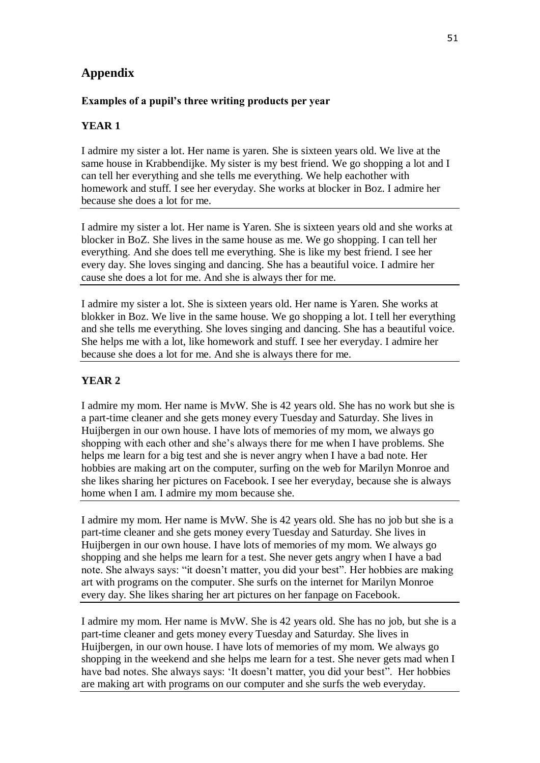# Appendix

**Examples of a pupil's three writing products per year**

**YEAR 1**

I admire my sister a lot. Her name is yaren. She is sixteen years old. We live at the same house in Krabbendijke. My sister is my best friend. We go shopping a lot and I can tell her everything and she tells me everything. We help eachother with homework and stuff. I see her everyday. She works at blocker in Boz. I admire her because she does a lot for me.

---

I admire my sister a lot. Her name is Yaren. She is sixteen years old and she works at blocker in BoZ. She lives in the same house as me. We go shopping. I can tell her everything. And she does tell me everything. She is like my best friend. I see her every day. She loves singing and dancing. She has a beautiful voice. I admire her cause she does a lot for me. And she is always ther for me.

---

I admire my sister a lot. She is sixteen years old. Her name is Yaren. She works at blokker in Boz. We live in the same house. We go shopping a lot. I tell her everything and she tells me everything. She loves singing and dancing. She has a beautiful voice. She helps me with a lot, like homework and stuff. I see her everyday. I admire her because she does a lot for me. And she is always there for me.

---

**YEAR 2**

I admire my mom. Her name is MvW. She is 42 years old. She has no work but she is a part-time cleaner and she gets money every Tuesday and Saturday. She lives in Huijbergen in our own house. I have lots of memories of my mom, we always go shopping with each other and she's always there for me when I have problems. She helps me learn for a big test and she is never angry when I have a bad note. Her hobbies are making art on the computer, surfing on the web for Marilyn Monroe and she likes sharing her pictures on Facebook. I see her everyday, because she is always home when I am. I admire my mom because she.

---

I admire my mom. Her name is MvW. She is 42 years old. She has no job but she is a part-time cleaner and she gets money every Tuesday and Saturday. She lives in Huijbergen in our own house. I have lots of memories of my mom. We always go shopping and she helps me learn for a test. She never gets angry when I have a bad note. She always says: "it doesn't matter, you did your best". Her hobbies are making art with programs on the computer. She surfs on the internet for Marilyn Monroe every day. She likes sharing her art pictures on her fanpage on Facebook.

---

I admire my mom. Her name is MvW. She is 42 years old. She has no job, but she is a part-time cleaner and gets money every Tuesday and Saturday. She lives in Huijbergen, in our own house. I have lots of memories of my mom. We always go shopping in the weekend and she helps me learn for a test. She never gets mad when I have bad notes. She always says: 'It doesn't matter, you did your best". Her hobbies are making art with programs on our computer and she surfs the web everyday.

---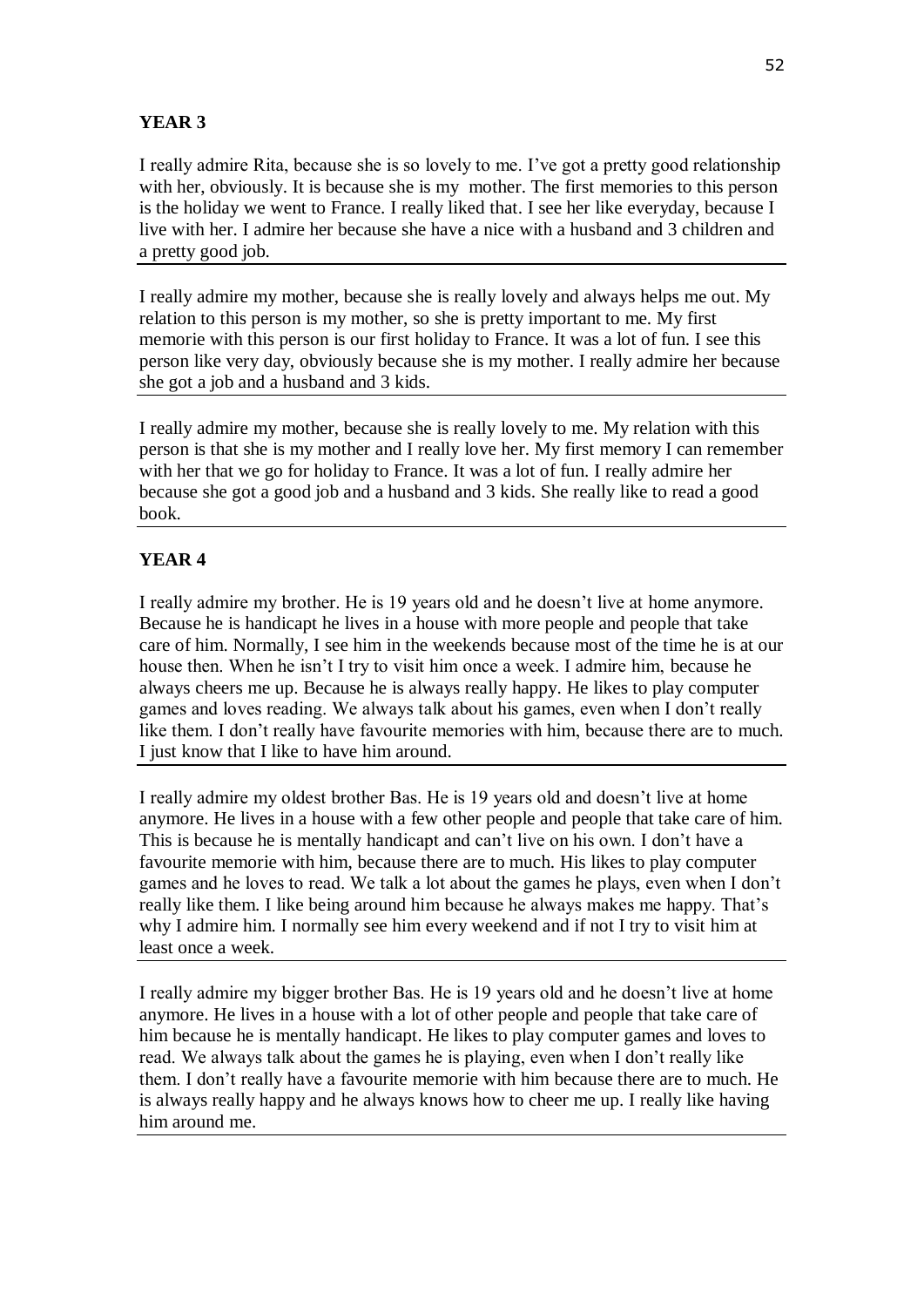## YEAR 3

I really admire Rita, because she is so lovely to me. I've got a pretty good relationship with her, obviously. It is because she is my mother. The first memories to this person is the holiday we went to France. I really liked that. I see her like everyday, because I live with her. I admire her because she have a nice with a husband and 3 children and a pretty good job.

---

I really admire my mother, because she is really lovely and always helps me out. My relation to this person is my mother, so she is pretty important to me. My first memorie with this person is our first holiday to France. It was a lot of fun. I see this person like very day, obviously because she is my mother. I really admire her because she got a job and a husband and 3 kids.

---

I really admire my mother, because she is really lovely to me. My relation with this person is that she is my mother and I really love her. My first memory I can remember with her that we go for holiday to France. It was a lot of fun. I really admire her because she got a good job and a husband and 3 kids. She really like to read a good book.

---

## YEAR 4

I really admire my brother. He is 19 years old and he doesn't live at home anymore. Because he is handicapt he lives in a house with more people and people that take care of him. Normally, I see him in the weekends because most of the time he is at our house then. When he isn't I try to visit him once a week. I admire him, because he always cheers me up. Because he is always really happy. He likes to play computer games and loves reading. We always talk about his games, even when I don't really like them. I don't really have favourite memories with him, because there are to much. I just know that I like to have him around.

---

I really admire my oldest brother Bas. He is 19 years old and doesn't live at home anymore. He lives in a house with a few other people and people that take care of him. This is because he is mentally handicapt and can't live on his own. I don't have a favourite memorie with him, because there are to much. His likes to play computer games and he loves to read. We talk a lot about the games he plays, even when I don't really like them. I like being around him because he always makes me happy. That's why I admire him. I normally see him every weekend and if not I try to visit him at least once a week.

---

I really admire my bigger brother Bas. He is 19 years old and he doesn't live at home anymore. He lives in a house with a lot of other people and people that take care of him because he is mentally handicapt. He likes to play computer games and loves to read. We always talk about the games he is playing, even when I don't really like them. I don't really have a favourite memorie with him because there are to much. He is always really happy and he always knows how to cheer me up. I really like having him around me.

---